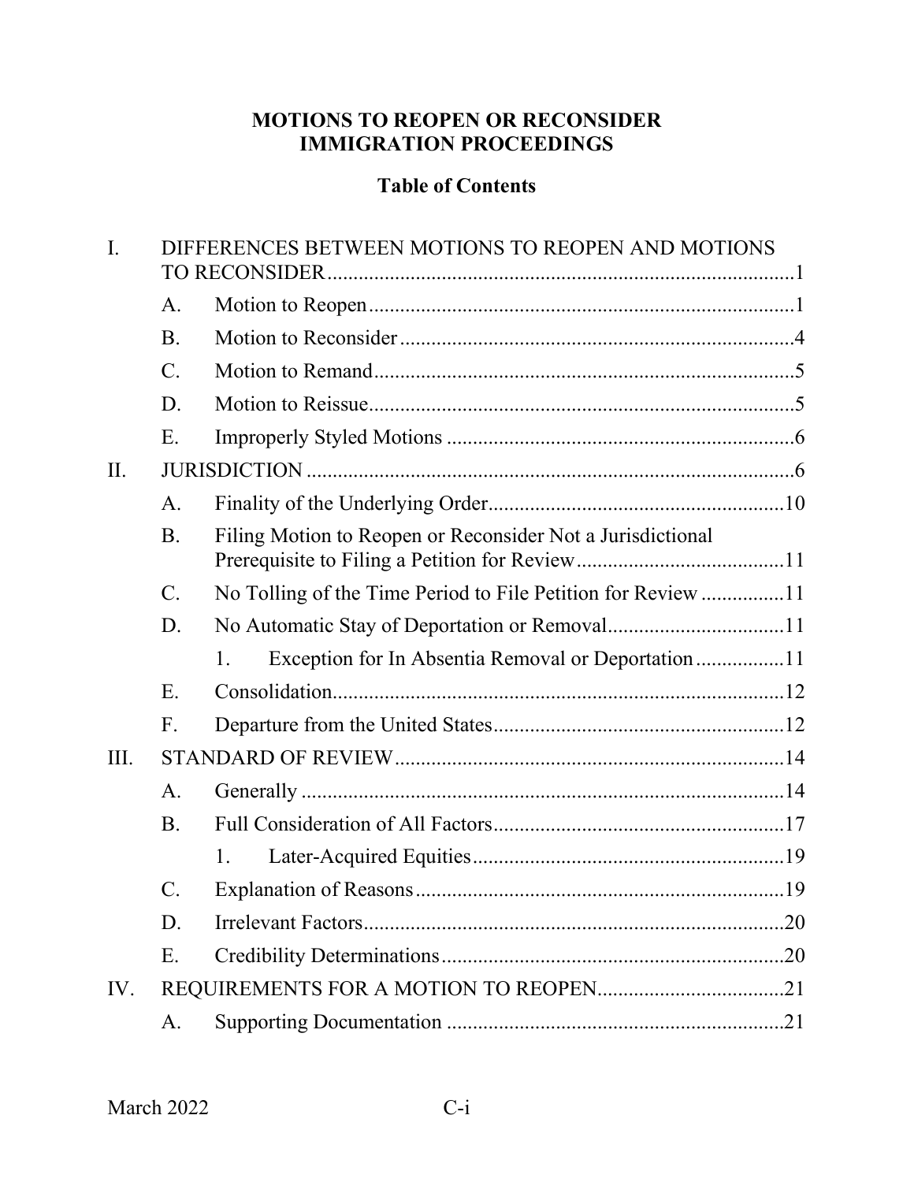# MOTIONS TO REOPEN OR RECONSIDER IMMIGRATION PROCEEDINGS

## Table of Contents

I. DIFFERENCES BETWEEN MOTIONS TO REOPEN AND MOTIONS TO RECONSIDER ........ 1
- A. Motion to Reopen ........ 1
- B. Motion to Reconsider ........ 4
- C. Motion to Remand ........ 5
- D. Motion to Reissue ........ 5
- E. Improperly Styled Motions ........ 6

II. JURISDICTION ........ 6
- A. Finality of the Underlying Order ........ 10
- B. Filing Motion to Reopen or Reconsider Not a Jurisdictional Prerequisite to Filing a Petition for Review ........ 11
- C. No Tolling of the Time Period to File Petition for Review ........ 11
- D. No Automatic Stay of Deportation or Removal ........ 11
  - 1. Exception for In Absentia Removal or Deportation ........ 11
- E. Consolidation ........ 12
- F. Departure from the United States ........ 12

III. STANDARD OF REVIEW ........ 14
- A. Generally ........ 14
- B. Full Consideration of All Factors ........ 17
  - 1. Later-Acquired Equities ........ 19
- C. Explanation of Reasons ........ 19
- D. Irrelevant Factors ........ 20
- E. Credibility Determinations ........ 20

IV. REQUIREMENTS FOR A MOTION TO REOPEN ........ 21
- A. Supporting Documentation ........ 21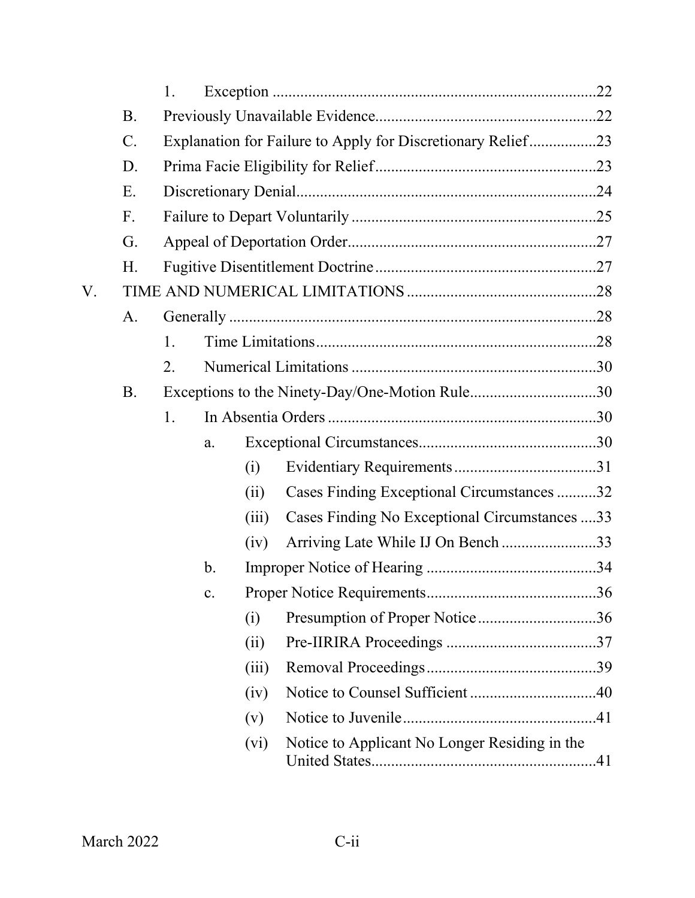- 1. Exception ....22
- B. Previously Unavailable Evidence....22
- C. Explanation for Failure to Apply for Discretionary Relief....23
- D. Prima Facie Eligibility for Relief....23
- E. Discretionary Denial....24
- F. Failure to Depart Voluntarily....25
- G. Appeal of Deportation Order....27
- H. Fugitive Disentitlement Doctrine....27

V. TIME AND NUMERICAL LIMITATIONS....28

- A. Generally....28
  - 1. Time Limitations....28
  - 2. Numerical Limitations....30
- B. Exceptions to the Ninety-Day/One-Motion Rule....30
  - 1. In Absentia Orders....30
    - a. Exceptional Circumstances....30
      - (i) Evidentiary Requirements....31
      - (ii) Cases Finding Exceptional Circumstances....32
      - (iii) Cases Finding No Exceptional Circumstances....33
      - (iv) Arriving Late While IJ On Bench....33
    - b. Improper Notice of Hearing....34
    - c. Proper Notice Requirements....36
      - (i) Presumption of Proper Notice....36
      - (ii) Pre-IIRIRA Proceedings....37
      - (iii) Removal Proceedings....39
      - (iv) Notice to Counsel Sufficient....40
      - (v) Notice to Juvenile....41
      - (vi) Notice to Applicant No Longer Residing in the United States....41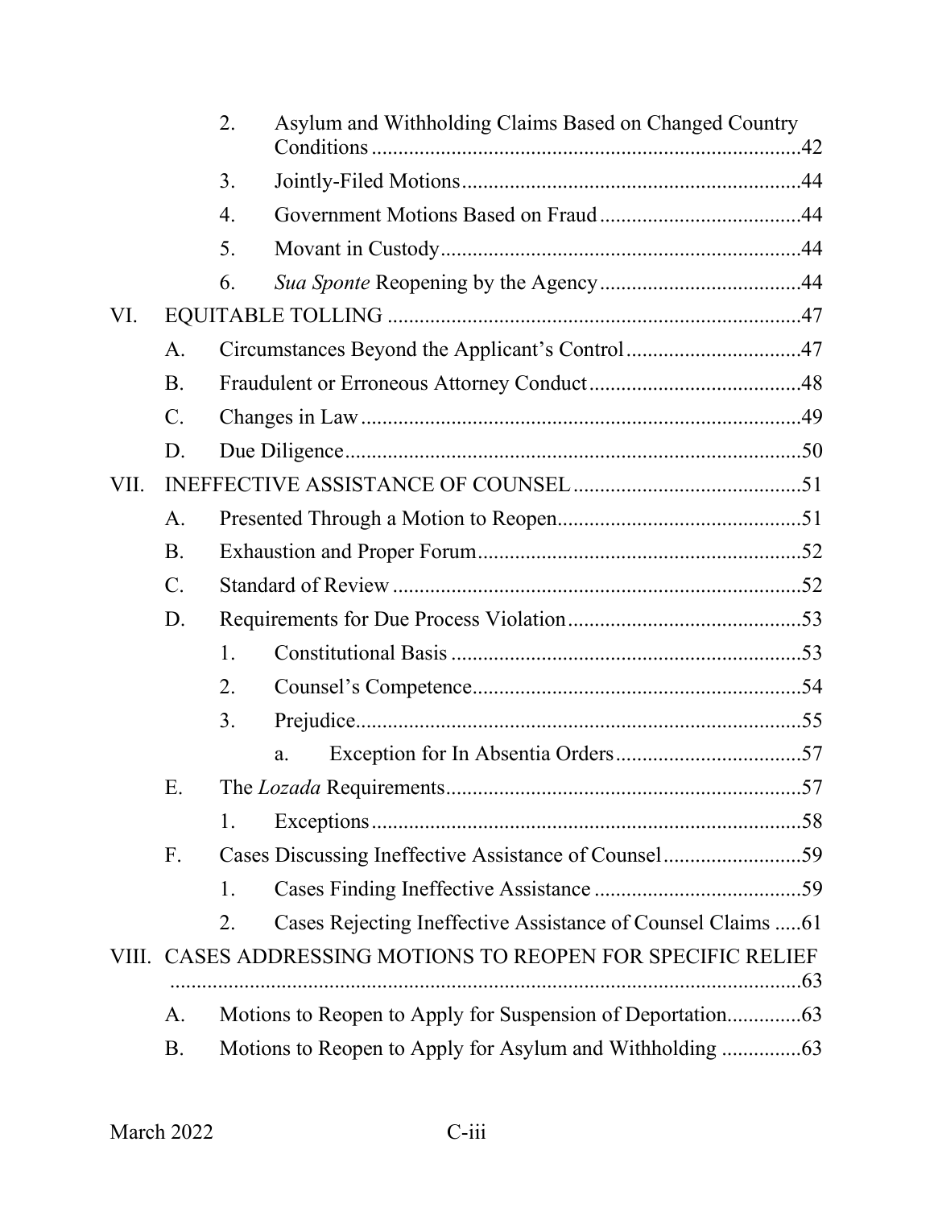2. Asylum and Withholding Claims Based on Changed Country Conditions ........ 42
3. Jointly-Filed Motions ........ 44
4. Government Motions Based on Fraud ........ 44
5. Movant in Custody ........ 44
6. *Sua Sponte* Reopening by the Agency ........ 44

VI. EQUITABLE TOLLING ........ 47
- A. Circumstances Beyond the Applicant's Control ........ 47
- B. Fraudulent or Erroneous Attorney Conduct ........ 48
- C. Changes in Law ........ 49
- D. Due Diligence ........ 50

VII. INEFFECTIVE ASSISTANCE OF COUNSEL ........ 51
- A. Presented Through a Motion to Reopen ........ 51
- B. Exhaustion and Proper Forum ........ 52
- C. Standard of Review ........ 52
- D. Requirements for Due Process Violation ........ 53
  1. Constitutional Basis ........ 53
  2. Counsel's Competence ........ 54
  3. Prejudice ........ 55
     a. Exception for In Absentia Orders ........ 57
- E. The *Lozada* Requirements ........ 57
  1. Exceptions ........ 58
- F. Cases Discussing Ineffective Assistance of Counsel ........ 59
  1. Cases Finding Ineffective Assistance ........ 59
  2. Cases Rejecting Ineffective Assistance of Counsel Claims ........ 61

VIII. CASES ADDRESSING MOTIONS TO REOPEN FOR SPECIFIC RELIEF ........ 63
- A. Motions to Reopen to Apply for Suspension of Deportation ........ 63
- B. Motions to Reopen to Apply for Asylum and Withholding ........ 63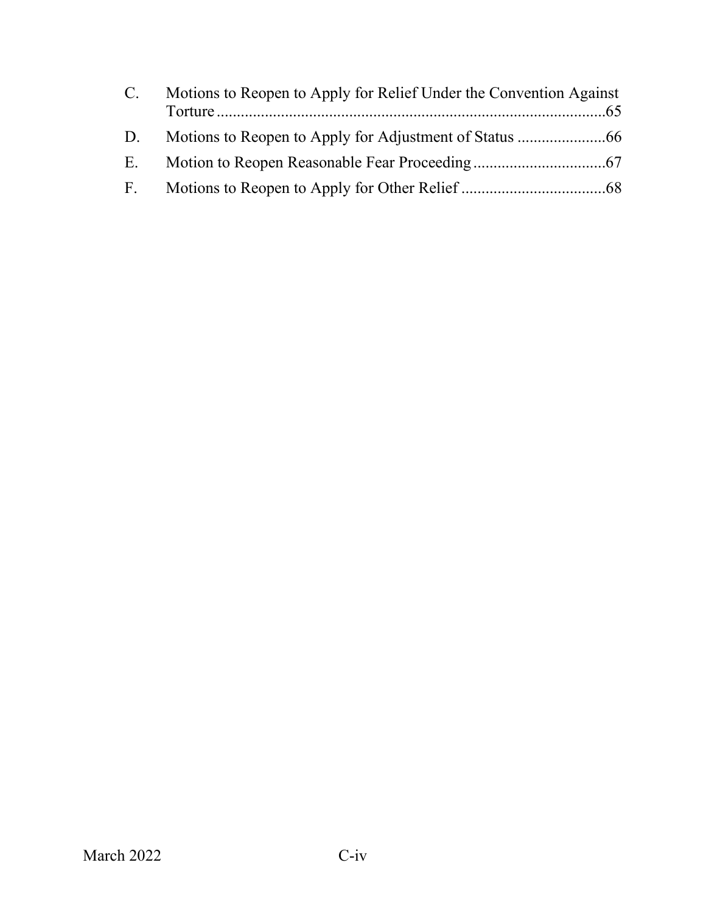C. Motions to Reopen to Apply for Relief Under the Convention Against Torture ... 65

D. Motions to Reopen to Apply for Adjustment of Status ... 66

E. Motion to Reopen Reasonable Fear Proceeding ... 67

F. Motions to Reopen to Apply for Other Relief ... 68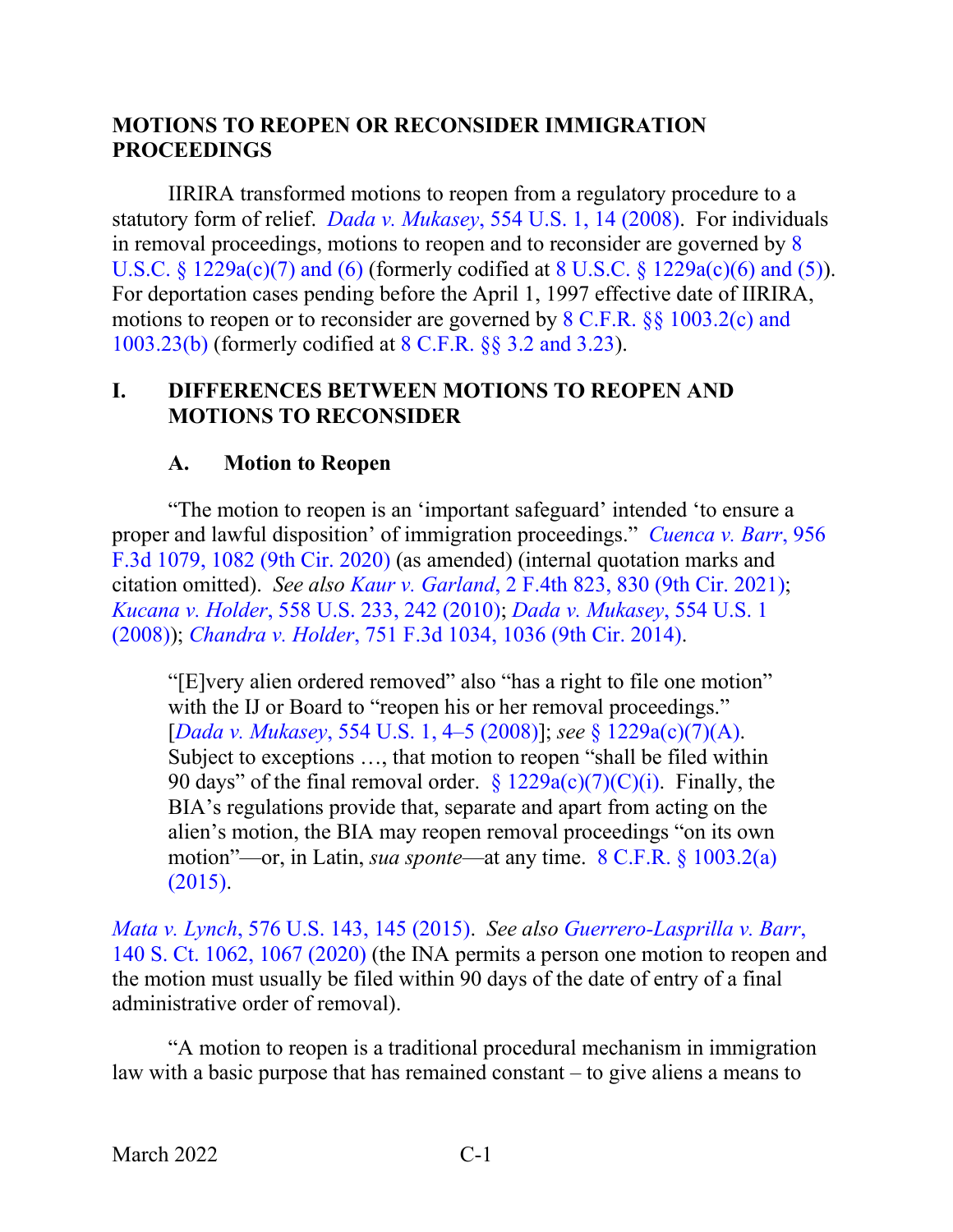**MOTIONS TO REOPEN OR RECONSIDER IMMIGRATION PROCEEDINGS**

IIRIRA transformed motions to reopen from a regulatory procedure to a statutory form of relief. *Dada v. Mukasey*, 554 U.S. 1, 14 (2008). For individuals in removal proceedings, motions to reopen and to reconsider are governed by 8 U.S.C. § 1229a(c)(7) and (6) (formerly codified at 8 U.S.C. § 1229a(c)(6) and (5)). For deportation cases pending before the April 1, 1997 effective date of IIRIRA, motions to reopen or to reconsider are governed by 8 C.F.R. §§ 1003.2(c) and 1003.23(b) (formerly codified at 8 C.F.R. §§ 3.2 and 3.23).

## I. DIFFERENCES BETWEEN MOTIONS TO REOPEN AND MOTIONS TO RECONSIDER

### A. Motion to Reopen

"The motion to reopen is an 'important safeguard' intended 'to ensure a proper and lawful disposition' of immigration proceedings." *Cuenca v. Barr*, 956 F.3d 1079, 1082 (9th Cir. 2020) (as amended) (internal quotation marks and citation omitted). *See also Kaur v. Garland*, 2 F.4th 823, 830 (9th Cir. 2021); *Kucana v. Holder*, 558 U.S. 233, 242 (2010); *Dada v. Mukasey*, 554 U.S. 1 (2008)); *Chandra v. Holder*, 751 F.3d 1034, 1036 (9th Cir. 2014).

> "[E]very alien ordered removed" also "has a right to file one motion" with the IJ or Board to "reopen his or her removal proceedings." [*Dada v. Mukasey*, 554 U.S. 1, 4–5 (2008)]; *see* § 1229a(c)(7)(A). Subject to exceptions …, that motion to reopen "shall be filed within 90 days" of the final removal order. § 1229a(c)(7)(C)(i). Finally, the BIA's regulations provide that, separate and apart from acting on the alien's motion, the BIA may reopen removal proceedings "on its own motion"—or, in Latin, *sua sponte*—at any time. 8 C.F.R. § 1003.2(a) (2015).

*Mata v. Lynch*, 576 U.S. 143, 145 (2015). *See also Guerrero-Lasprilla v. Barr*, 140 S. Ct. 1062, 1067 (2020) (the INA permits a person one motion to reopen and the motion must usually be filed within 90 days of the date of entry of a final administrative order of removal).

"A motion to reopen is a traditional procedural mechanism in immigration law with a basic purpose that has remained constant – to give aliens a means to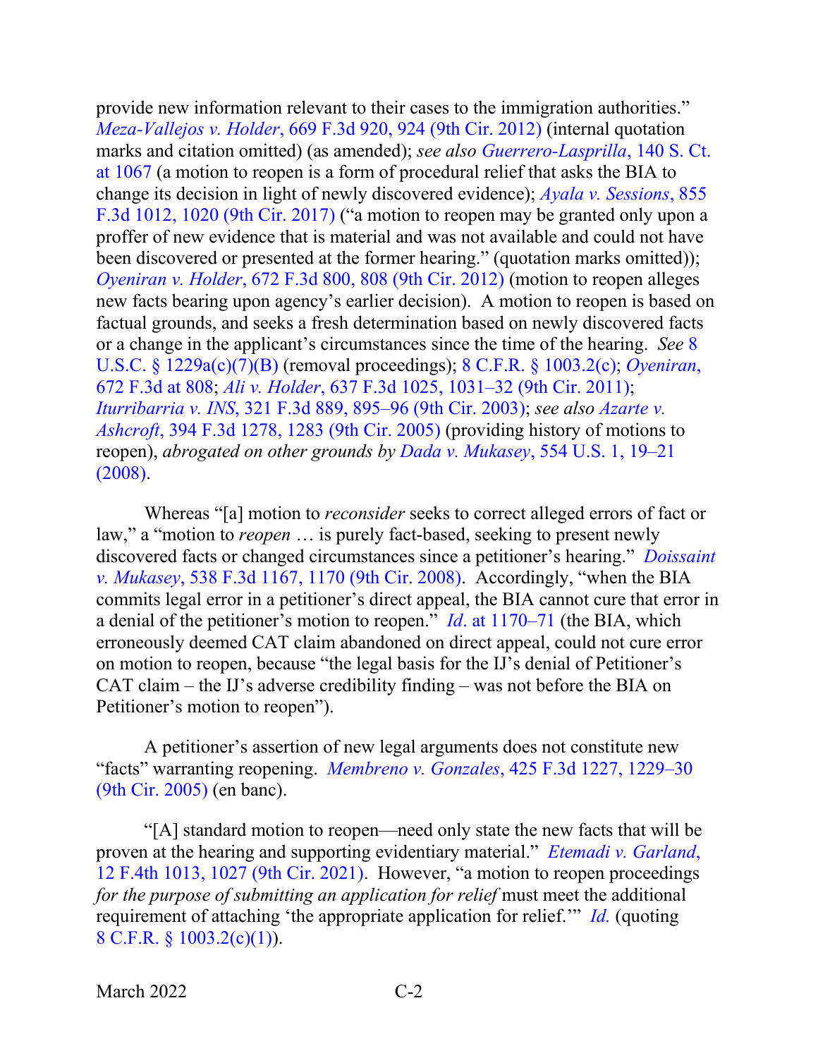provide new information relevant to their cases to the immigration authorities." *Meza-Vallejos v. Holder*, 669 F.3d 920, 924 (9th Cir. 2012) (internal quotation marks and citation omitted) (as amended); *see also Guerrero-Lasprilla*, 140 S. Ct. at 1067 (a motion to reopen is a form of procedural relief that asks the BIA to change its decision in light of newly discovered evidence); *Ayala v. Sessions*, 855 F.3d 1012, 1020 (9th Cir. 2017) ("a motion to reopen may be granted only upon a proffer of new evidence that is material and was not available and could not have been discovered or presented at the former hearing." (quotation marks omitted)); *Oyeniran v. Holder*, 672 F.3d 800, 808 (9th Cir. 2012) (motion to reopen alleges new facts bearing upon agency's earlier decision). A motion to reopen is based on factual grounds, and seeks a fresh determination based on newly discovered facts or a change in the applicant's circumstances since the time of the hearing. *See* 8 U.S.C. § 1229a(c)(7)(B) (removal proceedings); 8 C.F.R. § 1003.2(c); *Oyeniran*, 672 F.3d at 808; *Ali v. Holder*, 637 F.3d 1025, 1031–32 (9th Cir. 2011); *Iturribarria v. INS*, 321 F.3d 889, 895–96 (9th Cir. 2003); *see also Azarte v. Ashcroft*, 394 F.3d 1278, 1283 (9th Cir. 2005) (providing history of motions to reopen), *abrogated on other grounds by Dada v. Mukasey*, 554 U.S. 1, 19–21 (2008).

Whereas "[a] motion to *reconsider* seeks to correct alleged errors of fact or law," a "motion to *reopen* … is purely fact-based, seeking to present newly discovered facts or changed circumstances since a petitioner's hearing." *Doissaint v. Mukasey*, 538 F.3d 1167, 1170 (9th Cir. 2008). Accordingly, "when the BIA commits legal error in a petitioner's direct appeal, the BIA cannot cure that error in a denial of the petitioner's motion to reopen." *Id*. at 1170–71 (the BIA, which erroneously deemed CAT claim abandoned on direct appeal, could not cure error on motion to reopen, because "the legal basis for the IJ's denial of Petitioner's CAT claim – the IJ's adverse credibility finding – was not before the BIA on Petitioner's motion to reopen").

A petitioner's assertion of new legal arguments does not constitute new "facts" warranting reopening. *Membreno v. Gonzales*, 425 F.3d 1227, 1229–30 (9th Cir. 2005) (en banc).

"[A] standard motion to reopen—need only state the new facts that will be proven at the hearing and supporting evidentiary material." *Etemadi v. Garland*, 12 F.4th 1013, 1027 (9th Cir. 2021). However, "a motion to reopen proceedings *for the purpose of submitting an application for relief* must meet the additional requirement of attaching 'the appropriate application for relief.'" *Id.* (quoting 8 C.F.R. § 1003.2(c)(1)).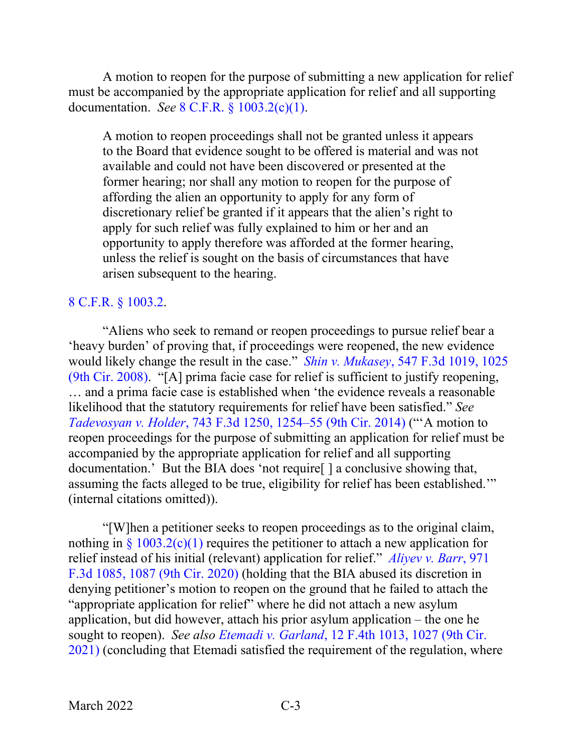A motion to reopen for the purpose of submitting a new application for relief must be accompanied by the appropriate application for relief and all supporting documentation. *See* 8 C.F.R. § 1003.2(c)(1).

> A motion to reopen proceedings shall not be granted unless it appears to the Board that evidence sought to be offered is material and was not available and could not have been discovered or presented at the former hearing; nor shall any motion to reopen for the purpose of affording the alien an opportunity to apply for any form of discretionary relief be granted if it appears that the alien's right to apply for such relief was fully explained to him or her and an opportunity to apply therefore was afforded at the former hearing, unless the relief is sought on the basis of circumstances that have arisen subsequent to the hearing.

8 C.F.R. § 1003.2.

"Aliens who seek to remand or reopen proceedings to pursue relief bear a 'heavy burden' of proving that, if proceedings were reopened, the new evidence would likely change the result in the case." *Shin v. Mukasey*, 547 F.3d 1019, 1025 (9th Cir. 2008). "[A] prima facie case for relief is sufficient to justify reopening, … and a prima facie case is established when 'the evidence reveals a reasonable likelihood that the statutory requirements for relief have been satisfied." *See Tadevosyan v. Holder*, 743 F.3d 1250, 1254–55 (9th Cir. 2014) ("'A motion to reopen proceedings for the purpose of submitting an application for relief must be accompanied by the appropriate application for relief and all supporting documentation.' But the BIA does 'not require[ ] a conclusive showing that, assuming the facts alleged to be true, eligibility for relief has been established.'" (internal citations omitted)).

"[W]hen a petitioner seeks to reopen proceedings as to the original claim, nothing in § 1003.2(c)(1) requires the petitioner to attach a new application for relief instead of his initial (relevant) application for relief." *Aliyev v. Barr*, 971 F.3d 1085, 1087 (9th Cir. 2020) (holding that the BIA abused its discretion in denying petitioner's motion to reopen on the ground that he failed to attach the "appropriate application for relief" where he did not attach a new asylum application, but did however, attach his prior asylum application – the one he sought to reopen). *See also Etemadi v. Garland*, 12 F.4th 1013, 1027 (9th Cir. 2021) (concluding that Etemadi satisfied the requirement of the regulation, where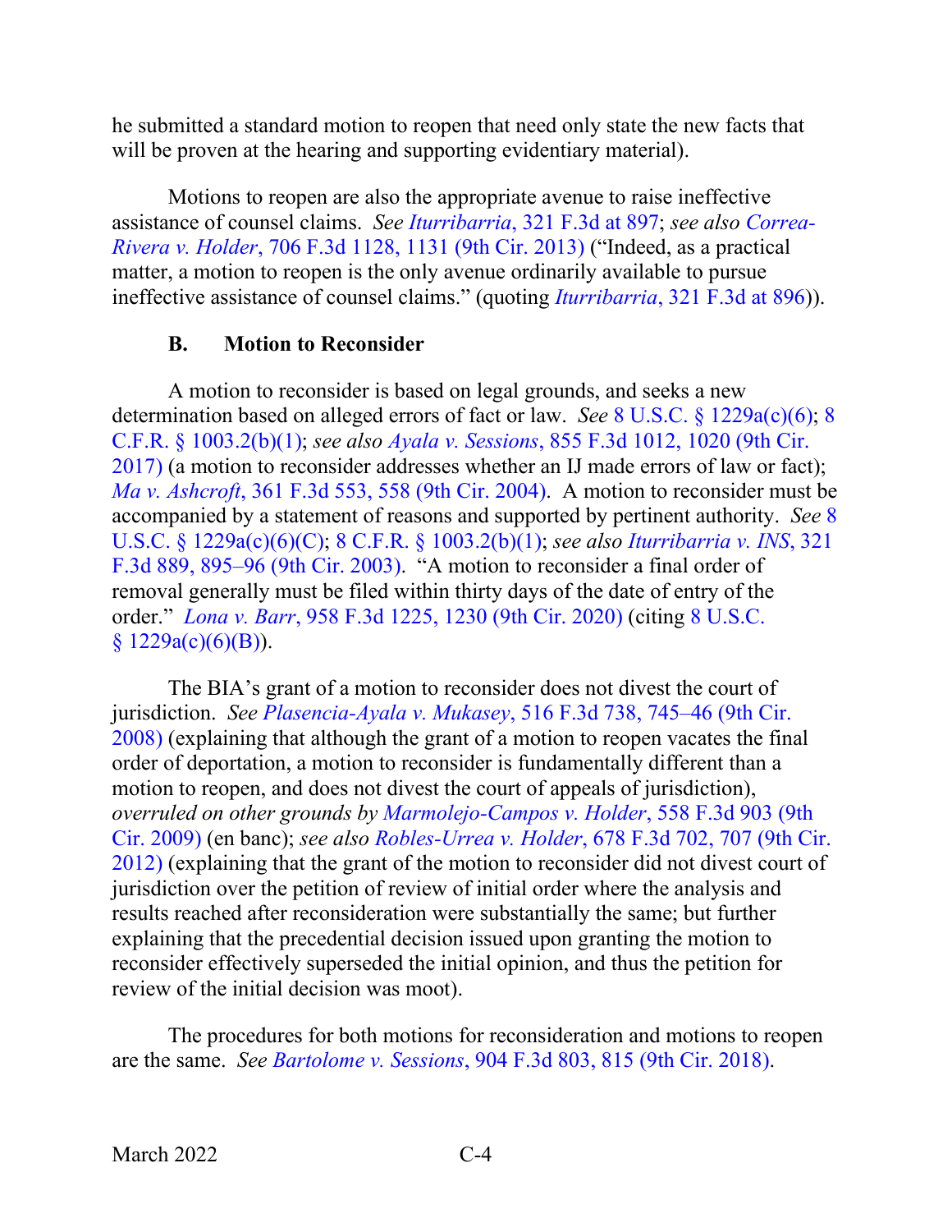he submitted a standard motion to reopen that need only state the new facts that will be proven at the hearing and supporting evidentiary material).

Motions to reopen are also the appropriate avenue to raise ineffective assistance of counsel claims. *See Iturribarria*, 321 F.3d at 897; *see also Correa-Rivera v. Holder*, 706 F.3d 1128, 1131 (9th Cir. 2013) ("Indeed, as a practical matter, a motion to reopen is the only avenue ordinarily available to pursue ineffective assistance of counsel claims." (quoting *Iturribarria*, 321 F.3d at 896)).

### B. Motion to Reconsider

A motion to reconsider is based on legal grounds, and seeks a new determination based on alleged errors of fact or law. *See* 8 U.S.C. § 1229a(c)(6); 8 C.F.R. § 1003.2(b)(1); *see also Ayala v. Sessions*, 855 F.3d 1012, 1020 (9th Cir. 2017) (a motion to reconsider addresses whether an IJ made errors of law or fact); *Ma v. Ashcroft*, 361 F.3d 553, 558 (9th Cir. 2004). A motion to reconsider must be accompanied by a statement of reasons and supported by pertinent authority. *See* 8 U.S.C. § 1229a(c)(6)(C); 8 C.F.R. § 1003.2(b)(1); *see also Iturribarria v. INS*, 321 F.3d 889, 895–96 (9th Cir. 2003). "A motion to reconsider a final order of removal generally must be filed within thirty days of the date of entry of the order." *Lona v. Barr*, 958 F.3d 1225, 1230 (9th Cir. 2020) (citing 8 U.S.C. § 1229a(c)(6)(B)).

The BIA's grant of a motion to reconsider does not divest the court of jurisdiction. *See Plasencia-Ayala v. Mukasey*, 516 F.3d 738, 745–46 (9th Cir. 2008) (explaining that although the grant of a motion to reopen vacates the final order of deportation, a motion to reconsider is fundamentally different than a motion to reopen, and does not divest the court of appeals of jurisdiction), *overruled on other grounds by Marmolejo-Campos v. Holder*, 558 F.3d 903 (9th Cir. 2009) (en banc); *see also Robles-Urrea v. Holder*, 678 F.3d 702, 707 (9th Cir. 2012) (explaining that the grant of the motion to reconsider did not divest court of jurisdiction over the petition of review of initial order where the analysis and results reached after reconsideration were substantially the same; but further explaining that the precedential decision issued upon granting the motion to reconsider effectively superseded the initial opinion, and thus the petition for review of the initial decision was moot).

The procedures for both motions for reconsideration and motions to reopen are the same. *See Bartolome v. Sessions*, 904 F.3d 803, 815 (9th Cir. 2018).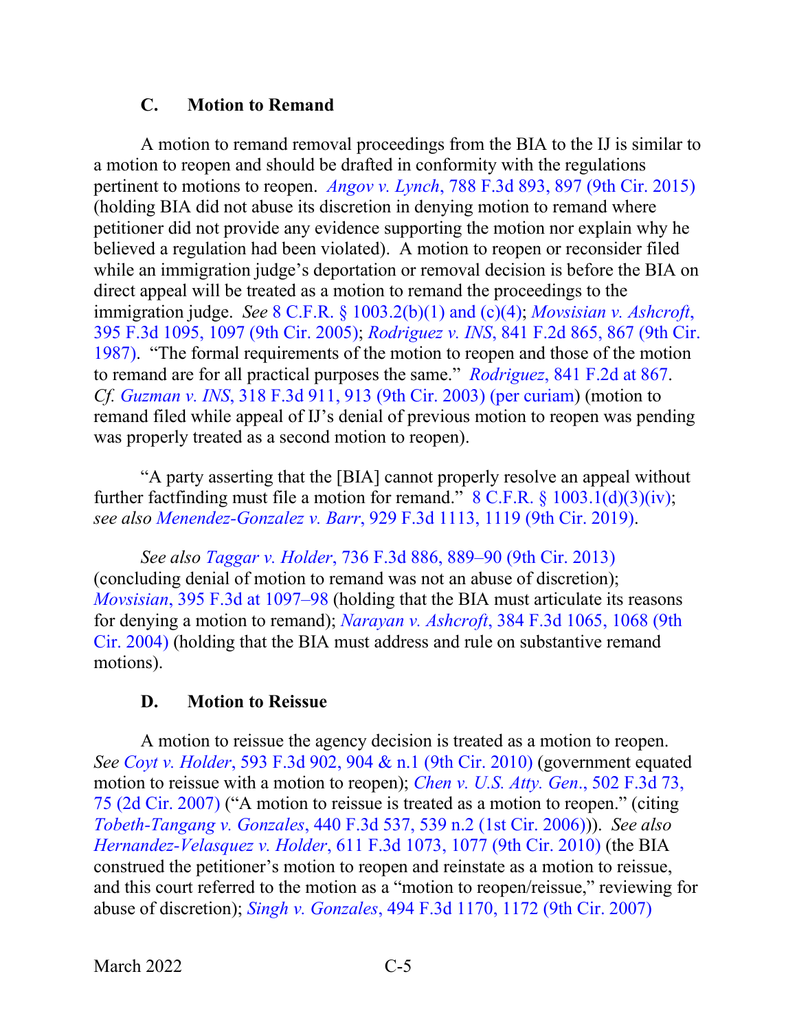### C. Motion to Remand

A motion to remand removal proceedings from the BIA to the IJ is similar to a motion to reopen and should be drafted in conformity with the regulations pertinent to motions to reopen. *Angov v. Lynch*, 788 F.3d 893, 897 (9th Cir. 2015) (holding BIA did not abuse its discretion in denying motion to remand where petitioner did not provide any evidence supporting the motion nor explain why he believed a regulation had been violated). A motion to reopen or reconsider filed while an immigration judge's deportation or removal decision is before the BIA on direct appeal will be treated as a motion to remand the proceedings to the immigration judge. *See* 8 C.F.R. § 1003.2(b)(1) and (c)(4); *Movsisian v. Ashcroft*, 395 F.3d 1095, 1097 (9th Cir. 2005); *Rodriguez v. INS*, 841 F.2d 865, 867 (9th Cir. 1987). "The formal requirements of the motion to reopen and those of the motion to remand are for all practical purposes the same." *Rodriguez*, 841 F.2d at 867. *Cf. Guzman v. INS*, 318 F.3d 911, 913 (9th Cir. 2003) (per curiam) (motion to remand filed while appeal of IJ's denial of previous motion to reopen was pending was properly treated as a second motion to reopen).

"A party asserting that the [BIA] cannot properly resolve an appeal without further factfinding must file a motion for remand." 8 C.F.R. § 1003.1(d)(3)(iv); *see also Menendez-Gonzalez v. Barr*, 929 F.3d 1113, 1119 (9th Cir. 2019).

*See also Taggar v. Holder*, 736 F.3d 886, 889–90 (9th Cir. 2013) (concluding denial of motion to remand was not an abuse of discretion); *Movsisian*, 395 F.3d at 1097–98 (holding that the BIA must articulate its reasons for denying a motion to remand); *Narayan v. Ashcroft*, 384 F.3d 1065, 1068 (9th Cir. 2004) (holding that the BIA must address and rule on substantive remand motions).

### D. Motion to Reissue

A motion to reissue the agency decision is treated as a motion to reopen. *See Coyt v. Holder*, 593 F.3d 902, 904 & n.1 (9th Cir. 2010) (government equated motion to reissue with a motion to reopen); *Chen v. U.S. Atty. Gen.*, 502 F.3d 73, 75 (2d Cir. 2007) ("A motion to reissue is treated as a motion to reopen." (citing *Tobeth-Tangang v. Gonzales*, 440 F.3d 537, 539 n.2 (1st Cir. 2006))). *See also Hernandez-Velasquez v. Holder*, 611 F.3d 1073, 1077 (9th Cir. 2010) (the BIA construed the petitioner's motion to reopen and reinstate as a motion to reissue, and this court referred to the motion as a "motion to reopen/reissue," reviewing for abuse of discretion); *Singh v. Gonzales*, 494 F.3d 1170, 1172 (9th Cir. 2007)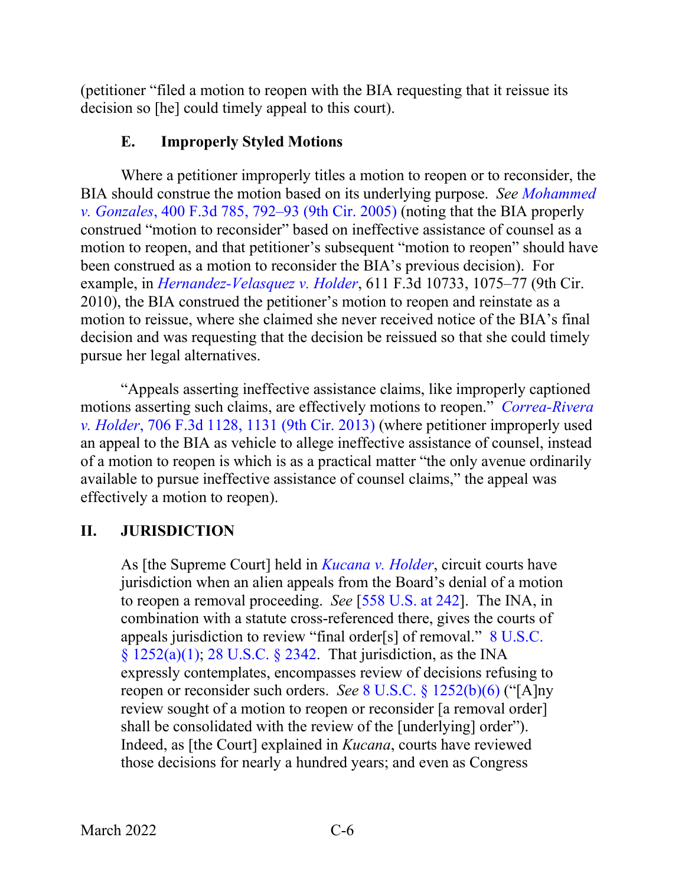(petitioner "filed a motion to reopen with the BIA requesting that it reissue its decision so [he] could timely appeal to this court).

### E. Improperly Styled Motions

Where a petitioner improperly titles a motion to reopen or to reconsider, the BIA should construe the motion based on its underlying purpose. *See Mohammed v. Gonzales*, 400 F.3d 785, 792–93 (9th Cir. 2005) (noting that the BIA properly construed "motion to reconsider" based on ineffective assistance of counsel as a motion to reopen, and that petitioner's subsequent "motion to reopen" should have been construed as a motion to reconsider the BIA's previous decision). For example, in *Hernandez-Velasquez v. Holder*, 611 F.3d 10733, 1075–77 (9th Cir. 2010), the BIA construed the petitioner's motion to reopen and reinstate as a motion to reissue, where she claimed she never received notice of the BIA's final decision and was requesting that the decision be reissued so that she could timely pursue her legal alternatives.

"Appeals asserting ineffective assistance claims, like improperly captioned motions asserting such claims, are effectively motions to reopen." *Correa-Rivera v. Holder*, 706 F.3d 1128, 1131 (9th Cir. 2013) (where petitioner improperly used an appeal to the BIA as vehicle to allege ineffective assistance of counsel, instead of a motion to reopen is which is as a practical matter "the only avenue ordinarily available to pursue ineffective assistance of counsel claims," the appeal was effectively a motion to reopen).

## II. JURISDICTION

> As [the Supreme Court] held in *Kucana v. Holder*, circuit courts have jurisdiction when an alien appeals from the Board's denial of a motion to reopen a removal proceeding. *See* [558 U.S. at 242]. The INA, in combination with a statute cross-referenced there, gives the courts of appeals jurisdiction to review "final order[s] of removal." 8 U.S.C. § 1252(a)(1); 28 U.S.C. § 2342. That jurisdiction, as the INA expressly contemplates, encompasses review of decisions refusing to reopen or reconsider such orders. *See* 8 U.S.C. § 1252(b)(6) ("[A]ny review sought of a motion to reopen or reconsider [a removal order] shall be consolidated with the review of the [underlying] order"). Indeed, as [the Court] explained in *Kucana*, courts have reviewed those decisions for nearly a hundred years; and even as Congress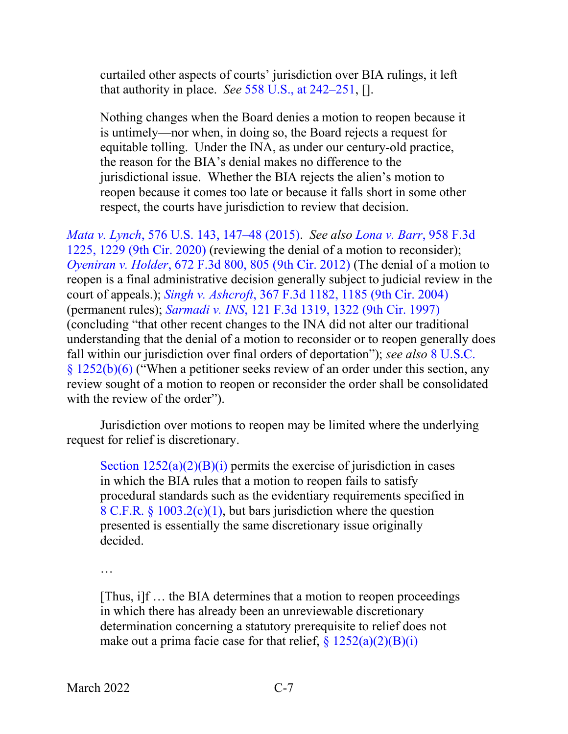> curtailed other aspects of courts' jurisdiction over BIA rulings, it left that authority in place. *See* 558 U.S., at 242–251, [].
>
> Nothing changes when the Board denies a motion to reopen because it is untimely—nor when, in doing so, the Board rejects a request for equitable tolling. Under the INA, as under our century-old practice, the reason for the BIA's denial makes no difference to the jurisdictional issue. Whether the BIA rejects the alien's motion to reopen because it comes too late or because it falls short in some other respect, the courts have jurisdiction to review that decision.

*Mata v. Lynch*, 576 U.S. 143, 147–48 (2015). *See also* *Lona v. Barr*, 958 F.3d 1225, 1229 (9th Cir. 2020) (reviewing the denial of a motion to reconsider); *Oyeniran v. Holder*, 672 F.3d 800, 805 (9th Cir. 2012) (The denial of a motion to reopen is a final administrative decision generally subject to judicial review in the court of appeals.); *Singh v. Ashcroft*, 367 F.3d 1182, 1185 (9th Cir. 2004) (permanent rules); *Sarmadi v. INS*, 121 F.3d 1319, 1322 (9th Cir. 1997) (concluding "that other recent changes to the INA did not alter our traditional understanding that the denial of a motion to reconsider or to reopen generally does fall within our jurisdiction over final orders of deportation"); *see also* 8 U.S.C. § 1252(b)(6) ("When a petitioner seeks review of an order under this section, any review sought of a motion to reopen or reconsider the order shall be consolidated with the review of the order").

Jurisdiction over motions to reopen may be limited where the underlying request for relief is discretionary.

> Section 1252(a)(2)(B)(i) permits the exercise of jurisdiction in cases in which the BIA rules that a motion to reopen fails to satisfy procedural standards such as the evidentiary requirements specified in 8 C.F.R. § 1003.2(c)(1), but bars jurisdiction where the question presented is essentially the same discretionary issue originally decided.
>
> …
>
> [Thus, i]f … the BIA determines that a motion to reopen proceedings in which there has already been an unreviewable discretionary determination concerning a statutory prerequisite to relief does not make out a prima facie case for that relief, § 1252(a)(2)(B)(i)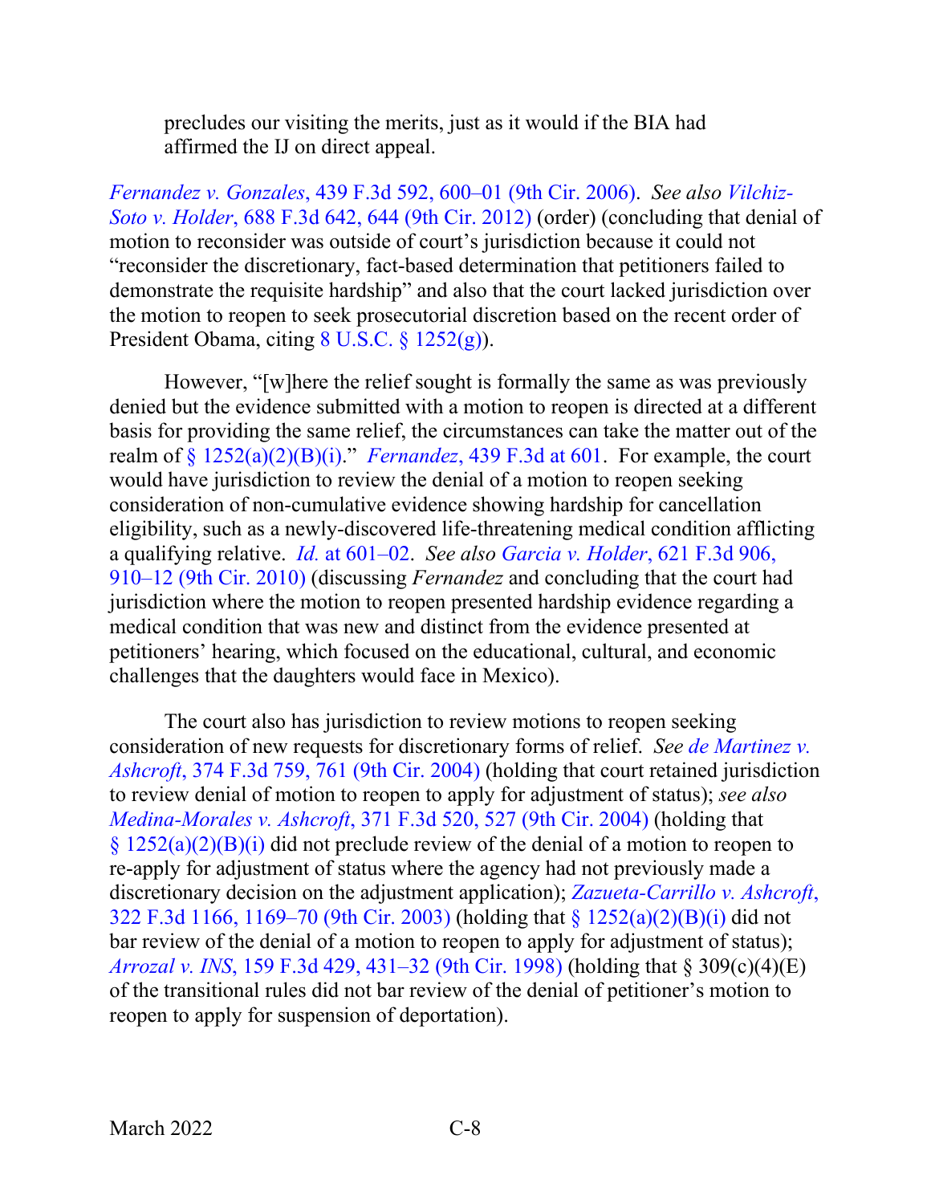> precludes our visiting the merits, just as it would if the BIA had affirmed the IJ on direct appeal.

*Fernandez v. Gonzales*, 439 F.3d 592, 600–01 (9th Cir. 2006). *See also Vilchiz-Soto v. Holder*, 688 F.3d 642, 644 (9th Cir. 2012) (order) (concluding that denial of motion to reconsider was outside of court's jurisdiction because it could not "reconsider the discretionary, fact-based determination that petitioners failed to demonstrate the requisite hardship" and also that the court lacked jurisdiction over the motion to reopen to seek prosecutorial discretion based on the recent order of President Obama, citing 8 U.S.C. § 1252(g)).

However, "[w]here the relief sought is formally the same as was previously denied but the evidence submitted with a motion to reopen is directed at a different basis for providing the same relief, the circumstances can take the matter out of the realm of § 1252(a)(2)(B)(i)." *Fernandez*, 439 F.3d at 601. For example, the court would have jurisdiction to review the denial of a motion to reopen seeking consideration of non-cumulative evidence showing hardship for cancellation eligibility, such as a newly-discovered life-threatening medical condition afflicting a qualifying relative. *Id.* at 601–02. *See also Garcia v. Holder*, 621 F.3d 906, 910–12 (9th Cir. 2010) (discussing *Fernandez* and concluding that the court had jurisdiction where the motion to reopen presented hardship evidence regarding a medical condition that was new and distinct from the evidence presented at petitioners' hearing, which focused on the educational, cultural, and economic challenges that the daughters would face in Mexico).

The court also has jurisdiction to review motions to reopen seeking consideration of new requests for discretionary forms of relief. *See de Martinez v. Ashcroft*, 374 F.3d 759, 761 (9th Cir. 2004) (holding that court retained jurisdiction to review denial of motion to reopen to apply for adjustment of status); *see also Medina-Morales v. Ashcroft*, 371 F.3d 520, 527 (9th Cir. 2004) (holding that § 1252(a)(2)(B)(i) did not preclude review of the denial of a motion to reopen to re-apply for adjustment of status where the agency had not previously made a discretionary decision on the adjustment application); *Zazueta-Carrillo v. Ashcroft*, 322 F.3d 1166, 1169–70 (9th Cir. 2003) (holding that § 1252(a)(2)(B)(i) did not bar review of the denial of a motion to reopen to apply for adjustment of status); *Arrozal v. INS*, 159 F.3d 429, 431–32 (9th Cir. 1998) (holding that § 309(c)(4)(E) of the transitional rules did not bar review of the denial of petitioner's motion to reopen to apply for suspension of deportation).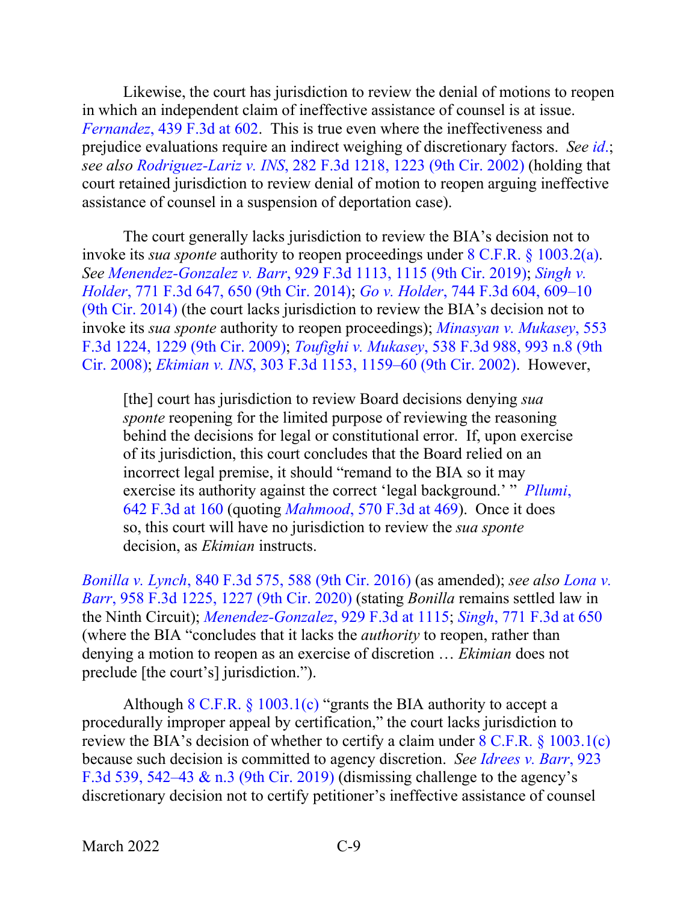Likewise, the court has jurisdiction to review the denial of motions to reopen in which an independent claim of ineffective assistance of counsel is at issue. *Fernandez*, 439 F.3d at 602. This is true even where the ineffectiveness and prejudice evaluations require an indirect weighing of discretionary factors. *See id.*; *see also Rodriguez-Lariz v. INS*, 282 F.3d 1218, 1223 (9th Cir. 2002) (holding that court retained jurisdiction to review denial of motion to reopen arguing ineffective assistance of counsel in a suspension of deportation case).

The court generally lacks jurisdiction to review the BIA's decision not to invoke its *sua sponte* authority to reopen proceedings under 8 C.F.R. § 1003.2(a). *See Menendez-Gonzalez v. Barr*, 929 F.3d 1113, 1115 (9th Cir. 2019); *Singh v. Holder*, 771 F.3d 647, 650 (9th Cir. 2014); *Go v. Holder*, 744 F.3d 604, 609–10 (9th Cir. 2014) (the court lacks jurisdiction to review the BIA's decision not to invoke its *sua sponte* authority to reopen proceedings); *Minasyan v. Mukasey*, 553 F.3d 1224, 1229 (9th Cir. 2009); *Toufighi v. Mukasey*, 538 F.3d 988, 993 n.8 (9th Cir. 2008); *Ekimian v. INS*, 303 F.3d 1153, 1159–60 (9th Cir. 2002). However,

> [the] court has jurisdiction to review Board decisions denying *sua sponte* reopening for the limited purpose of reviewing the reasoning behind the decisions for legal or constitutional error. If, upon exercise of its jurisdiction, this court concludes that the Board relied on an incorrect legal premise, it should "remand to the BIA so it may exercise its authority against the correct 'legal background.' " *Pllumi*, 642 F.3d at 160 (quoting *Mahmood*, 570 F.3d at 469). Once it does so, this court will have no jurisdiction to review the *sua sponte* decision, as *Ekimian* instructs.

*Bonilla v. Lynch*, 840 F.3d 575, 588 (9th Cir. 2016) (as amended); *see also Lona v. Barr*, 958 F.3d 1225, 1227 (9th Cir. 2020) (stating *Bonilla* remains settled law in the Ninth Circuit); *Menendez-Gonzalez*, 929 F.3d at 1115; *Singh*, 771 F.3d at 650 (where the BIA "concludes that it lacks the *authority* to reopen, rather than denying a motion to reopen as an exercise of discretion … *Ekimian* does not preclude [the court's] jurisdiction.").

Although 8 C.F.R. § 1003.1(c) "grants the BIA authority to accept a procedurally improper appeal by certification," the court lacks jurisdiction to review the BIA's decision of whether to certify a claim under 8 C.F.R. § 1003.1(c) because such decision is committed to agency discretion. *See Idrees v. Barr*, 923 F.3d 539, 542–43 & n.3 (9th Cir. 2019) (dismissing challenge to the agency's discretionary decision not to certify petitioner's ineffective assistance of counsel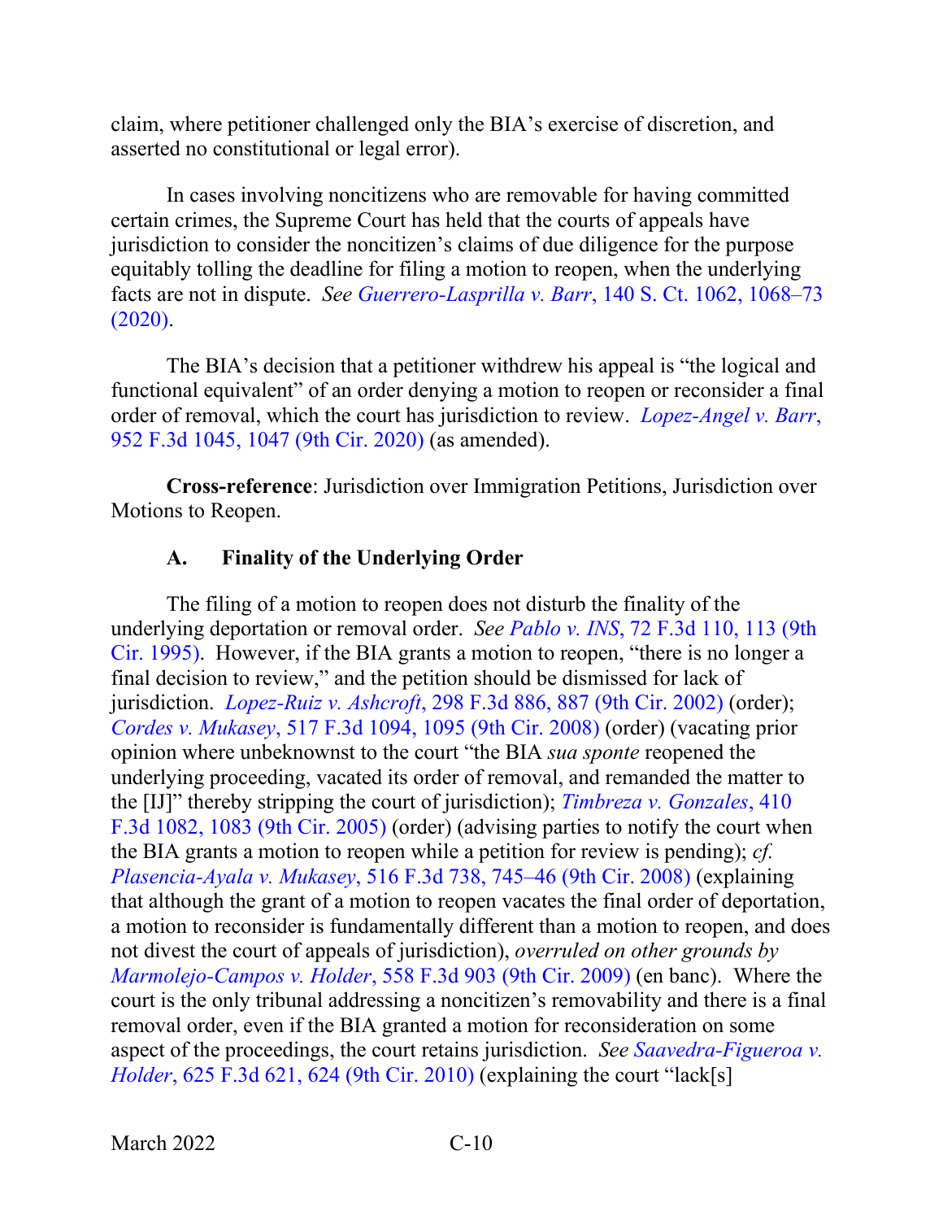claim, where petitioner challenged only the BIA's exercise of discretion, and asserted no constitutional or legal error).

In cases involving noncitizens who are removable for having committed certain crimes, the Supreme Court has held that the courts of appeals have jurisdiction to consider the noncitizen's claims of due diligence for the purpose equitably tolling the deadline for filing a motion to reopen, when the underlying facts are not in dispute. *See Guerrero-Lasprilla v. Barr*, 140 S. Ct. 1062, 1068–73 (2020).

The BIA's decision that a petitioner withdrew his appeal is "the logical and functional equivalent" of an order denying a motion to reopen or reconsider a final order of removal, which the court has jurisdiction to review. *Lopez-Angel v. Barr*, 952 F.3d 1045, 1047 (9th Cir. 2020) (as amended).

**Cross-reference**: Jurisdiction over Immigration Petitions, Jurisdiction over Motions to Reopen.

### A. Finality of the Underlying Order

The filing of a motion to reopen does not disturb the finality of the underlying deportation or removal order. *See Pablo v. INS*, 72 F.3d 110, 113 (9th Cir. 1995). However, if the BIA grants a motion to reopen, "there is no longer a final decision to review," and the petition should be dismissed for lack of jurisdiction. *Lopez-Ruiz v. Ashcroft*, 298 F.3d 886, 887 (9th Cir. 2002) (order); *Cordes v. Mukasey*, 517 F.3d 1094, 1095 (9th Cir. 2008) (order) (vacating prior opinion where unbeknownst to the court "the BIA *sua sponte* reopened the underlying proceeding, vacated its order of removal, and remanded the matter to the [IJ]" thereby stripping the court of jurisdiction); *Timbreza v. Gonzales*, 410 F.3d 1082, 1083 (9th Cir. 2005) (order) (advising parties to notify the court when the BIA grants a motion to reopen while a petition for review is pending); *cf. Plasencia-Ayala v. Mukasey*, 516 F.3d 738, 745–46 (9th Cir. 2008) (explaining that although the grant of a motion to reopen vacates the final order of deportation, a motion to reconsider is fundamentally different than a motion to reopen, and does not divest the court of appeals of jurisdiction), *overruled on other grounds by Marmolejo-Campos v. Holder*, 558 F.3d 903 (9th Cir. 2009) (en banc). Where the court is the only tribunal addressing a noncitizen's removability and there is a final removal order, even if the BIA granted a motion for reconsideration on some aspect of the proceedings, the court retains jurisdiction. *See Saavedra-Figueroa v. Holder*, 625 F.3d 621, 624 (9th Cir. 2010) (explaining the court "lack[s]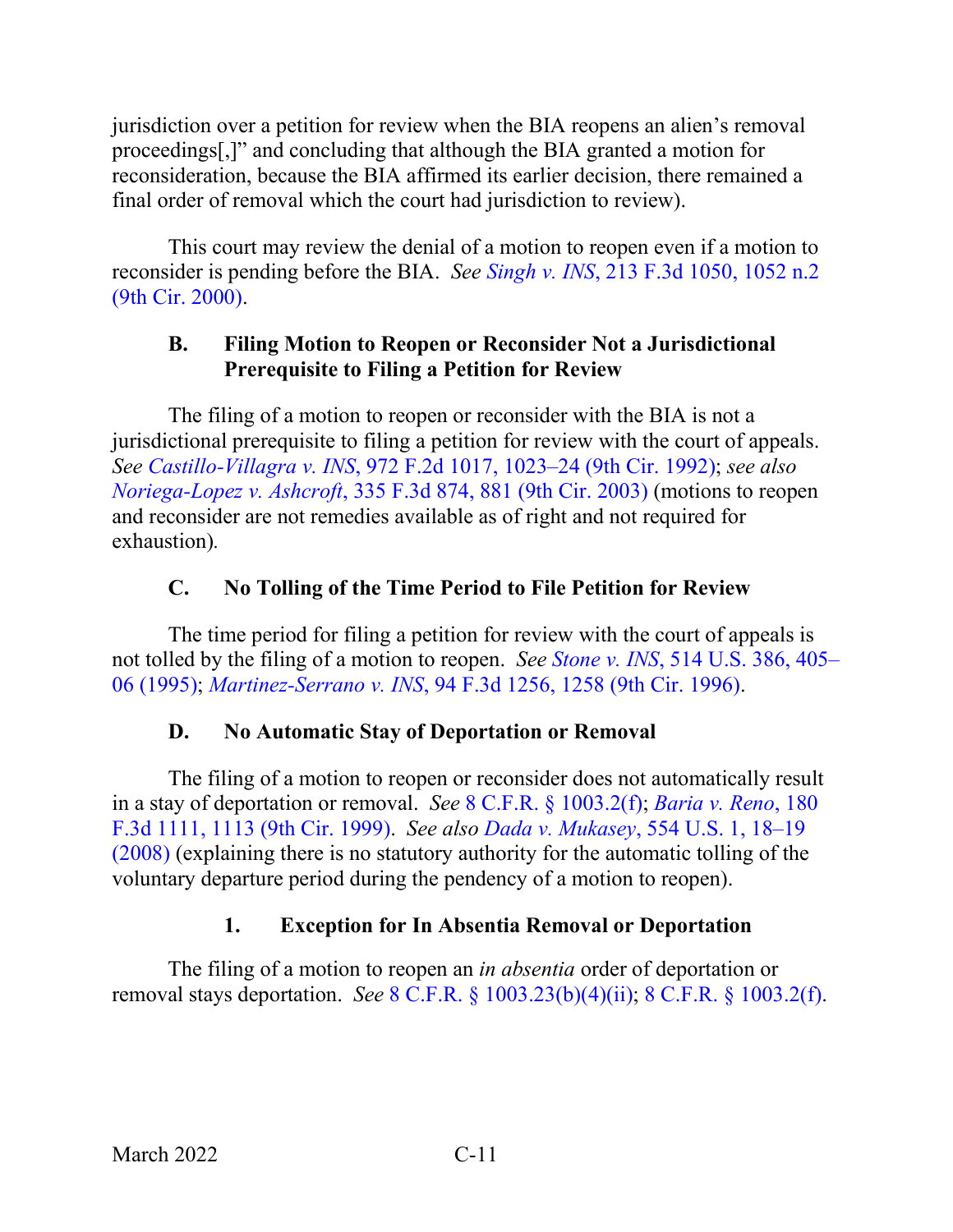jurisdiction over a petition for review when the BIA reopens an alien's removal proceedings[,]" and concluding that although the BIA granted a motion for reconsideration, because the BIA affirmed its earlier decision, there remained a final order of removal which the court had jurisdiction to review).

This court may review the denial of a motion to reopen even if a motion to reconsider is pending before the BIA. *See Singh v. INS*, 213 F.3d 1050, 1052 n.2 (9th Cir. 2000).

### B. Filing Motion to Reopen or Reconsider Not a Jurisdictional Prerequisite to Filing a Petition for Review

The filing of a motion to reopen or reconsider with the BIA is not a jurisdictional prerequisite to filing a petition for review with the court of appeals. *See Castillo-Villagra v. INS*, 972 F.2d 1017, 1023–24 (9th Cir. 1992); *see also Noriega-Lopez v. Ashcroft*, 335 F.3d 874, 881 (9th Cir. 2003) (motions to reopen and reconsider are not remedies available as of right and not required for exhaustion).

### C. No Tolling of the Time Period to File Petition for Review

The time period for filing a petition for review with the court of appeals is not tolled by the filing of a motion to reopen. *See Stone v. INS*, 514 U.S. 386, 405–06 (1995); *Martinez-Serrano v. INS*, 94 F.3d 1256, 1258 (9th Cir. 1996).

### D. No Automatic Stay of Deportation or Removal

The filing of a motion to reopen or reconsider does not automatically result in a stay of deportation or removal. *See* 8 C.F.R. § 1003.2(f); *Baria v. Reno*, 180 F.3d 1111, 1113 (9th Cir. 1999). *See also Dada v. Mukasey*, 554 U.S. 1, 18–19 (2008) (explaining there is no statutory authority for the automatic tolling of the voluntary departure period during the pendency of a motion to reopen).

#### 1. Exception for In Absentia Removal or Deportation

The filing of a motion to reopen an *in absentia* order of deportation or removal stays deportation. *See* 8 C.F.R. § 1003.23(b)(4)(ii); 8 C.F.R. § 1003.2(f).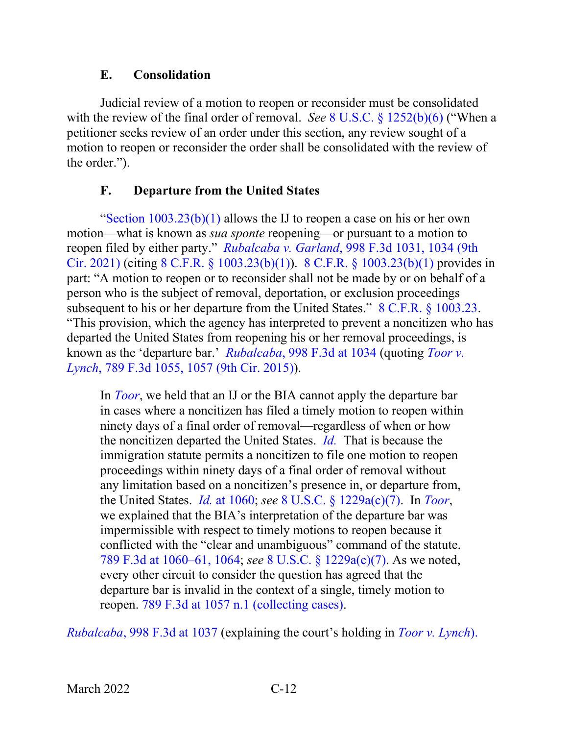### E. Consolidation

Judicial review of a motion to reopen or reconsider must be consolidated with the review of the final order of removal. *See* 8 U.S.C. § 1252(b)(6) ("When a petitioner seeks review of an order under this section, any review sought of a motion to reopen or reconsider the order shall be consolidated with the review of the order.").

### F. Departure from the United States

"Section 1003.23(b)(1) allows the IJ to reopen a case on his or her own motion—what is known as *sua sponte* reopening—or pursuant to a motion to reopen filed by either party." *Rubalcaba v. Garland*, 998 F.3d 1031, 1034 (9th Cir. 2021) (citing 8 C.F.R. § 1003.23(b)(1)). 8 C.F.R. § 1003.23(b)(1) provides in part: "A motion to reopen or to reconsider shall not be made by or on behalf of a person who is the subject of removal, deportation, or exclusion proceedings subsequent to his or her departure from the United States." 8 C.F.R. § 1003.23. "This provision, which the agency has interpreted to prevent a noncitizen who has departed the United States from reopening his or her removal proceedings, is known as the 'departure bar.' *Rubalcaba*, 998 F.3d at 1034 (quoting *Toor v. Lynch*, 789 F.3d 1055, 1057 (9th Cir. 2015)).

> In *Toor*, we held that an IJ or the BIA cannot apply the departure bar in cases where a noncitizen has filed a timely motion to reopen within ninety days of a final order of removal—regardless of when or how the noncitizen departed the United States. *Id.* That is because the immigration statute permits a noncitizen to file one motion to reopen proceedings within ninety days of a final order of removal without any limitation based on a noncitizen's presence in, or departure from, the United States. *Id.* at 1060; *see* 8 U.S.C. § 1229a(c)(7). In *Toor*, we explained that the BIA's interpretation of the departure bar was impermissible with respect to timely motions to reopen because it conflicted with the "clear and unambiguous" command of the statute. 789 F.3d at 1060–61, 1064; *see* 8 U.S.C. § 1229a(c)(7). As we noted, every other circuit to consider the question has agreed that the departure bar is invalid in the context of a single, timely motion to reopen. 789 F.3d at 1057 n.1 (collecting cases).

*Rubalcaba*, 998 F.3d at 1037 (explaining the court's holding in *Toor v. Lynch*).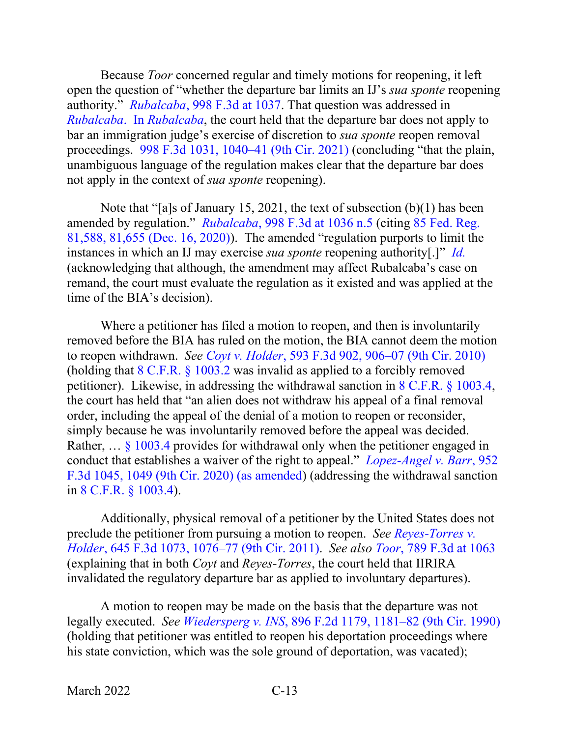Because *Toor* concerned regular and timely motions for reopening, it left open the question of "whether the departure bar limits an IJ's *sua sponte* reopening authority." *Rubalcaba*, 998 F.3d at 1037. That question was addressed in *Rubalcaba*. In *Rubalcaba*, the court held that the departure bar does not apply to bar an immigration judge's exercise of discretion to *sua sponte* reopen removal proceedings. 998 F.3d 1031, 1040–41 (9th Cir. 2021) (concluding "that the plain, unambiguous language of the regulation makes clear that the departure bar does not apply in the context of *sua sponte* reopening).

Note that "[a]s of January 15, 2021, the text of subsection (b)(1) has been amended by regulation." *Rubalcaba*, 998 F.3d at 1036 n.5 (citing 85 Fed. Reg. 81,588, 81,655 (Dec. 16, 2020)). The amended "regulation purports to limit the instances in which an IJ may exercise *sua sponte* reopening authority[.]" *Id.* (acknowledging that although, the amendment may affect Rubalcaba's case on remand, the court must evaluate the regulation as it existed and was applied at the time of the BIA's decision).

Where a petitioner has filed a motion to reopen, and then is involuntarily removed before the BIA has ruled on the motion, the BIA cannot deem the motion to reopen withdrawn. *See Coyt v. Holder*, 593 F.3d 902, 906–07 (9th Cir. 2010) (holding that 8 C.F.R. § 1003.2 was invalid as applied to a forcibly removed petitioner). Likewise, in addressing the withdrawal sanction in 8 C.F.R. § 1003.4, the court has held that "an alien does not withdraw his appeal of a final removal order, including the appeal of the denial of a motion to reopen or reconsider, simply because he was involuntarily removed before the appeal was decided. Rather, … § 1003.4 provides for withdrawal only when the petitioner engaged in conduct that establishes a waiver of the right to appeal." *Lopez-Angel v. Barr*, 952 F.3d 1045, 1049 (9th Cir. 2020) (as amended) (addressing the withdrawal sanction in 8 C.F.R. § 1003.4).

Additionally, physical removal of a petitioner by the United States does not preclude the petitioner from pursuing a motion to reopen. *See Reyes-Torres v. Holder*, 645 F.3d 1073, 1076–77 (9th Cir. 2011). *See also Toor*, 789 F.3d at 1063 (explaining that in both *Coyt* and *Reyes-Torres*, the court held that IIRIRA invalidated the regulatory departure bar as applied to involuntary departures).

A motion to reopen may be made on the basis that the departure was not legally executed. *See Wiedersperg v. INS*, 896 F.2d 1179, 1181–82 (9th Cir. 1990) (holding that petitioner was entitled to reopen his deportation proceedings where his state conviction, which was the sole ground of deportation, was vacated);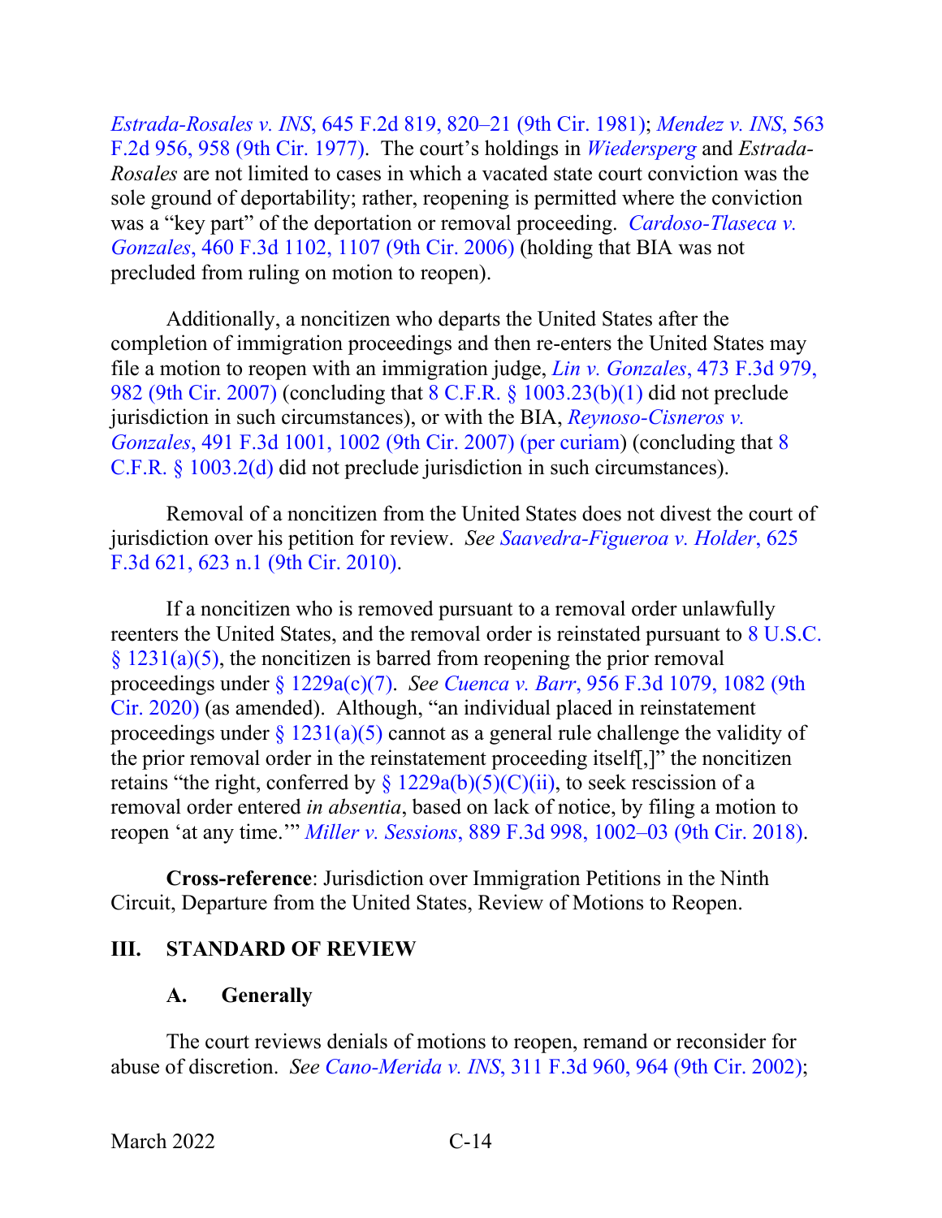*Estrada-Rosales v. INS*, 645 F.2d 819, 820–21 (9th Cir. 1981); *Mendez v. INS*, 563 F.2d 956, 958 (9th Cir. 1977). The court's holdings in *Wiedersperg* and *Estrada-Rosales* are not limited to cases in which a vacated state court conviction was the sole ground of deportability; rather, reopening is permitted where the conviction was a "key part" of the deportation or removal proceeding. *Cardoso-Tlaseca v. Gonzales*, 460 F.3d 1102, 1107 (9th Cir. 2006) (holding that BIA was not precluded from ruling on motion to reopen).

Additionally, a noncitizen who departs the United States after the completion of immigration proceedings and then re-enters the United States may file a motion to reopen with an immigration judge, *Lin v. Gonzales*, 473 F.3d 979, 982 (9th Cir. 2007) (concluding that 8 C.F.R. § 1003.23(b)(1) did not preclude jurisdiction in such circumstances), or with the BIA, *Reynoso-Cisneros v. Gonzales*, 491 F.3d 1001, 1002 (9th Cir. 2007) (per curiam) (concluding that 8 C.F.R. § 1003.2(d) did not preclude jurisdiction in such circumstances).

Removal of a noncitizen from the United States does not divest the court of jurisdiction over his petition for review. *See Saavedra-Figueroa v. Holder*, 625 F.3d 621, 623 n.1 (9th Cir. 2010).

If a noncitizen who is removed pursuant to a removal order unlawfully reenters the United States, and the removal order is reinstated pursuant to 8 U.S.C. § 1231(a)(5), the noncitizen is barred from reopening the prior removal proceedings under § 1229a(c)(7). *See Cuenca v. Barr*, 956 F.3d 1079, 1082 (9th Cir. 2020) (as amended). Although, "an individual placed in reinstatement proceedings under § 1231(a)(5) cannot as a general rule challenge the validity of the prior removal order in the reinstatement proceeding itself[,]" the noncitizen retains "the right, conferred by § 1229a(b)(5)(C)(ii), to seek rescission of a removal order entered *in absentia*, based on lack of notice, by filing a motion to reopen 'at any time.'" *Miller v. Sessions*, 889 F.3d 998, 1002–03 (9th Cir. 2018).

**Cross-reference**: Jurisdiction over Immigration Petitions in the Ninth Circuit, Departure from the United States, Review of Motions to Reopen.

## III. STANDARD OF REVIEW

### A. Generally

The court reviews denials of motions to reopen, remand or reconsider for abuse of discretion. *See Cano-Merida v. INS*, 311 F.3d 960, 964 (9th Cir. 2002);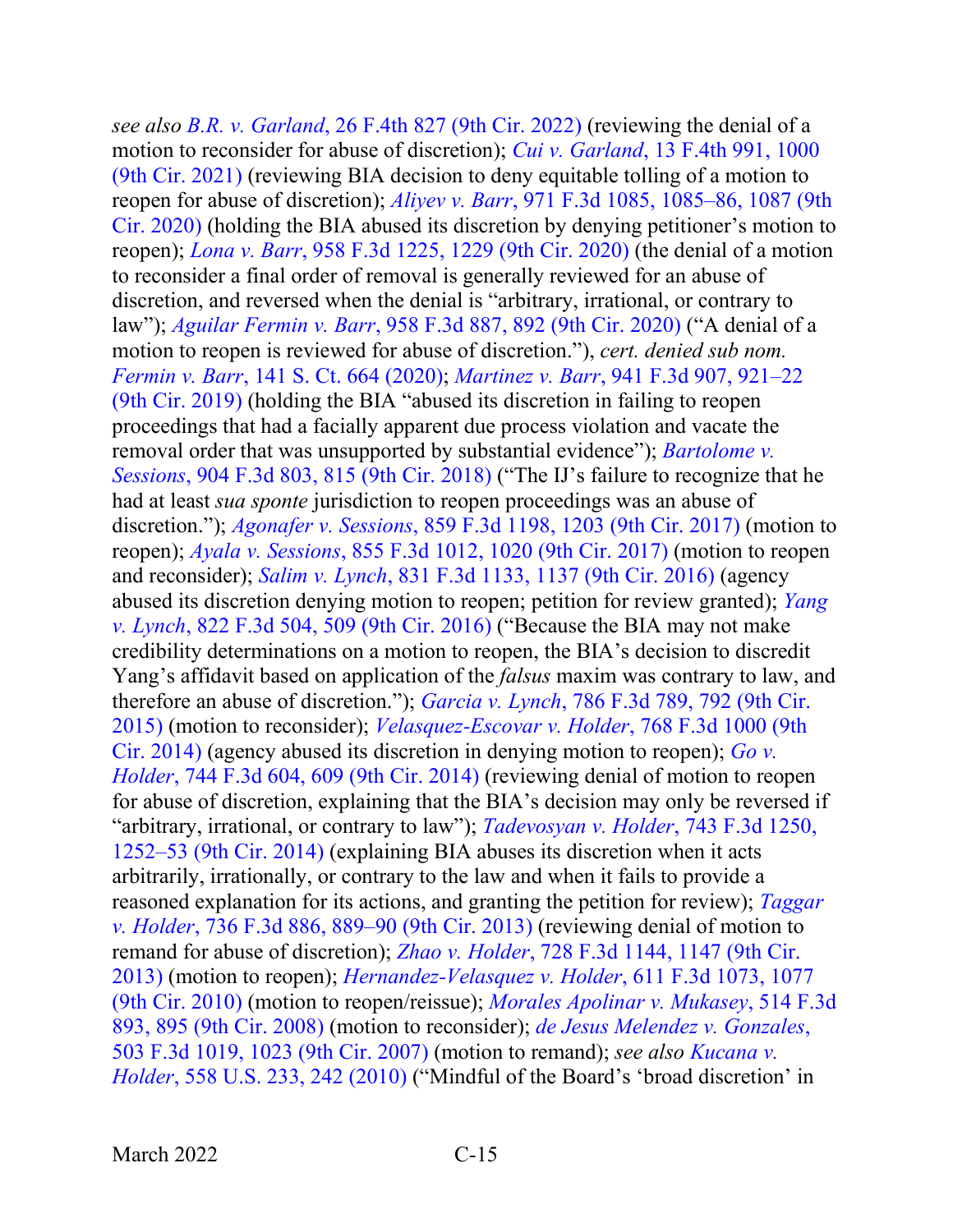*see also* B.R. v. Garland, 26 F.4th 827 (9th Cir. 2022) (reviewing the denial of a motion to reconsider for abuse of discretion); *Cui v. Garland*, 13 F.4th 991, 1000 (9th Cir. 2021) (reviewing BIA decision to deny equitable tolling of a motion to reopen for abuse of discretion); *Aliyev v. Barr*, 971 F.3d 1085, 1085–86, 1087 (9th Cir. 2020) (holding the BIA abused its discretion by denying petitioner's motion to reopen); *Lona v. Barr*, 958 F.3d 1225, 1229 (9th Cir. 2020) (the denial of a motion to reconsider a final order of removal is generally reviewed for an abuse of discretion, and reversed when the denial is "arbitrary, irrational, or contrary to law"); *Aguilar Fermin v. Barr*, 958 F.3d 887, 892 (9th Cir. 2020) ("A denial of a motion to reopen is reviewed for abuse of discretion."), *cert. denied sub nom. Fermin v. Barr*, 141 S. Ct. 664 (2020); *Martinez v. Barr*, 941 F.3d 907, 921–22 (9th Cir. 2019) (holding the BIA "abused its discretion in failing to reopen proceedings that had a facially apparent due process violation and vacate the removal order that was unsupported by substantial evidence"); *Bartolome v. Sessions*, 904 F.3d 803, 815 (9th Cir. 2018) ("The IJ's failure to recognize that he had at least *sua sponte* jurisdiction to reopen proceedings was an abuse of discretion."); *Agonafer v. Sessions*, 859 F.3d 1198, 1203 (9th Cir. 2017) (motion to reopen); *Ayala v. Sessions*, 855 F.3d 1012, 1020 (9th Cir. 2017) (motion to reopen and reconsider); *Salim v. Lynch*, 831 F.3d 1133, 1137 (9th Cir. 2016) (agency abused its discretion denying motion to reopen; petition for review granted); *Yang v. Lynch*, 822 F.3d 504, 509 (9th Cir. 2016) ("Because the BIA may not make credibility determinations on a motion to reopen, the BIA's decision to discredit Yang's affidavit based on application of the *falsus* maxim was contrary to law, and therefore an abuse of discretion."); *Garcia v. Lynch*, 786 F.3d 789, 792 (9th Cir. 2015) (motion to reconsider); *Velasquez-Escovar v. Holder*, 768 F.3d 1000 (9th Cir. 2014) (agency abused its discretion in denying motion to reopen); *Go v. Holder*, 744 F.3d 604, 609 (9th Cir. 2014) (reviewing denial of motion to reopen for abuse of discretion, explaining that the BIA's decision may only be reversed if "arbitrary, irrational, or contrary to law"); *Tadevosyan v. Holder*, 743 F.3d 1250, 1252–53 (9th Cir. 2014) (explaining BIA abuses its discretion when it acts arbitrarily, irrationally, or contrary to the law and when it fails to provide a reasoned explanation for its actions, and granting the petition for review); *Taggar v. Holder*, 736 F.3d 886, 889–90 (9th Cir. 2013) (reviewing denial of motion to remand for abuse of discretion); *Zhao v. Holder*, 728 F.3d 1144, 1147 (9th Cir. 2013) (motion to reopen); *Hernandez-Velasquez v. Holder*, 611 F.3d 1073, 1077 (9th Cir. 2010) (motion to reopen/reissue); *Morales Apolinar v. Mukasey*, 514 F.3d 893, 895 (9th Cir. 2008) (motion to reconsider); *de Jesus Melendez v. Gonzales*, 503 F.3d 1019, 1023 (9th Cir. 2007) (motion to remand); *see also Kucana v. Holder*, 558 U.S. 233, 242 (2010) ("Mindful of the Board's 'broad discretion' in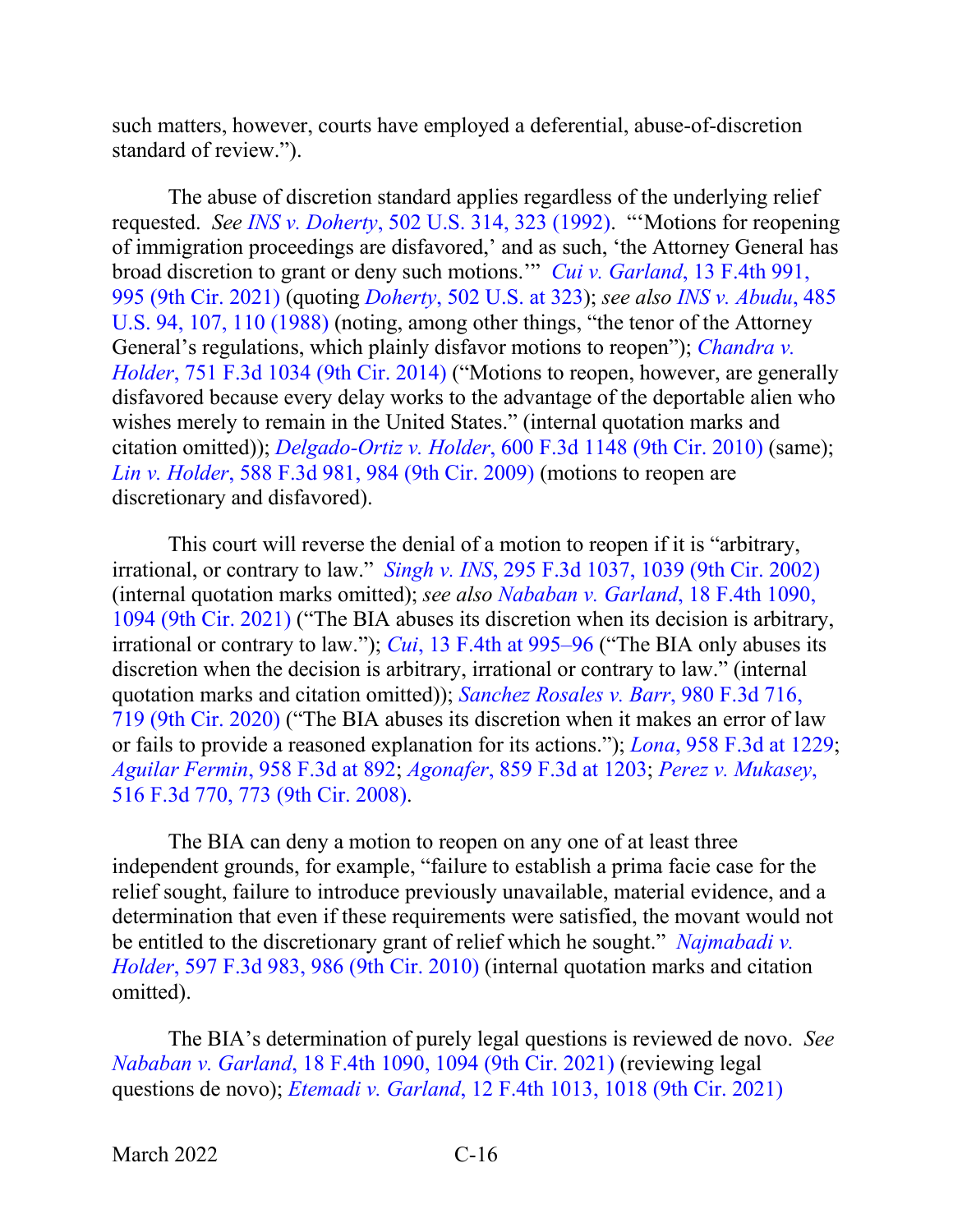such matters, however, courts have employed a deferential, abuse-of-discretion standard of review.").

The abuse of discretion standard applies regardless of the underlying relief requested. *See INS v. Doherty*, 502 U.S. 314, 323 (1992). "'Motions for reopening of immigration proceedings are disfavored,' and as such, 'the Attorney General has broad discretion to grant or deny such motions.'" *Cui v. Garland*, 13 F.4th 991, 995 (9th Cir. 2021) (quoting *Doherty*, 502 U.S. at 323); *see also INS v. Abudu*, 485 U.S. 94, 107, 110 (1988) (noting, among other things, "the tenor of the Attorney General's regulations, which plainly disfavor motions to reopen"); *Chandra v. Holder*, 751 F.3d 1034 (9th Cir. 2014) ("Motions to reopen, however, are generally disfavored because every delay works to the advantage of the deportable alien who wishes merely to remain in the United States." (internal quotation marks and citation omitted)); *Delgado-Ortiz v. Holder*, 600 F.3d 1148 (9th Cir. 2010) (same); *Lin v. Holder*, 588 F.3d 981, 984 (9th Cir. 2009) (motions to reopen are discretionary and disfavored).

This court will reverse the denial of a motion to reopen if it is "arbitrary, irrational, or contrary to law." *Singh v. INS*, 295 F.3d 1037, 1039 (9th Cir. 2002) (internal quotation marks omitted); *see also Nababan v. Garland*, 18 F.4th 1090, 1094 (9th Cir. 2021) ("The BIA abuses its discretion when its decision is arbitrary, irrational or contrary to law."); *Cui*, 13 F.4th at 995–96 ("The BIA only abuses its discretion when the decision is arbitrary, irrational or contrary to law." (internal quotation marks and citation omitted)); *Sanchez Rosales v. Barr*, 980 F.3d 716, 719 (9th Cir. 2020) ("The BIA abuses its discretion when it makes an error of law or fails to provide a reasoned explanation for its actions."); *Lona*, 958 F.3d at 1229; *Aguilar Fermin*, 958 F.3d at 892; *Agonafer*, 859 F.3d at 1203; *Perez v. Mukasey*, 516 F.3d 770, 773 (9th Cir. 2008).

The BIA can deny a motion to reopen on any one of at least three independent grounds, for example, "failure to establish a prima facie case for the relief sought, failure to introduce previously unavailable, material evidence, and a determination that even if these requirements were satisfied, the movant would not be entitled to the discretionary grant of relief which he sought." *Najmabadi v. Holder*, 597 F.3d 983, 986 (9th Cir. 2010) (internal quotation marks and citation omitted).

The BIA's determination of purely legal questions is reviewed de novo. *See Nababan v. Garland*, 18 F.4th 1090, 1094 (9th Cir. 2021) (reviewing legal questions de novo); *Etemadi v. Garland*, 12 F.4th 1013, 1018 (9th Cir. 2021)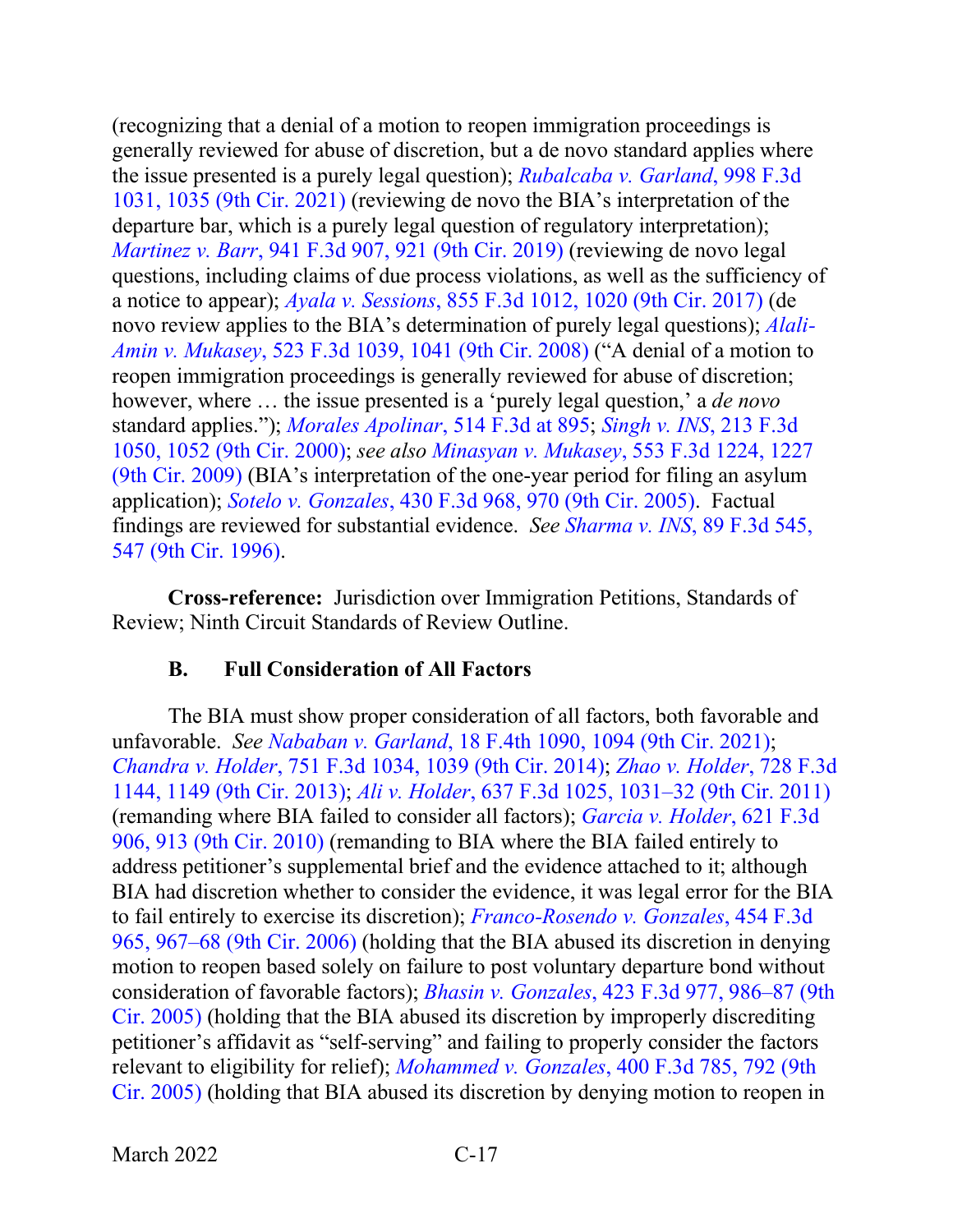(recognizing that a denial of a motion to reopen immigration proceedings is generally reviewed for abuse of discretion, but a de novo standard applies where the issue presented is a purely legal question); *Rubalcaba v. Garland*, 998 F.3d 1031, 1035 (9th Cir. 2021) (reviewing de novo the BIA's interpretation of the departure bar, which is a purely legal question of regulatory interpretation); *Martinez v. Barr*, 941 F.3d 907, 921 (9th Cir. 2019) (reviewing de novo legal questions, including claims of due process violations, as well as the sufficiency of a notice to appear); *Ayala v. Sessions*, 855 F.3d 1012, 1020 (9th Cir. 2017) (de novo review applies to the BIA's determination of purely legal questions); *Alali-Amin v. Mukasey*, 523 F.3d 1039, 1041 (9th Cir. 2008) ("A denial of a motion to reopen immigration proceedings is generally reviewed for abuse of discretion; however, where … the issue presented is a 'purely legal question,' a *de novo* standard applies."); *Morales Apolinar*, 514 F.3d at 895; *Singh v. INS*, 213 F.3d 1050, 1052 (9th Cir. 2000); *see also Minasyan v. Mukasey*, 553 F.3d 1224, 1227 (9th Cir. 2009) (BIA's interpretation of the one-year period for filing an asylum application); *Sotelo v. Gonzales*, 430 F.3d 968, 970 (9th Cir. 2005). Factual findings are reviewed for substantial evidence. *See Sharma v. INS*, 89 F.3d 545, 547 (9th Cir. 1996).

**Cross-reference:** Jurisdiction over Immigration Petitions, Standards of Review; Ninth Circuit Standards of Review Outline.

### B. Full Consideration of All Factors

The BIA must show proper consideration of all factors, both favorable and unfavorable. *See Nababan v. Garland*, 18 F.4th 1090, 1094 (9th Cir. 2021); *Chandra v. Holder*, 751 F.3d 1034, 1039 (9th Cir. 2014); *Zhao v. Holder*, 728 F.3d 1144, 1149 (9th Cir. 2013); *Ali v. Holder*, 637 F.3d 1025, 1031–32 (9th Cir. 2011) (remanding where BIA failed to consider all factors); *Garcia v. Holder*, 621 F.3d 906, 913 (9th Cir. 2010) (remanding to BIA where the BIA failed entirely to address petitioner's supplemental brief and the evidence attached to it; although BIA had discretion whether to consider the evidence, it was legal error for the BIA to fail entirely to exercise its discretion); *Franco-Rosendo v. Gonzales*, 454 F.3d 965, 967–68 (9th Cir. 2006) (holding that the BIA abused its discretion in denying motion to reopen based solely on failure to post voluntary departure bond without consideration of favorable factors); *Bhasin v. Gonzales*, 423 F.3d 977, 986–87 (9th Cir. 2005) (holding that the BIA abused its discretion by improperly discrediting petitioner's affidavit as "self-serving" and failing to properly consider the factors relevant to eligibility for relief); *Mohammed v. Gonzales*, 400 F.3d 785, 792 (9th Cir. 2005) (holding that BIA abused its discretion by denying motion to reopen in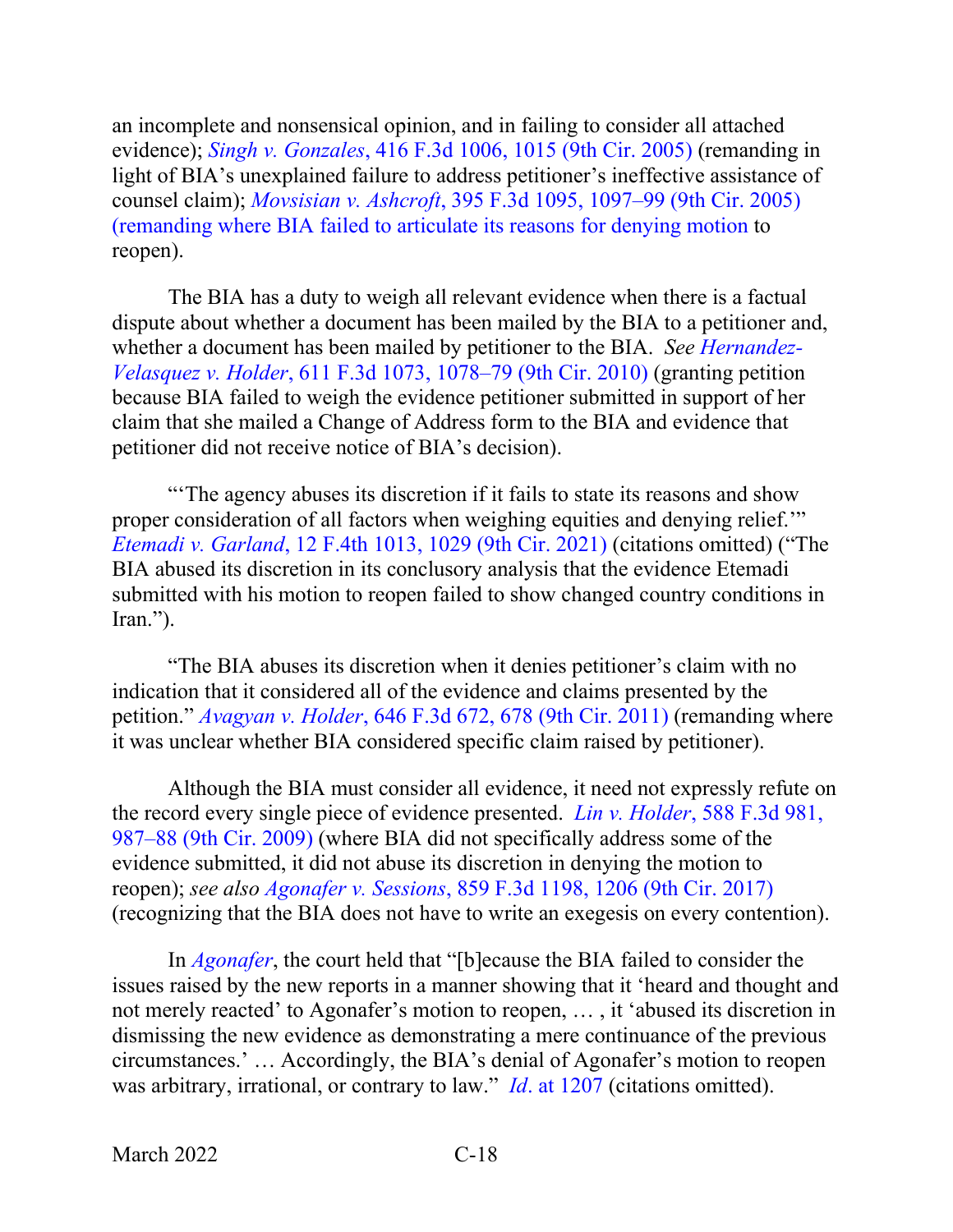an incomplete and nonsensical opinion, and in failing to consider all attached evidence); *Singh v. Gonzales*, 416 F.3d 1006, 1015 (9th Cir. 2005) (remanding in light of BIA's unexplained failure to address petitioner's ineffective assistance of counsel claim); *Movsisian v. Ashcroft*, 395 F.3d 1095, 1097–99 (9th Cir. 2005) (remanding where BIA failed to articulate its reasons for denying motion to reopen).

The BIA has a duty to weigh all relevant evidence when there is a factual dispute about whether a document has been mailed by the BIA to a petitioner and, whether a document has been mailed by petitioner to the BIA. *See Hernandez-Velasquez v. Holder*, 611 F.3d 1073, 1078–79 (9th Cir. 2010) (granting petition because BIA failed to weigh the evidence petitioner submitted in support of her claim that she mailed a Change of Address form to the BIA and evidence that petitioner did not receive notice of BIA's decision).

"'The agency abuses its discretion if it fails to state its reasons and show proper consideration of all factors when weighing equities and denying relief.'" *Etemadi v. Garland*, 12 F.4th 1013, 1029 (9th Cir. 2021) (citations omitted) ("The BIA abused its discretion in its conclusory analysis that the evidence Etemadi submitted with his motion to reopen failed to show changed country conditions in Iran.").

"The BIA abuses its discretion when it denies petitioner's claim with no indication that it considered all of the evidence and claims presented by the petition." *Avagyan v. Holder*, 646 F.3d 672, 678 (9th Cir. 2011) (remanding where it was unclear whether BIA considered specific claim raised by petitioner).

Although the BIA must consider all evidence, it need not expressly refute on the record every single piece of evidence presented. *Lin v. Holder*, 588 F.3d 981, 987–88 (9th Cir. 2009) (where BIA did not specifically address some of the evidence submitted, it did not abuse its discretion in denying the motion to reopen); *see also Agonafer v. Sessions*, 859 F.3d 1198, 1206 (9th Cir. 2017) (recognizing that the BIA does not have to write an exegesis on every contention).

In *Agonafer*, the court held that "[b]ecause the BIA failed to consider the issues raised by the new reports in a manner showing that it 'heard and thought and not merely reacted' to Agonafer's motion to reopen, … , it 'abused its discretion in dismissing the new evidence as demonstrating a mere continuance of the previous circumstances.' … Accordingly, the BIA's denial of Agonafer's motion to reopen was arbitrary, irrational, or contrary to law." *Id*. at 1207 (citations omitted).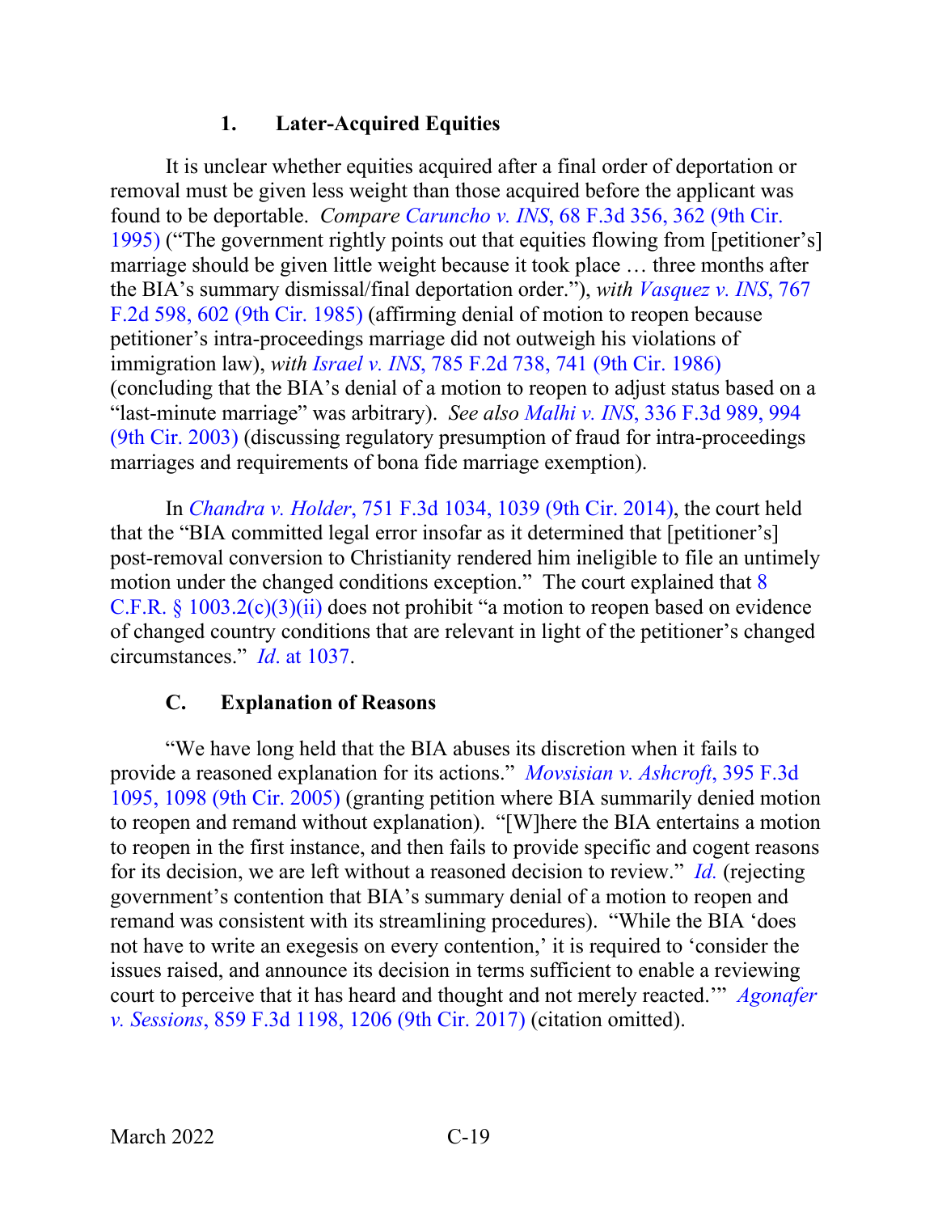#### 1. Later-Acquired Equities

It is unclear whether equities acquired after a final order of deportation or removal must be given less weight than those acquired before the applicant was found to be deportable. *Compare Caruncho v. INS*, 68 F.3d 356, 362 (9th Cir. 1995) ("The government rightly points out that equities flowing from [petitioner's] marriage should be given little weight because it took place … three months after the BIA's summary dismissal/final deportation order."), *with Vasquez v. INS*, 767 F.2d 598, 602 (9th Cir. 1985) (affirming denial of motion to reopen because petitioner's intra-proceedings marriage did not outweigh his violations of immigration law), *with Israel v. INS*, 785 F.2d 738, 741 (9th Cir. 1986) (concluding that the BIA's denial of a motion to reopen to adjust status based on a "last-minute marriage" was arbitrary). *See also Malhi v. INS*, 336 F.3d 989, 994 (9th Cir. 2003) (discussing regulatory presumption of fraud for intra-proceedings marriages and requirements of bona fide marriage exemption).

In *Chandra v. Holder*, 751 F.3d 1034, 1039 (9th Cir. 2014), the court held that the "BIA committed legal error insofar as it determined that [petitioner's] post-removal conversion to Christianity rendered him ineligible to file an untimely motion under the changed conditions exception." The court explained that 8 C.F.R. § 1003.2(c)(3)(ii) does not prohibit "a motion to reopen based on evidence of changed country conditions that are relevant in light of the petitioner's changed circumstances." *Id.* at 1037.

### C. Explanation of Reasons

"We have long held that the BIA abuses its discretion when it fails to provide a reasoned explanation for its actions." *Movsisian v. Ashcroft*, 395 F.3d 1095, 1098 (9th Cir. 2005) (granting petition where BIA summarily denied motion to reopen and remand without explanation). "[W]here the BIA entertains a motion to reopen in the first instance, and then fails to provide specific and cogent reasons for its decision, we are left without a reasoned decision to review." *Id.* (rejecting government's contention that BIA's summary denial of a motion to reopen and remand was consistent with its streamlining procedures). "While the BIA 'does not have to write an exegesis on every contention,' it is required to 'consider the issues raised, and announce its decision in terms sufficient to enable a reviewing court to perceive that it has heard and thought and not merely reacted.'" *Agonafer v. Sessions*, 859 F.3d 1198, 1206 (9th Cir. 2017) (citation omitted).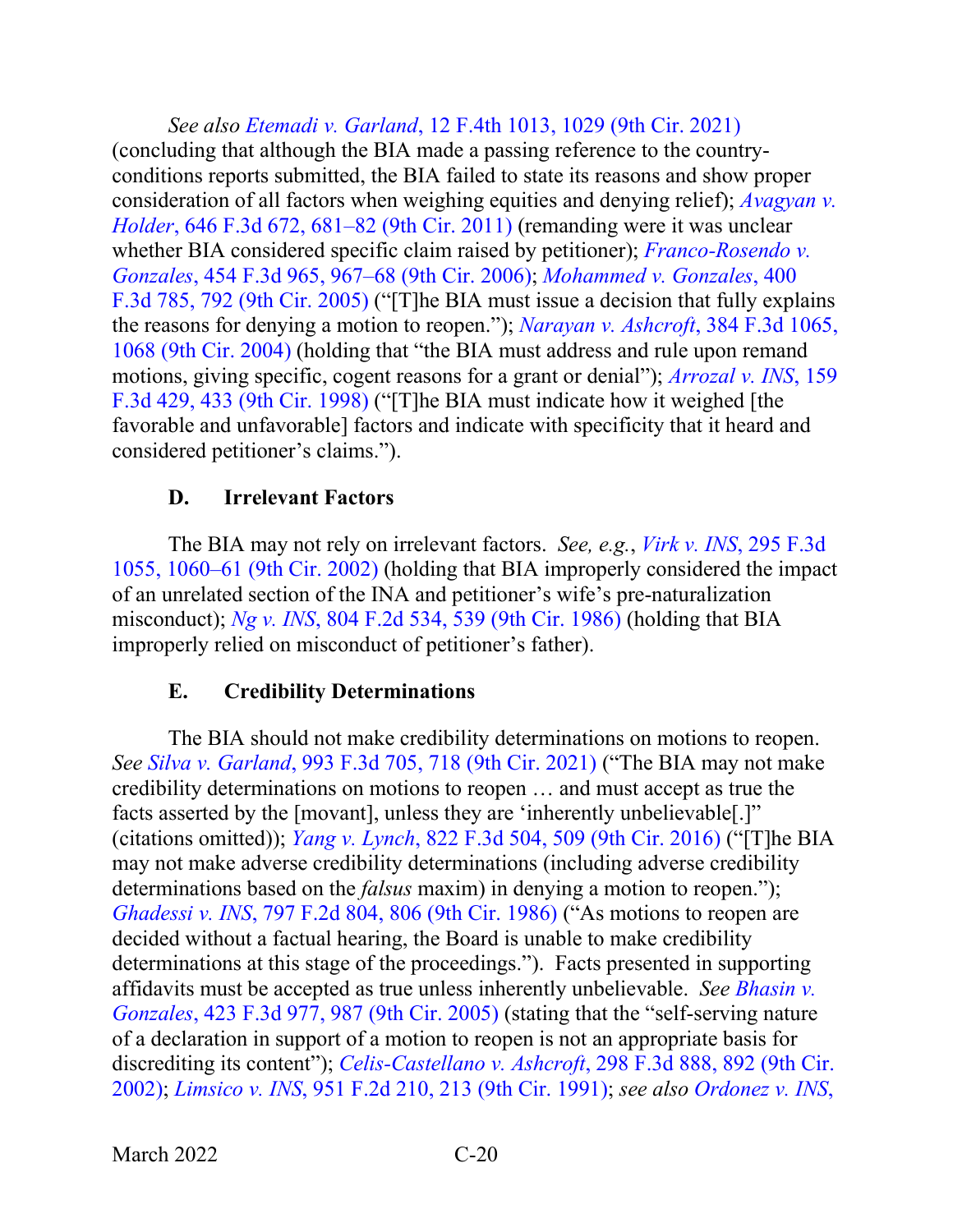*See also* Etemadi v. Garland, 12 F.4th 1013, 1029 (9th Cir. 2021) (concluding that although the BIA made a passing reference to the country-conditions reports submitted, the BIA failed to state its reasons and show proper consideration of all factors when weighing equities and denying relief); *Avagyan v. Holder*, 646 F.3d 672, 681–82 (9th Cir. 2011) (remanding were it was unclear whether BIA considered specific claim raised by petitioner); *Franco-Rosendo v. Gonzales*, 454 F.3d 965, 967–68 (9th Cir. 2006); *Mohammed v. Gonzales*, 400 F.3d 785, 792 (9th Cir. 2005) ("[T]he BIA must issue a decision that fully explains the reasons for denying a motion to reopen."); *Narayan v. Ashcroft*, 384 F.3d 1065, 1068 (9th Cir. 2004) (holding that "the BIA must address and rule upon remand motions, giving specific, cogent reasons for a grant or denial"); *Arrozal v. INS*, 159 F.3d 429, 433 (9th Cir. 1998) ("[T]he BIA must indicate how it weighed [the favorable and unfavorable] factors and indicate with specificity that it heard and considered petitioner's claims.").

### D. Irrelevant Factors

The BIA may not rely on irrelevant factors. *See, e.g.*, *Virk v. INS*, 295 F.3d 1055, 1060–61 (9th Cir. 2002) (holding that BIA improperly considered the impact of an unrelated section of the INA and petitioner's wife's pre-naturalization misconduct); *Ng v. INS*, 804 F.2d 534, 539 (9th Cir. 1986) (holding that BIA improperly relied on misconduct of petitioner's father).

### E. Credibility Determinations

The BIA should not make credibility determinations on motions to reopen. *See* *Silva v. Garland*, 993 F.3d 705, 718 (9th Cir. 2021) ("The BIA may not make credibility determinations on motions to reopen … and must accept as true the facts asserted by the [movant], unless they are 'inherently unbelievable[.]" (citations omitted)); *Yang v. Lynch*, 822 F.3d 504, 509 (9th Cir. 2016) ("[T]he BIA may not make adverse credibility determinations (including adverse credibility determinations based on the *falsus* maxim) in denying a motion to reopen."); *Ghadessi v. INS*, 797 F.2d 804, 806 (9th Cir. 1986) ("As motions to reopen are decided without a factual hearing, the Board is unable to make credibility determinations at this stage of the proceedings."). Facts presented in supporting affidavits must be accepted as true unless inherently unbelievable. *See* *Bhasin v. Gonzales*, 423 F.3d 977, 987 (9th Cir. 2005) (stating that the "self-serving nature of a declaration in support of a motion to reopen is not an appropriate basis for discrediting its content"); *Celis-Castellano v. Ashcroft*, 298 F.3d 888, 892 (9th Cir. 2002); *Limsico v. INS*, 951 F.2d 210, 213 (9th Cir. 1991); *see also* *Ordonez v. INS*,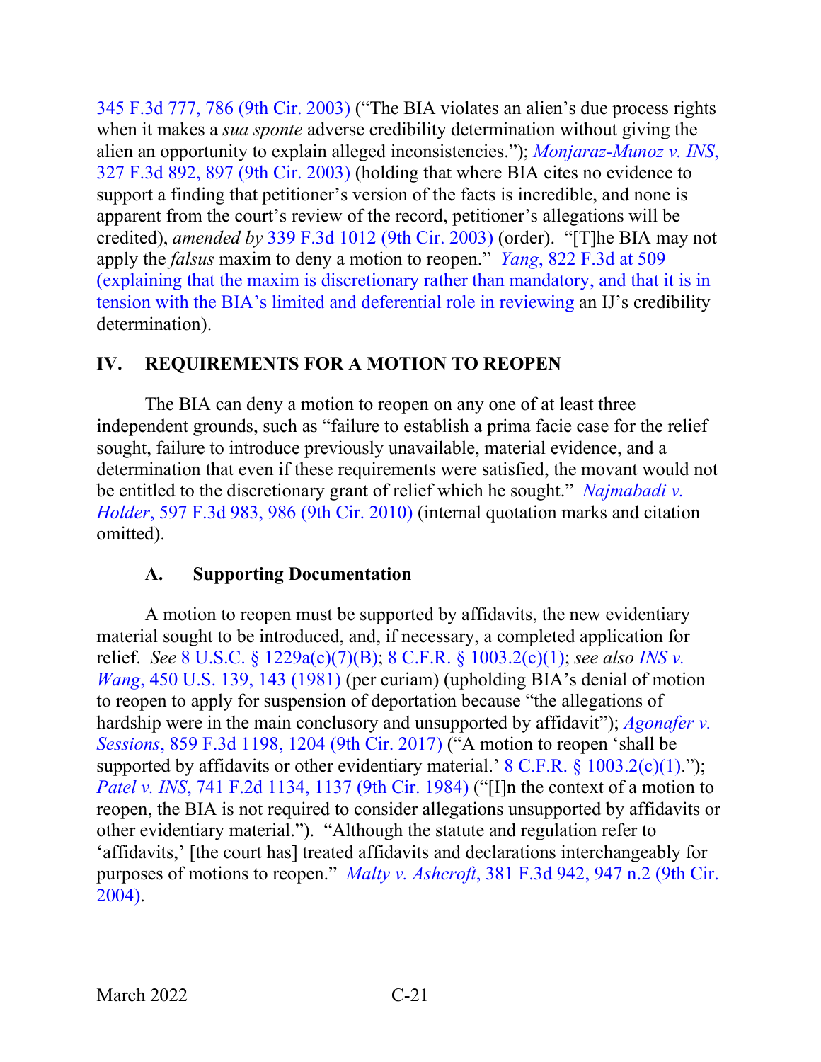345 F.3d 777, 786 (9th Cir. 2003) ("The BIA violates an alien's due process rights when it makes a *sua sponte* adverse credibility determination without giving the alien an opportunity to explain alleged inconsistencies."); *Monjaraz-Munoz v. INS*, 327 F.3d 892, 897 (9th Cir. 2003) (holding that where BIA cites no evidence to support a finding that petitioner's version of the facts is incredible, and none is apparent from the court's review of the record, petitioner's allegations will be credited), *amended by* 339 F.3d 1012 (9th Cir. 2003) (order). "[T]he BIA may not apply the *falsus* maxim to deny a motion to reopen." *Yang*, 822 F.3d at 509 (explaining that the maxim is discretionary rather than mandatory, and that it is in tension with the BIA's limited and deferential role in reviewing an IJ's credibility determination).

## IV. REQUIREMENTS FOR A MOTION TO REOPEN

The BIA can deny a motion to reopen on any one of at least three independent grounds, such as "failure to establish a prima facie case for the relief sought, failure to introduce previously unavailable, material evidence, and a determination that even if these requirements were satisfied, the movant would not be entitled to the discretionary grant of relief which he sought." *Najmabadi v. Holder*, 597 F.3d 983, 986 (9th Cir. 2010) (internal quotation marks and citation omitted).

### A. Supporting Documentation

A motion to reopen must be supported by affidavits, the new evidentiary material sought to be introduced, and, if necessary, a completed application for relief. *See* 8 U.S.C. § 1229a(c)(7)(B); 8 C.F.R. § 1003.2(c)(1); *see also INS v. Wang*, 450 U.S. 139, 143 (1981) (per curiam) (upholding BIA's denial of motion to reopen to apply for suspension of deportation because "the allegations of hardship were in the main conclusory and unsupported by affidavit"); *Agonafer v. Sessions*, 859 F.3d 1198, 1204 (9th Cir. 2017) ("A motion to reopen 'shall be supported by affidavits or other evidentiary material.' 8 C.F.R. § 1003.2(c)(1)."); *Patel v. INS*, 741 F.2d 1134, 1137 (9th Cir. 1984) ("[I]n the context of a motion to reopen, the BIA is not required to consider allegations unsupported by affidavits or other evidentiary material."). "Although the statute and regulation refer to 'affidavits,' [the court has] treated affidavits and declarations interchangeably for purposes of motions to reopen." *Malty v. Ashcroft*, 381 F.3d 942, 947 n.2 (9th Cir. 2004).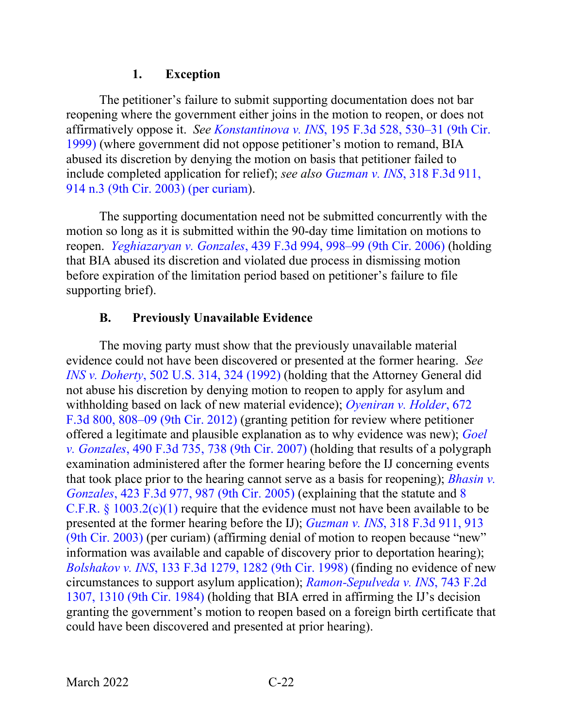### 1. Exception

The petitioner's failure to submit supporting documentation does not bar reopening where the government either joins in the motion to reopen, or does not affirmatively oppose it. *See Konstantinova v. INS*, 195 F.3d 528, 530–31 (9th Cir. 1999) (where government did not oppose petitioner's motion to remand, BIA abused its discretion by denying the motion on basis that petitioner failed to include completed application for relief); *see also Guzman v. INS*, 318 F.3d 911, 914 n.3 (9th Cir. 2003) (per curiam).

The supporting documentation need not be submitted concurrently with the motion so long as it is submitted within the 90-day time limitation on motions to reopen. *Yeghiazaryan v. Gonzales*, 439 F.3d 994, 998–99 (9th Cir. 2006) (holding that BIA abused its discretion and violated due process in dismissing motion before expiration of the limitation period based on petitioner's failure to file supporting brief).

## B. Previously Unavailable Evidence

The moving party must show that the previously unavailable material evidence could not have been discovered or presented at the former hearing. *See INS v. Doherty*, 502 U.S. 314, 324 (1992) (holding that the Attorney General did not abuse his discretion by denying motion to reopen to apply for asylum and withholding based on lack of new material evidence); *Oyeniran v. Holder*, 672 F.3d 800, 808–09 (9th Cir. 2012) (granting petition for review where petitioner offered a legitimate and plausible explanation as to why evidence was new); *Goel v. Gonzales*, 490 F.3d 735, 738 (9th Cir. 2007) (holding that results of a polygraph examination administered after the former hearing before the IJ concerning events that took place prior to the hearing cannot serve as a basis for reopening); *Bhasin v. Gonzales*, 423 F.3d 977, 987 (9th Cir. 2005) (explaining that the statute and 8 C.F.R. § 1003.2(c)(1) require that the evidence must not have been available to be presented at the former hearing before the IJ); *Guzman v. INS*, 318 F.3d 911, 913 (9th Cir. 2003) (per curiam) (affirming denial of motion to reopen because "new" information was available and capable of discovery prior to deportation hearing); *Bolshakov v. INS*, 133 F.3d 1279, 1282 (9th Cir. 1998) (finding no evidence of new circumstances to support asylum application); *Ramon-Sepulveda v. INS*, 743 F.2d 1307, 1310 (9th Cir. 1984) (holding that BIA erred in affirming the IJ's decision granting the government's motion to reopen based on a foreign birth certificate that could have been discovered and presented at prior hearing).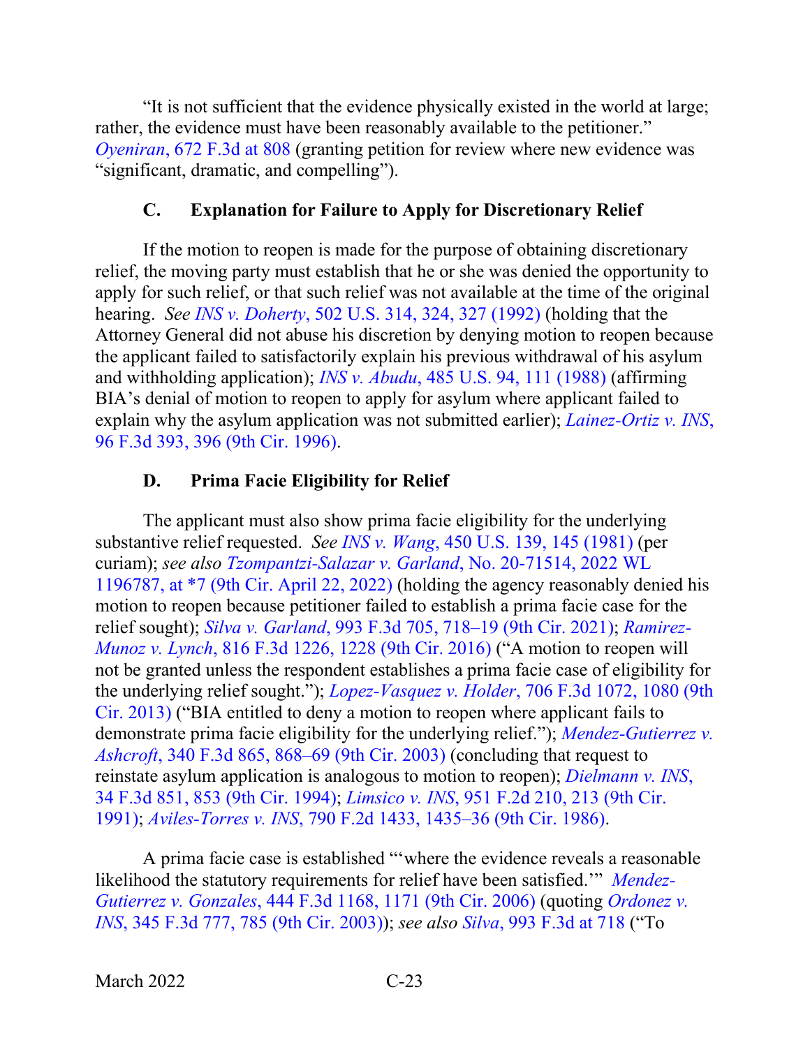"It is not sufficient that the evidence physically existed in the world at large; rather, the evidence must have been reasonably available to the petitioner." *Oyeniran*, 672 F.3d at 808 (granting petition for review where new evidence was "significant, dramatic, and compelling").

### C. Explanation for Failure to Apply for Discretionary Relief

If the motion to reopen is made for the purpose of obtaining discretionary relief, the moving party must establish that he or she was denied the opportunity to apply for such relief, or that such relief was not available at the time of the original hearing. *See INS v. Doherty*, 502 U.S. 314, 324, 327 (1992) (holding that the Attorney General did not abuse his discretion by denying motion to reopen because the applicant failed to satisfactorily explain his previous withdrawal of his asylum and withholding application); *INS v. Abudu*, 485 U.S. 94, 111 (1988) (affirming BIA's denial of motion to reopen to apply for asylum where applicant failed to explain why the asylum application was not submitted earlier); *Lainez-Ortiz v. INS*, 96 F.3d 393, 396 (9th Cir. 1996).

### D. Prima Facie Eligibility for Relief

The applicant must also show prima facie eligibility for the underlying substantive relief requested. *See INS v. Wang*, 450 U.S. 139, 145 (1981) (per curiam); *see also Tzompantzi-Salazar v. Garland*, No. 20-71514, 2022 WL 1196787, at *7 (9th Cir. April 22, 2022) (holding the agency reasonably denied his motion to reopen because petitioner failed to establish a prima facie case for the relief sought); *Silva v. Garland*, 993 F.3d 705, 718–19 (9th Cir. 2021); *Ramirez-Munoz v. Lynch*, 816 F.3d 1226, 1228 (9th Cir. 2016) ("A motion to reopen will not be granted unless the respondent establishes a prima facie case of eligibility for the underlying relief sought."); *Lopez-Vasquez v. Holder*, 706 F.3d 1072, 1080 (9th Cir. 2013) ("BIA entitled to deny a motion to reopen where applicant fails to demonstrate prima facie eligibility for the underlying relief."); *Mendez-Gutierrez v. Ashcroft*, 340 F.3d 865, 868–69 (9th Cir. 2003) (concluding that request to reinstate asylum application is analogous to motion to reopen); *Dielmann v. INS*, 34 F.3d 851, 853 (9th Cir. 1994); *Limsico v. INS*, 951 F.2d 210, 213 (9th Cir. 1991); *Aviles-Torres v. INS*, 790 F.2d 1433, 1435–36 (9th Cir. 1986).

A prima facie case is established "'where the evidence reveals a reasonable likelihood the statutory requirements for relief have been satisfied.'" *Mendez-Gutierrez v. Gonzales*, 444 F.3d 1168, 1171 (9th Cir. 2006) (quoting *Ordonez v. INS*, 345 F.3d 777, 785 (9th Cir. 2003)); *see also Silva*, 993 F.3d at 718 ("To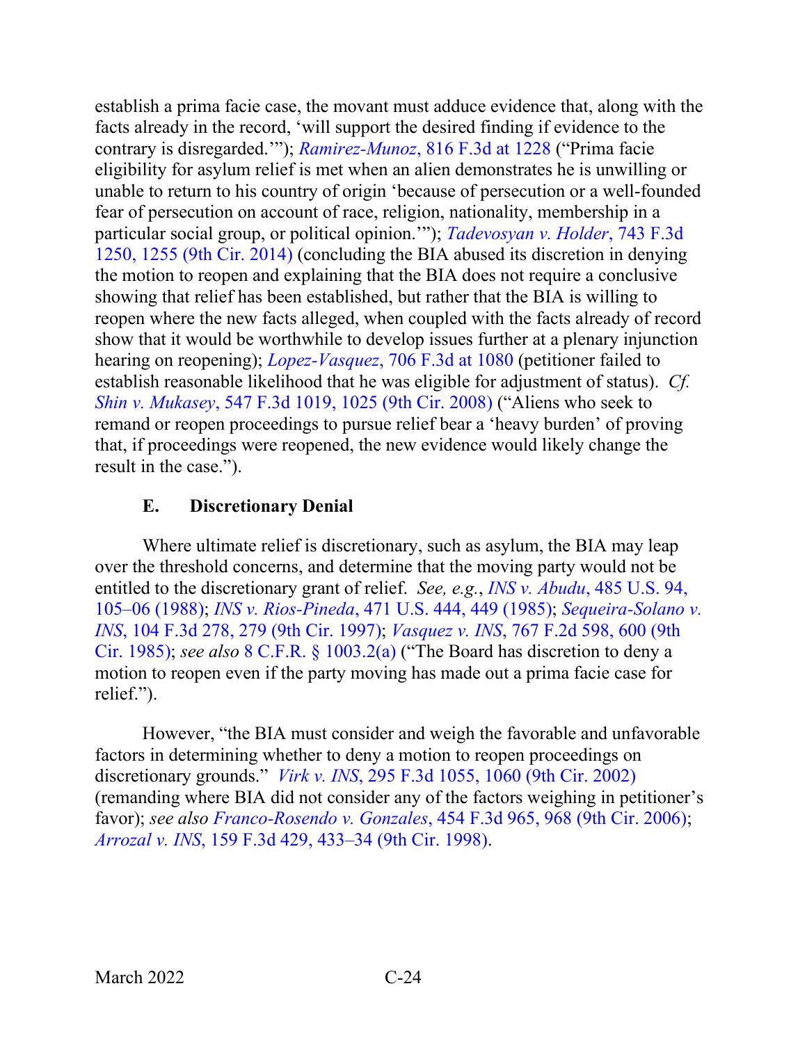establish a prima facie case, the movant must adduce evidence that, along with the facts already in the record, 'will support the desired finding if evidence to the contrary is disregarded.'"); *Ramirez-Munoz*, 816 F.3d at 1228 ("Prima facie eligibility for asylum relief is met when an alien demonstrates he is unwilling or unable to return to his country of origin 'because of persecution or a well-founded fear of persecution on account of race, religion, nationality, membership in a particular social group, or political opinion.'"); *Tadevosyan v. Holder*, 743 F.3d 1250, 1255 (9th Cir. 2014) (concluding the BIA abused its discretion in denying the motion to reopen and explaining that the BIA does not require a conclusive showing that relief has been established, but rather that the BIA is willing to reopen where the new facts alleged, when coupled with the facts already of record show that it would be worthwhile to develop issues further at a plenary injunction hearing on reopening); *Lopez-Vasquez*, 706 F.3d at 1080 (petitioner failed to establish reasonable likelihood that he was eligible for adjustment of status). *Cf. Shin v. Mukasey*, 547 F.3d 1019, 1025 (9th Cir. 2008) ("Aliens who seek to remand or reopen proceedings to pursue relief bear a 'heavy burden' of proving that, if proceedings were reopened, the new evidence would likely change the result in the case.").

### E. Discretionary Denial

Where ultimate relief is discretionary, such as asylum, the BIA may leap over the threshold concerns, and determine that the moving party would not be entitled to the discretionary grant of relief. *See, e.g.*, *INS v. Abudu*, 485 U.S. 94, 105–06 (1988); *INS v. Rios-Pineda*, 471 U.S. 444, 449 (1985); *Sequeira-Solano v. INS*, 104 F.3d 278, 279 (9th Cir. 1997); *Vasquez v. INS*, 767 F.2d 598, 600 (9th Cir. 1985); *see also* 8 C.F.R. § 1003.2(a) ("The Board has discretion to deny a motion to reopen even if the party moving has made out a prima facie case for relief.").

However, "the BIA must consider and weigh the favorable and unfavorable factors in determining whether to deny a motion to reopen proceedings on discretionary grounds." *Virk v. INS*, 295 F.3d 1055, 1060 (9th Cir. 2002) (remanding where BIA did not consider any of the factors weighing in petitioner's favor); *see also Franco-Rosendo v. Gonzales*, 454 F.3d 965, 968 (9th Cir. 2006); *Arrozal v. INS*, 159 F.3d 429, 433–34 (9th Cir. 1998).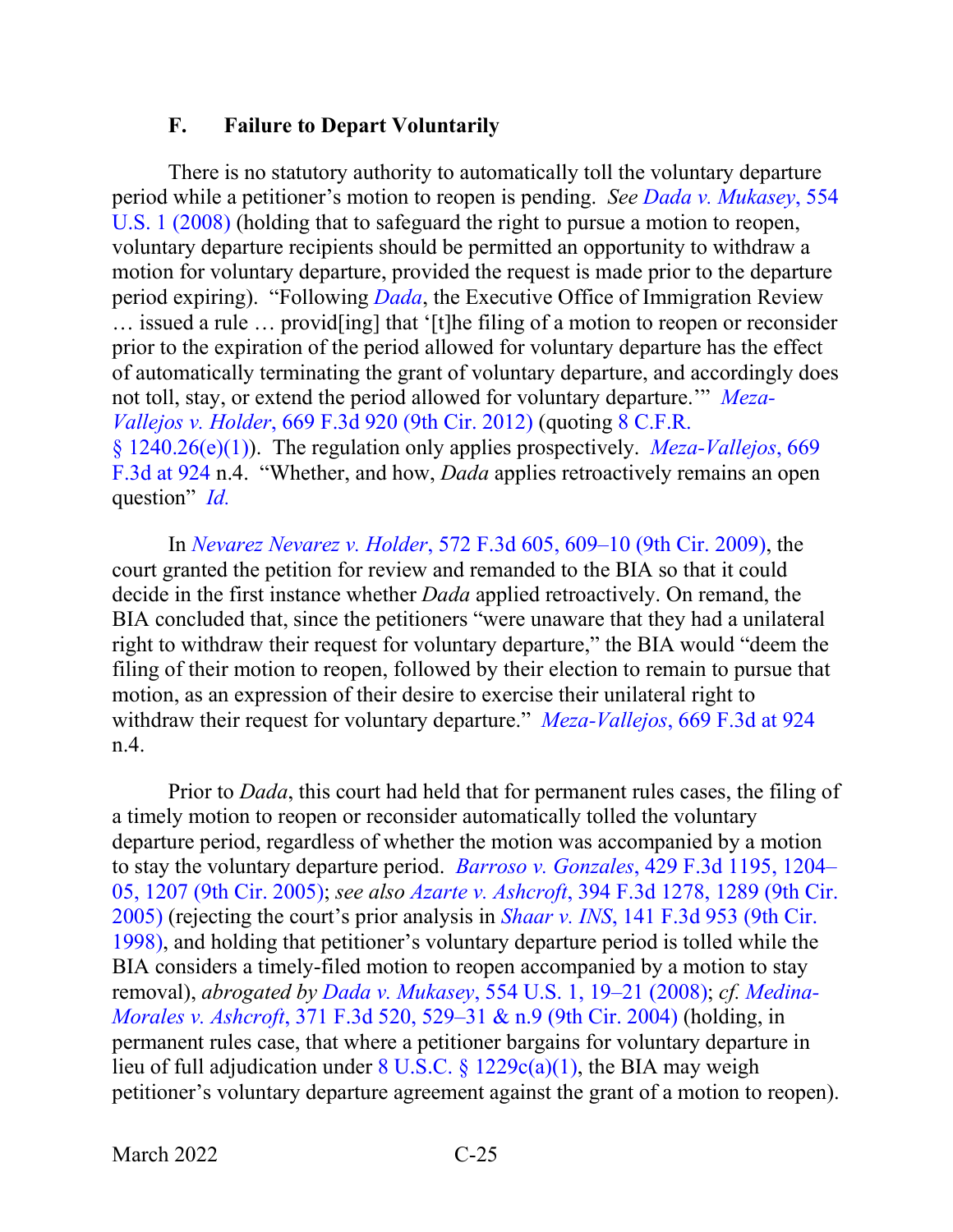### F. Failure to Depart Voluntarily

There is no statutory authority to automatically toll the voluntary departure period while a petitioner's motion to reopen is pending. *See Dada v. Mukasey*, 554 U.S. 1 (2008) (holding that to safeguard the right to pursue a motion to reopen, voluntary departure recipients should be permitted an opportunity to withdraw a motion for voluntary departure, provided the request is made prior to the departure period expiring). "Following *Dada*, the Executive Office of Immigration Review … issued a rule … provid[ing] that '[t]he filing of a motion to reopen or reconsider prior to the expiration of the period allowed for voluntary departure has the effect of automatically terminating the grant of voluntary departure, and accordingly does not toll, stay, or extend the period allowed for voluntary departure.'" *Meza-Vallejos v. Holder*, 669 F.3d 920 (9th Cir. 2012) (quoting 8 C.F.R. § 1240.26(e)(1)). The regulation only applies prospectively. *Meza-Vallejos*, 669 F.3d at 924 n.4. "Whether, and how, *Dada* applies retroactively remains an open question" *Id.*

In *Nevarez Nevarez v. Holder*, 572 F.3d 605, 609–10 (9th Cir. 2009), the court granted the petition for review and remanded to the BIA so that it could decide in the first instance whether *Dada* applied retroactively. On remand, the BIA concluded that, since the petitioners "were unaware that they had a unilateral right to withdraw their request for voluntary departure," the BIA would "deem the filing of their motion to reopen, followed by their election to remain to pursue that motion, as an expression of their desire to exercise their unilateral right to withdraw their request for voluntary departure." *Meza-Vallejos*, 669 F.3d at 924 n.4.

Prior to *Dada*, this court had held that for permanent rules cases, the filing of a timely motion to reopen or reconsider automatically tolled the voluntary departure period, regardless of whether the motion was accompanied by a motion to stay the voluntary departure period. *Barroso v. Gonzales*, 429 F.3d 1195, 1204–05, 1207 (9th Cir. 2005); *see also Azarte v. Ashcroft*, 394 F.3d 1278, 1289 (9th Cir. 2005) (rejecting the court's prior analysis in *Shaar v. INS*, 141 F.3d 953 (9th Cir. 1998), and holding that petitioner's voluntary departure period is tolled while the BIA considers a timely-filed motion to reopen accompanied by a motion to stay removal), *abrogated by Dada v. Mukasey*, 554 U.S. 1, 19–21 (2008); *cf. Medina-Morales v. Ashcroft*, 371 F.3d 520, 529–31 & n.9 (9th Cir. 2004) (holding, in permanent rules case, that where a petitioner bargains for voluntary departure in lieu of full adjudication under 8 U.S.C. § 1229c(a)(1), the BIA may weigh petitioner's voluntary departure agreement against the grant of a motion to reopen).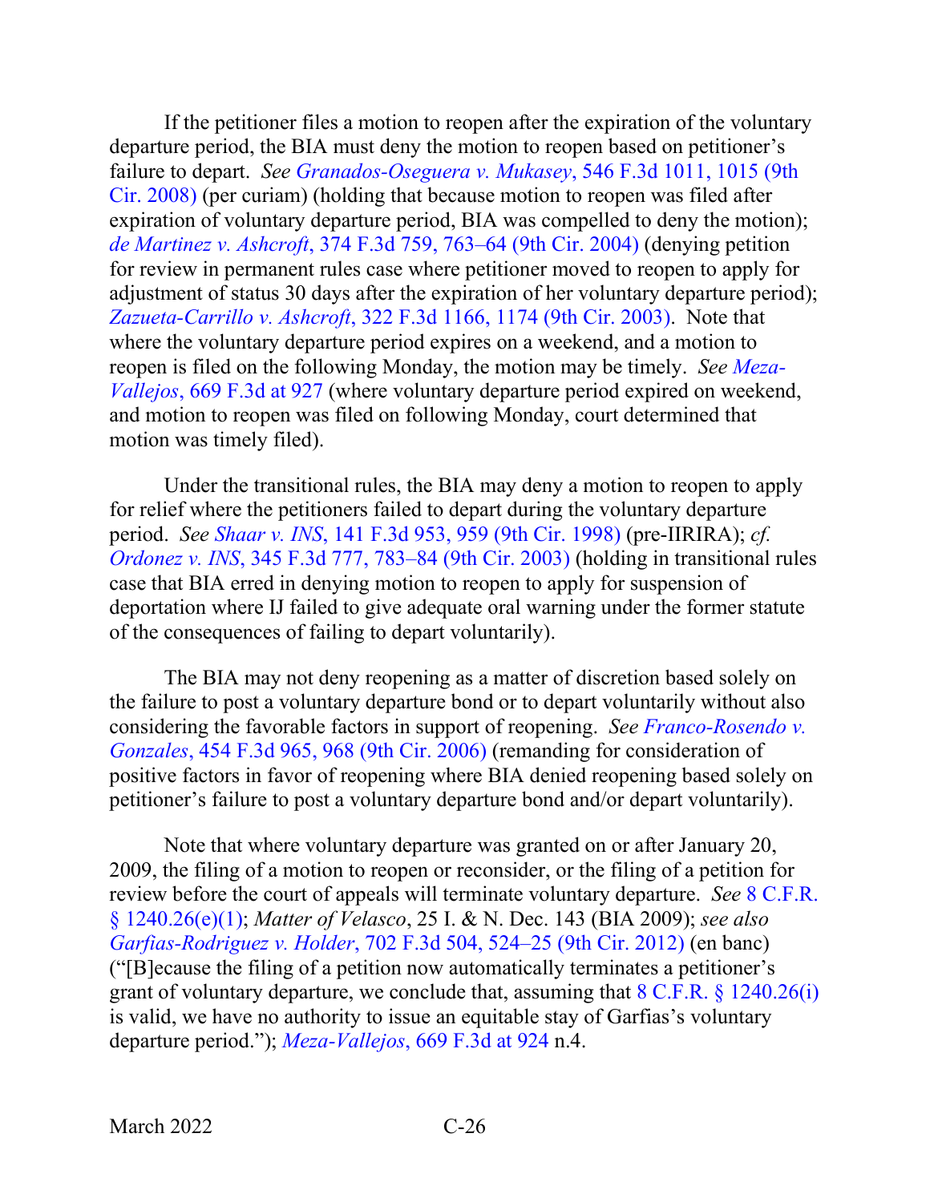If the petitioner files a motion to reopen after the expiration of the voluntary departure period, the BIA must deny the motion to reopen based on petitioner's failure to depart. *See Granados-Oseguera v. Mukasey*, 546 F.3d 1011, 1015 (9th Cir. 2008) (per curiam) (holding that because motion to reopen was filed after expiration of voluntary departure period, BIA was compelled to deny the motion); *de Martinez v. Ashcroft*, 374 F.3d 759, 763–64 (9th Cir. 2004) (denying petition for review in permanent rules case where petitioner moved to reopen to apply for adjustment of status 30 days after the expiration of her voluntary departure period); *Zazueta-Carrillo v. Ashcroft*, 322 F.3d 1166, 1174 (9th Cir. 2003). Note that where the voluntary departure period expires on a weekend, and a motion to reopen is filed on the following Monday, the motion may be timely. *See Meza-Vallejos*, 669 F.3d at 927 (where voluntary departure period expired on weekend, and motion to reopen was filed on following Monday, court determined that motion was timely filed).

Under the transitional rules, the BIA may deny a motion to reopen to apply for relief where the petitioners failed to depart during the voluntary departure period. *See Shaar v. INS*, 141 F.3d 953, 959 (9th Cir. 1998) (pre-IIRIRA); *cf. Ordonez v. INS*, 345 F.3d 777, 783–84 (9th Cir. 2003) (holding in transitional rules case that BIA erred in denying motion to reopen to apply for suspension of deportation where IJ failed to give adequate oral warning under the former statute of the consequences of failing to depart voluntarily).

The BIA may not deny reopening as a matter of discretion based solely on the failure to post a voluntary departure bond or to depart voluntarily without also considering the favorable factors in support of reopening. *See Franco-Rosendo v. Gonzales*, 454 F.3d 965, 968 (9th Cir. 2006) (remanding for consideration of positive factors in favor of reopening where BIA denied reopening based solely on petitioner's failure to post a voluntary departure bond and/or depart voluntarily).

Note that where voluntary departure was granted on or after January 20, 2009, the filing of a motion to reopen or reconsider, or the filing of a petition for review before the court of appeals will terminate voluntary departure. *See* 8 C.F.R. § 1240.26(e)(1); *Matter of Velasco*, 25 I. & N. Dec. 143 (BIA 2009); *see also Garfias-Rodriguez v. Holder*, 702 F.3d 504, 524–25 (9th Cir. 2012) (en banc) ("[B]ecause the filing of a petition now automatically terminates a petitioner's grant of voluntary departure, we conclude that, assuming that 8 C.F.R. § 1240.26(i) is valid, we have no authority to issue an equitable stay of Garfias's voluntary departure period."); *Meza-Vallejos*, 669 F.3d at 924 n.4.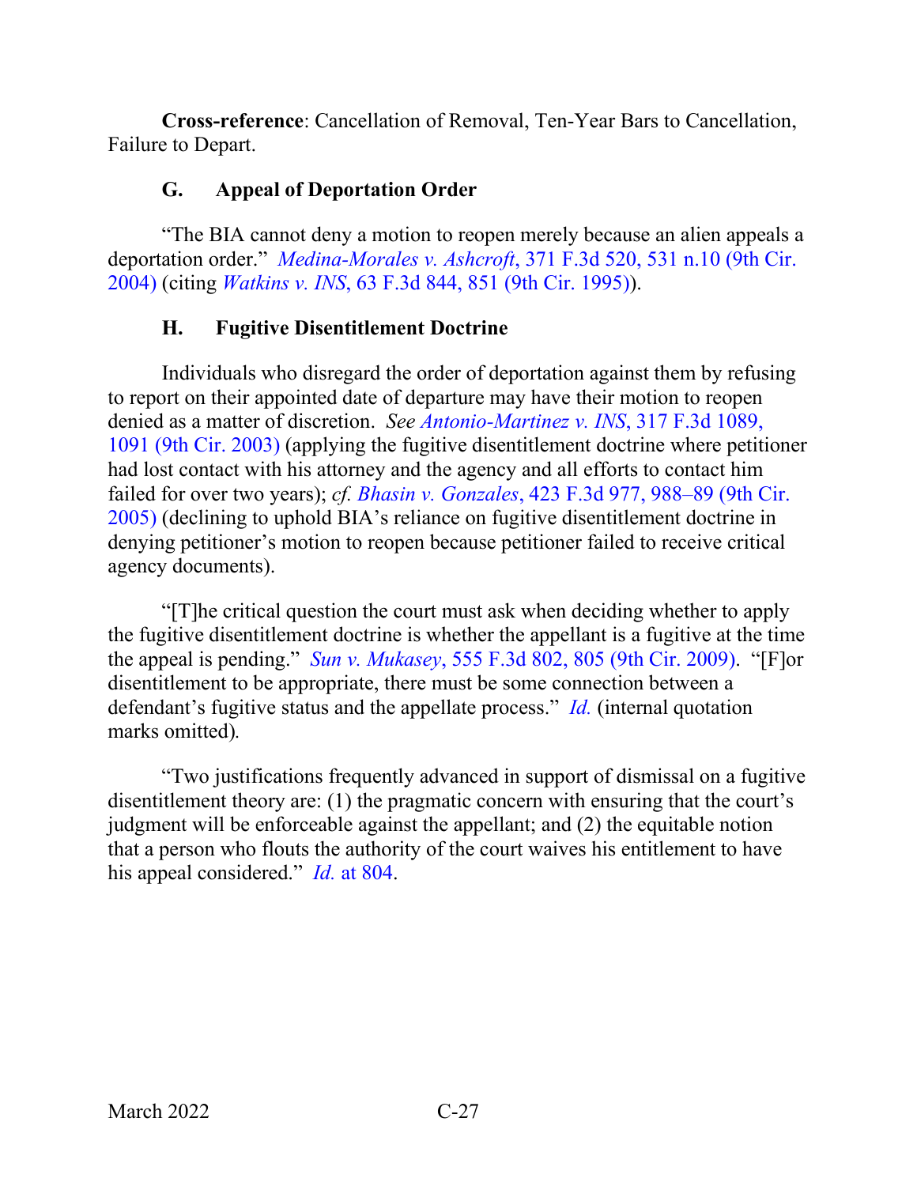**Cross-reference**: Cancellation of Removal, Ten-Year Bars to Cancellation, Failure to Depart.

### G. Appeal of Deportation Order

"The BIA cannot deny a motion to reopen merely because an alien appeals a deportation order." *Medina-Morales v. Ashcroft*, 371 F.3d 520, 531 n.10 (9th Cir. 2004) (citing *Watkins v. INS*, 63 F.3d 844, 851 (9th Cir. 1995)).

### H. Fugitive Disentitlement Doctrine

Individuals who disregard the order of deportation against them by refusing to report on their appointed date of departure may have their motion to reopen denied as a matter of discretion. *See Antonio-Martinez v. INS*, 317 F.3d 1089, 1091 (9th Cir. 2003) (applying the fugitive disentitlement doctrine where petitioner had lost contact with his attorney and the agency and all efforts to contact him failed for over two years); *cf. Bhasin v. Gonzales*, 423 F.3d 977, 988–89 (9th Cir. 2005) (declining to uphold BIA's reliance on fugitive disentitlement doctrine in denying petitioner's motion to reopen because petitioner failed to receive critical agency documents).

"[T]he critical question the court must ask when deciding whether to apply the fugitive disentitlement doctrine is whether the appellant is a fugitive at the time the appeal is pending." *Sun v. Mukasey*, 555 F.3d 802, 805 (9th Cir. 2009). "[F]or disentitlement to be appropriate, there must be some connection between a defendant's fugitive status and the appellate process." *Id.* (internal quotation marks omitted).

"Two justifications frequently advanced in support of dismissal on a fugitive disentitlement theory are: (1) the pragmatic concern with ensuring that the court's judgment will be enforceable against the appellant; and (2) the equitable notion that a person who flouts the authority of the court waives his entitlement to have his appeal considered." *Id.* at 804.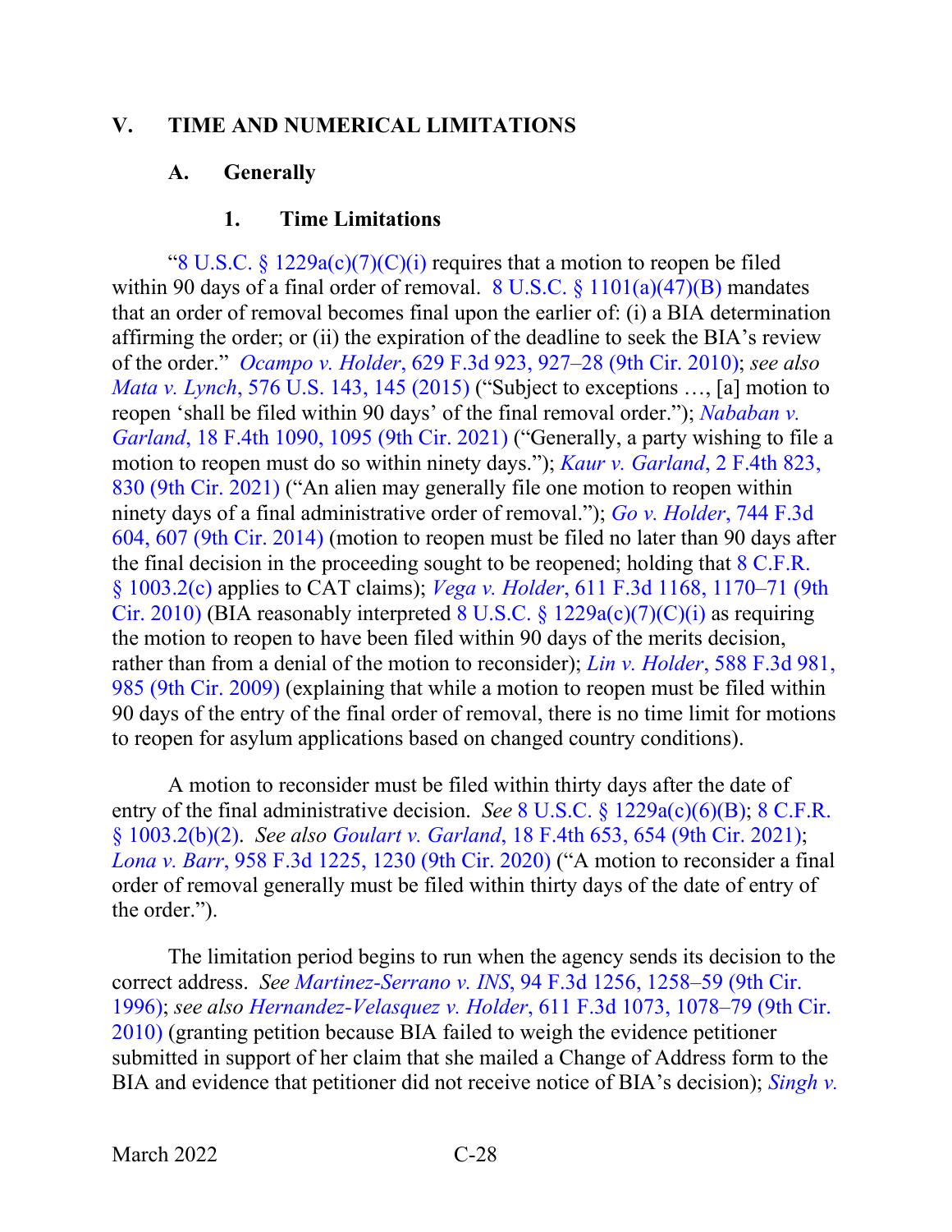## V. TIME AND NUMERICAL LIMITATIONS

### A. Generally

#### 1. Time Limitations

"8 U.S.C. § 1229a(c)(7)(C)(i) requires that a motion to reopen be filed within 90 days of a final order of removal. 8 U.S.C. § 1101(a)(47)(B) mandates that an order of removal becomes final upon the earlier of: (i) a BIA determination affirming the order; or (ii) the expiration of the deadline to seek the BIA's review of the order." *Ocampo v. Holder*, 629 F.3d 923, 927–28 (9th Cir. 2010); *see also Mata v. Lynch*, 576 U.S. 143, 145 (2015) ("Subject to exceptions …, [a] motion to reopen 'shall be filed within 90 days' of the final removal order."); *Nababan v. Garland*, 18 F.4th 1090, 1095 (9th Cir. 2021) ("Generally, a party wishing to file a motion to reopen must do so within ninety days."); *Kaur v. Garland*, 2 F.4th 823, 830 (9th Cir. 2021) ("An alien may generally file one motion to reopen within ninety days of a final administrative order of removal."); *Go v. Holder*, 744 F.3d 604, 607 (9th Cir. 2014) (motion to reopen must be filed no later than 90 days after the final decision in the proceeding sought to be reopened; holding that 8 C.F.R. § 1003.2(c) applies to CAT claims); *Vega v. Holder*, 611 F.3d 1168, 1170–71 (9th Cir. 2010) (BIA reasonably interpreted 8 U.S.C. § 1229a(c)(7)(C)(i) as requiring the motion to reopen to have been filed within 90 days of the merits decision, rather than from a denial of the motion to reconsider); *Lin v. Holder*, 588 F.3d 981, 985 (9th Cir. 2009) (explaining that while a motion to reopen must be filed within 90 days of the entry of the final order of removal, there is no time limit for motions to reopen for asylum applications based on changed country conditions).

A motion to reconsider must be filed within thirty days after the date of entry of the final administrative decision. *See* 8 U.S.C. § 1229a(c)(6)(B); 8 C.F.R. § 1003.2(b)(2). *See also Goulart v. Garland*, 18 F.4th 653, 654 (9th Cir. 2021); *Lona v. Barr*, 958 F.3d 1225, 1230 (9th Cir. 2020) ("A motion to reconsider a final order of removal generally must be filed within thirty days of the date of entry of the order.").

The limitation period begins to run when the agency sends its decision to the correct address. *See Martinez-Serrano v. INS*, 94 F.3d 1256, 1258–59 (9th Cir. 1996); *see also Hernandez-Velasquez v. Holder*, 611 F.3d 1073, 1078–79 (9th Cir. 2010) (granting petition because BIA failed to weigh the evidence petitioner submitted in support of her claim that she mailed a Change of Address form to the BIA and evidence that petitioner did not receive notice of BIA's decision); *Singh v.*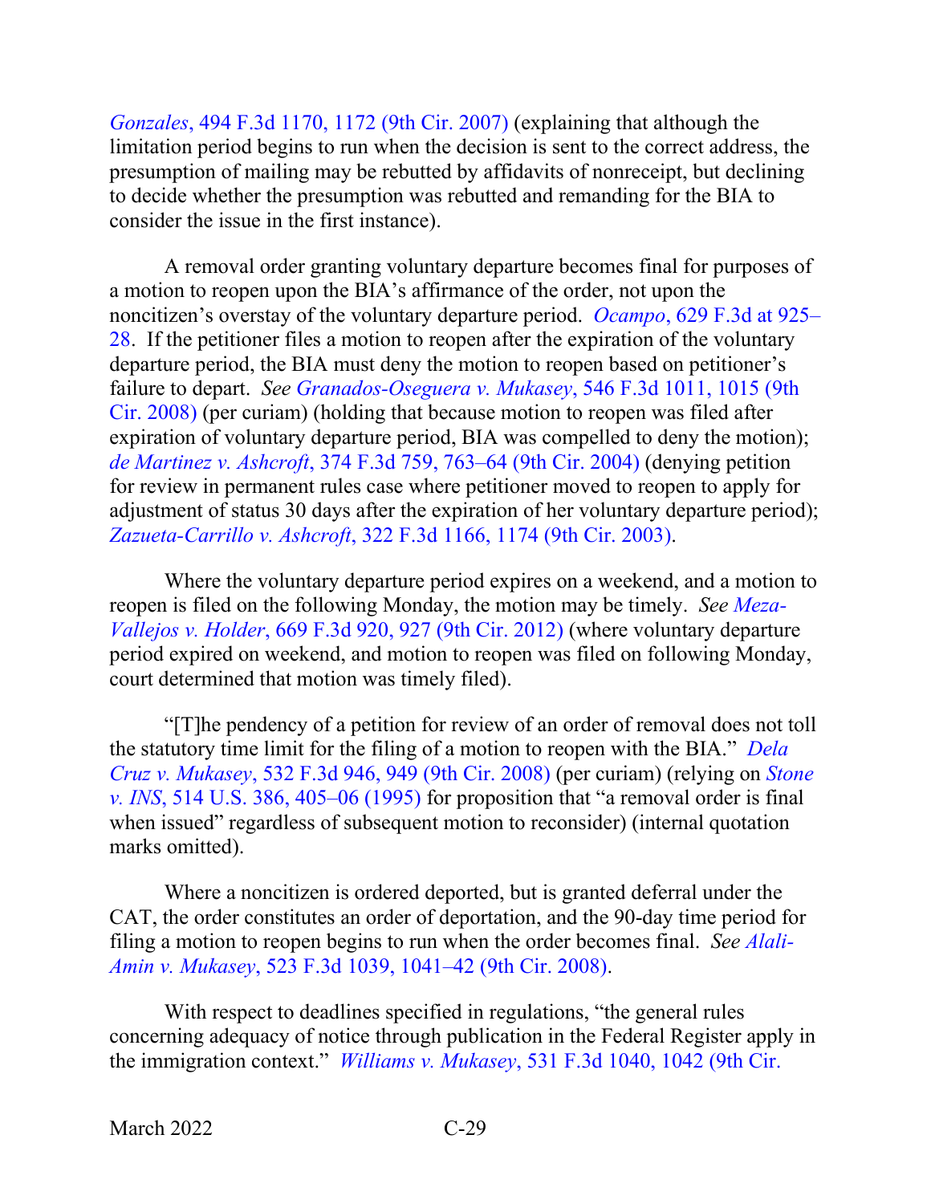*Gonzales*, 494 F.3d 1170, 1172 (9th Cir. 2007) (explaining that although the limitation period begins to run when the decision is sent to the correct address, the presumption of mailing may be rebutted by affidavits of nonreceipt, but declining to decide whether the presumption was rebutted and remanding for the BIA to consider the issue in the first instance).

A removal order granting voluntary departure becomes final for purposes of a motion to reopen upon the BIA's affirmance of the order, not upon the noncitizen's overstay of the voluntary departure period. *Ocampo*, 629 F.3d at 925–28. If the petitioner files a motion to reopen after the expiration of the voluntary departure period, the BIA must deny the motion to reopen based on petitioner's failure to depart. *See Granados-Oseguera v. Mukasey*, 546 F.3d 1011, 1015 (9th Cir. 2008) (per curiam) (holding that because motion to reopen was filed after expiration of voluntary departure period, BIA was compelled to deny the motion); *de Martinez v. Ashcroft*, 374 F.3d 759, 763–64 (9th Cir. 2004) (denying petition for review in permanent rules case where petitioner moved to reopen to apply for adjustment of status 30 days after the expiration of her voluntary departure period); *Zazueta-Carrillo v. Ashcroft*, 322 F.3d 1166, 1174 (9th Cir. 2003).

Where the voluntary departure period expires on a weekend, and a motion to reopen is filed on the following Monday, the motion may be timely. *See Meza-Vallejos v. Holder*, 669 F.3d 920, 927 (9th Cir. 2012) (where voluntary departure period expired on weekend, and motion to reopen was filed on following Monday, court determined that motion was timely filed).

"[T]he pendency of a petition for review of an order of removal does not toll the statutory time limit for the filing of a motion to reopen with the BIA." *Dela Cruz v. Mukasey*, 532 F.3d 946, 949 (9th Cir. 2008) (per curiam) (relying on *Stone v. INS*, 514 U.S. 386, 405–06 (1995) for proposition that "a removal order is final when issued" regardless of subsequent motion to reconsider) (internal quotation marks omitted).

Where a noncitizen is ordered deported, but is granted deferral under the CAT, the order constitutes an order of deportation, and the 90-day time period for filing a motion to reopen begins to run when the order becomes final. *See Alali-Amin v. Mukasey*, 523 F.3d 1039, 1041–42 (9th Cir. 2008).

With respect to deadlines specified in regulations, "the general rules concerning adequacy of notice through publication in the Federal Register apply in the immigration context." *Williams v. Mukasey*, 531 F.3d 1040, 1042 (9th Cir.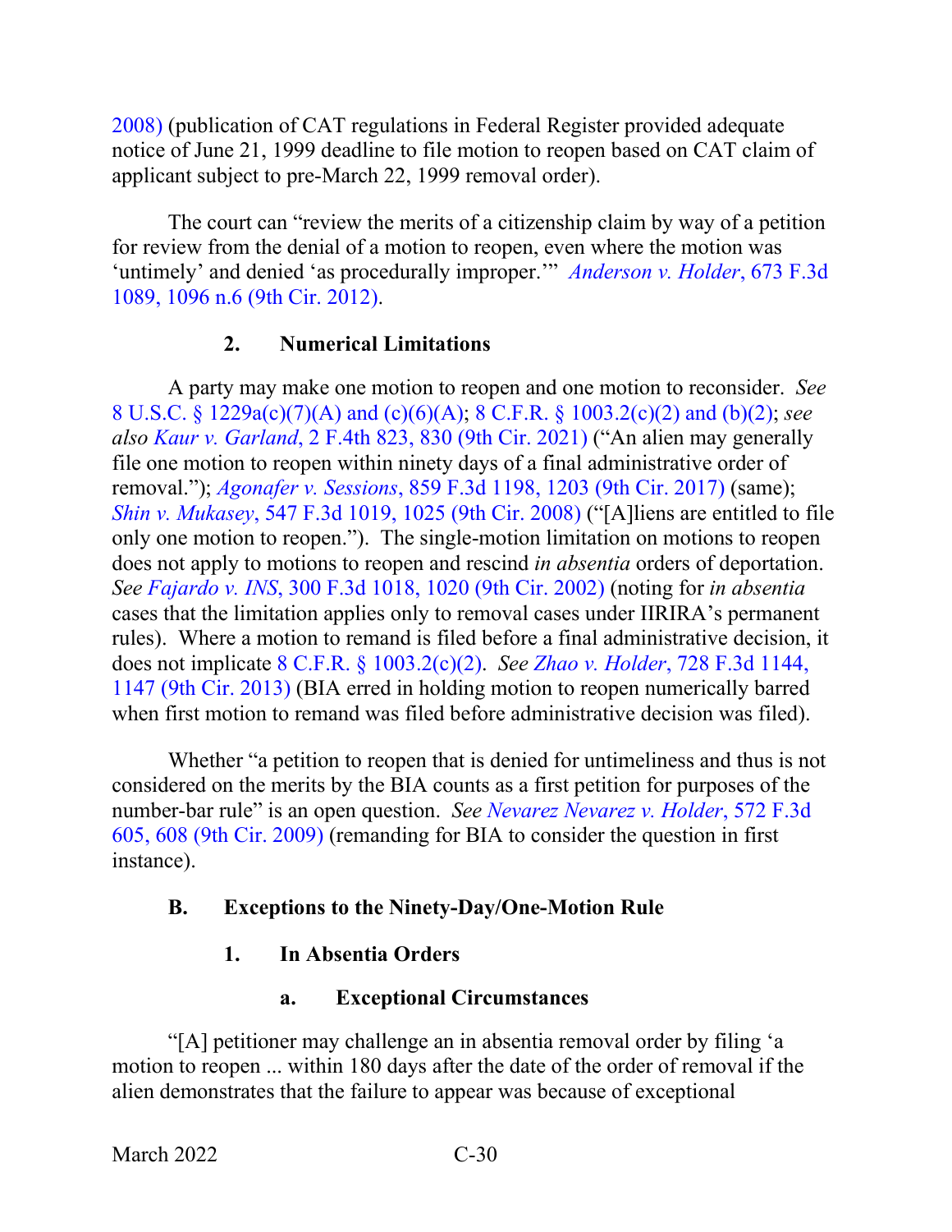2008) (publication of CAT regulations in Federal Register provided adequate notice of June 21, 1999 deadline to file motion to reopen based on CAT claim of applicant subject to pre-March 22, 1999 removal order).

The court can "review the merits of a citizenship claim by way of a petition for review from the denial of a motion to reopen, even where the motion was 'untimely' and denied 'as procedurally improper.'" *Anderson v. Holder*, 673 F.3d 1089, 1096 n.6 (9th Cir. 2012).

### 2. Numerical Limitations

A party may make one motion to reopen and one motion to reconsider. *See* 8 U.S.C. § 1229a(c)(7)(A) and (c)(6)(A); 8 C.F.R. § 1003.2(c)(2) and (b)(2); *see also Kaur v. Garland*, 2 F.4th 823, 830 (9th Cir. 2021) ("An alien may generally file one motion to reopen within ninety days of a final administrative order of removal."); *Agonafer v. Sessions*, 859 F.3d 1198, 1203 (9th Cir. 2017) (same); *Shin v. Mukasey*, 547 F.3d 1019, 1025 (9th Cir. 2008) ("[A]liens are entitled to file only one motion to reopen."). The single-motion limitation on motions to reopen does not apply to motions to reopen and rescind *in absentia* orders of deportation. *See Fajardo v. INS*, 300 F.3d 1018, 1020 (9th Cir. 2002) (noting for *in absentia* cases that the limitation applies only to removal cases under IIRIRA's permanent rules). Where a motion to remand is filed before a final administrative decision, it does not implicate 8 C.F.R. § 1003.2(c)(2). *See Zhao v. Holder*, 728 F.3d 1144, 1147 (9th Cir. 2013) (BIA erred in holding motion to reopen numerically barred when first motion to remand was filed before administrative decision was filed).

Whether "a petition to reopen that is denied for untimeliness and thus is not considered on the merits by the BIA counts as a first petition for purposes of the number-bar rule" is an open question. *See Nevarez Nevarez v. Holder*, 572 F.3d 605, 608 (9th Cir. 2009) (remanding for BIA to consider the question in first instance).

## B. Exceptions to the Ninety-Day/One-Motion Rule

### 1. In Absentia Orders

#### a. Exceptional Circumstances

"[A] petitioner may challenge an in absentia removal order by filing 'a motion to reopen ... within 180 days after the date of the order of removal if the alien demonstrates that the failure to appear was because of exceptional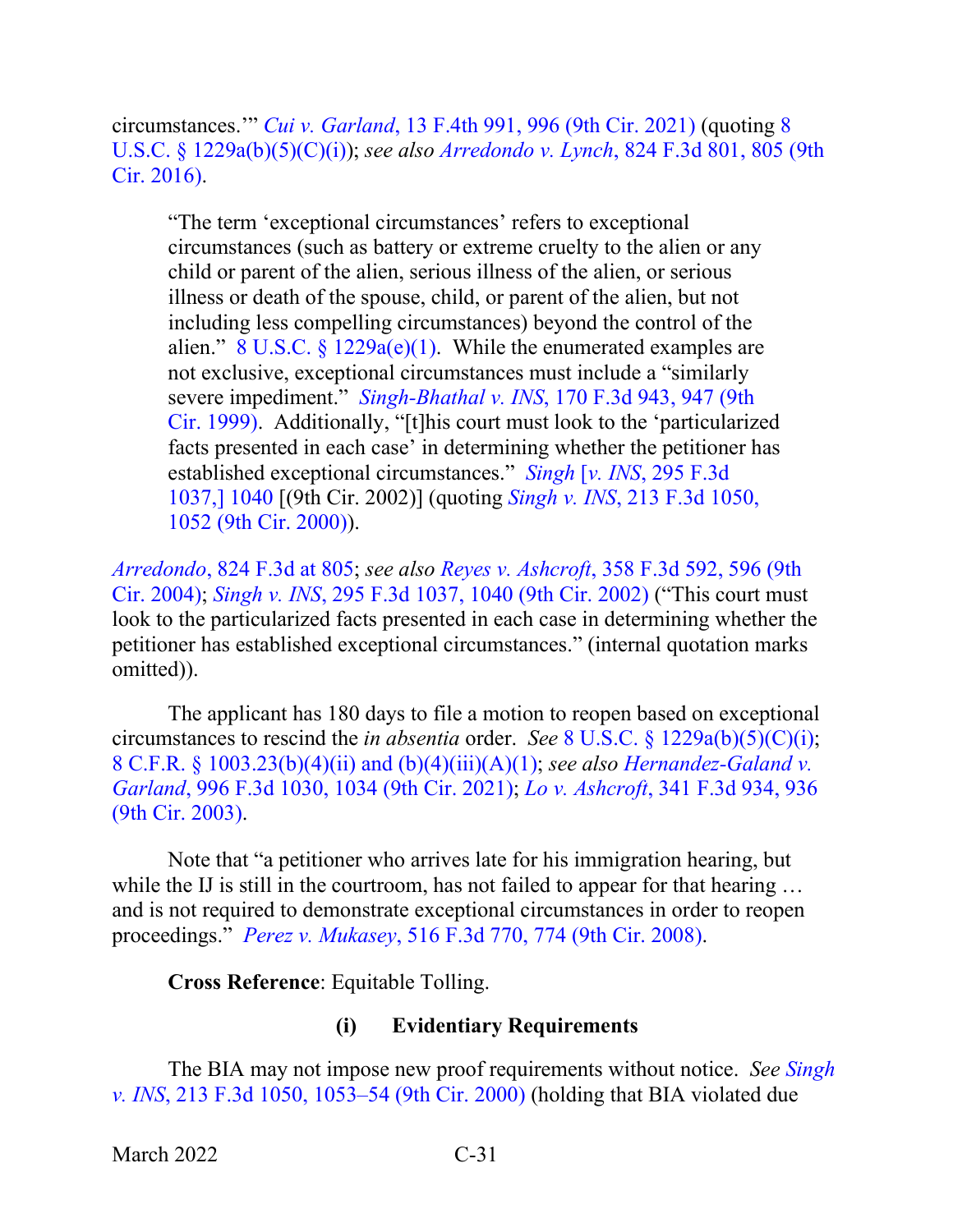circumstances.'" *Cui v. Garland*, 13 F.4th 991, 996 (9th Cir. 2021) (quoting 8 U.S.C. § 1229a(b)(5)(C)(i)); *see also Arredondo v. Lynch*, 824 F.3d 801, 805 (9th Cir. 2016).

> "The term 'exceptional circumstances' refers to exceptional circumstances (such as battery or extreme cruelty to the alien or any child or parent of the alien, serious illness of the alien, or serious illness or death of the spouse, child, or parent of the alien, but not including less compelling circumstances) beyond the control of the alien." 8 U.S.C. § 1229a(e)(1). While the enumerated examples are not exclusive, exceptional circumstances must include a "similarly severe impediment." *Singh-Bhathal v. INS*, 170 F.3d 943, 947 (9th Cir. 1999). Additionally, "[t]his court must look to the 'particularized facts presented in each case' in determining whether the petitioner has established exceptional circumstances." *Singh* [*v. INS*, 295 F.3d 1037,] 1040 [(9th Cir. 2002)] (quoting *Singh v. INS*, 213 F.3d 1050, 1052 (9th Cir. 2000)).

*Arredondo*, 824 F.3d at 805; *see also Reyes v. Ashcroft*, 358 F.3d 592, 596 (9th Cir. 2004); *Singh v. INS*, 295 F.3d 1037, 1040 (9th Cir. 2002) ("This court must look to the particularized facts presented in each case in determining whether the petitioner has established exceptional circumstances." (internal quotation marks omitted)).

The applicant has 180 days to file a motion to reopen based on exceptional circumstances to rescind the *in absentia* order. *See* 8 U.S.C. § 1229a(b)(5)(C)(i); 8 C.F.R. § 1003.23(b)(4)(ii) and (b)(4)(iii)(A)(1); *see also Hernandez-Galand v. Garland*, 996 F.3d 1030, 1034 (9th Cir. 2021); *Lo v. Ashcroft*, 341 F.3d 934, 936 (9th Cir. 2003).

Note that "a petitioner who arrives late for his immigration hearing, but while the IJ is still in the courtroom, has not failed to appear for that hearing … and is not required to demonstrate exceptional circumstances in order to reopen proceedings." *Perez v. Mukasey*, 516 F.3d 770, 774 (9th Cir. 2008).

**Cross Reference**: Equitable Tolling.

#### (i) Evidentiary Requirements

The BIA may not impose new proof requirements without notice. *See Singh v. INS*, 213 F.3d 1050, 1053–54 (9th Cir. 2000) (holding that BIA violated due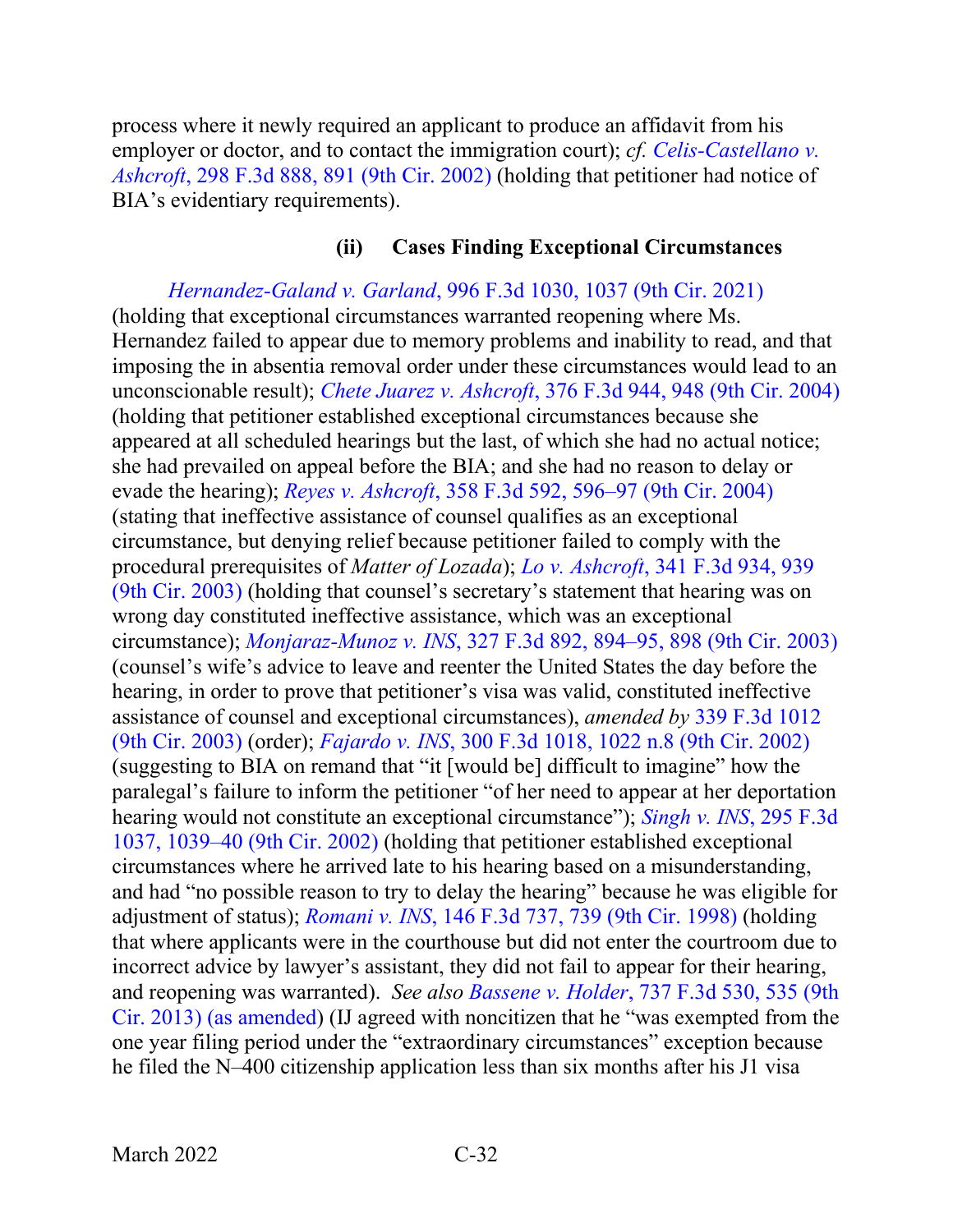process where it newly required an applicant to produce an affidavit from his employer or doctor, and to contact the immigration court); *cf. Celis-Castellano v. Ashcroft*, 298 F.3d 888, 891 (9th Cir. 2002) (holding that petitioner had notice of BIA's evidentiary requirements).

#### (ii) Cases Finding Exceptional Circumstances

*Hernandez-Galand v. Garland*, 996 F.3d 1030, 1037 (9th Cir. 2021) (holding that exceptional circumstances warranted reopening where Ms. Hernandez failed to appear due to memory problems and inability to read, and that imposing the in absentia removal order under these circumstances would lead to an unconscionable result); *Chete Juarez v. Ashcroft*, 376 F.3d 944, 948 (9th Cir. 2004) (holding that petitioner established exceptional circumstances because she appeared at all scheduled hearings but the last, of which she had no actual notice; she had prevailed on appeal before the BIA; and she had no reason to delay or evade the hearing); *Reyes v. Ashcroft*, 358 F.3d 592, 596–97 (9th Cir. 2004) (stating that ineffective assistance of counsel qualifies as an exceptional circumstance, but denying relief because petitioner failed to comply with the procedural prerequisites of *Matter of Lozada*); *Lo v. Ashcroft*, 341 F.3d 934, 939 (9th Cir. 2003) (holding that counsel's secretary's statement that hearing was on wrong day constituted ineffective assistance, which was an exceptional circumstance); *Monjaraz-Munoz v. INS*, 327 F.3d 892, 894–95, 898 (9th Cir. 2003) (counsel's wife's advice to leave and reenter the United States the day before the hearing, in order to prove that petitioner's visa was valid, constituted ineffective assistance of counsel and exceptional circumstances), *amended by* 339 F.3d 1012 (9th Cir. 2003) (order); *Fajardo v. INS*, 300 F.3d 1018, 1022 n.8 (9th Cir. 2002) (suggesting to BIA on remand that "it [would be] difficult to imagine" how the paralegal's failure to inform the petitioner "of her need to appear at her deportation hearing would not constitute an exceptional circumstance"); *Singh v. INS*, 295 F.3d 1037, 1039–40 (9th Cir. 2002) (holding that petitioner established exceptional circumstances where he arrived late to his hearing based on a misunderstanding, and had "no possible reason to try to delay the hearing" because he was eligible for adjustment of status); *Romani v. INS*, 146 F.3d 737, 739 (9th Cir. 1998) (holding that where applicants were in the courthouse but did not enter the courtroom due to incorrect advice by lawyer's assistant, they did not fail to appear for their hearing, and reopening was warranted). *See also Bassene v. Holder*, 737 F.3d 530, 535 (9th Cir. 2013) (as amended) (IJ agreed with noncitizen that he "was exempted from the one year filing period under the "extraordinary circumstances" exception because he filed the N–400 citizenship application less than six months after his J1 visa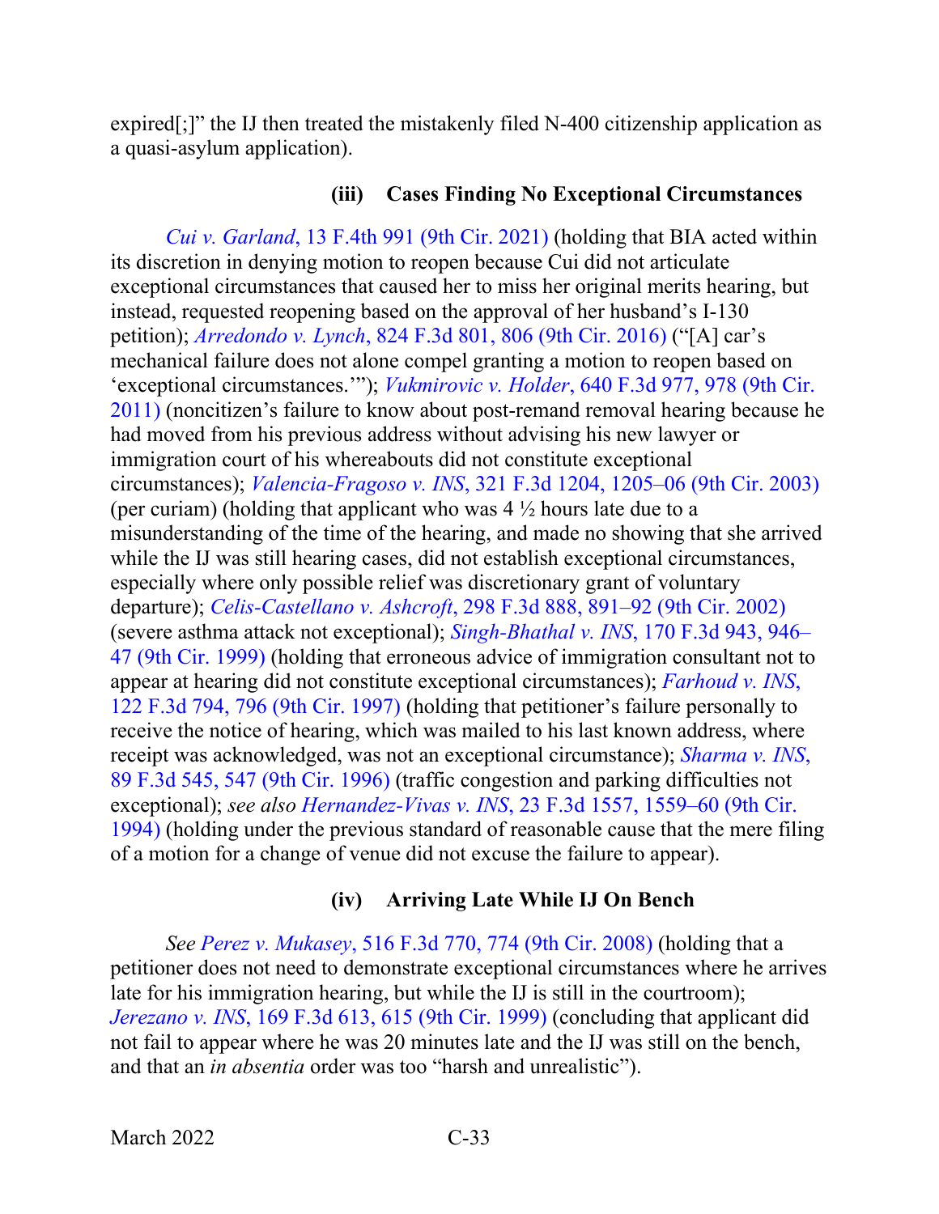expired[;]" the IJ then treated the mistakenly filed N-400 citizenship application as a quasi-asylum application).

#### (iii) Cases Finding No Exceptional Circumstances

*Cui v. Garland*, 13 F.4th 991 (9th Cir. 2021) (holding that BIA acted within its discretion in denying motion to reopen because Cui did not articulate exceptional circumstances that caused her to miss her original merits hearing, but instead, requested reopening based on the approval of her husband's I-130 petition); *Arredondo v. Lynch*, 824 F.3d 801, 806 (9th Cir. 2016) ("[A] car's mechanical failure does not alone compel granting a motion to reopen based on 'exceptional circumstances.'"); *Vukmirovic v. Holder*, 640 F.3d 977, 978 (9th Cir. 2011) (noncitizen's failure to know about post-remand removal hearing because he had moved from his previous address without advising his new lawyer or immigration court of his whereabouts did not constitute exceptional circumstances); *Valencia-Fragoso v. INS*, 321 F.3d 1204, 1205–06 (9th Cir. 2003) (per curiam) (holding that applicant who was 4 ½ hours late due to a misunderstanding of the time of the hearing, and made no showing that she arrived while the IJ was still hearing cases, did not establish exceptional circumstances, especially where only possible relief was discretionary grant of voluntary departure); *Celis-Castellano v. Ashcroft*, 298 F.3d 888, 891–92 (9th Cir. 2002) (severe asthma attack not exceptional); *Singh-Bhathal v. INS*, 170 F.3d 943, 946–47 (9th Cir. 1999) (holding that erroneous advice of immigration consultant not to appear at hearing did not constitute exceptional circumstances); *Farhoud v. INS*, 122 F.3d 794, 796 (9th Cir. 1997) (holding that petitioner's failure personally to receive the notice of hearing, which was mailed to his last known address, where receipt was acknowledged, was not an exceptional circumstance); *Sharma v. INS*, 89 F.3d 545, 547 (9th Cir. 1996) (traffic congestion and parking difficulties not exceptional); *see also Hernandez-Vivas v. INS*, 23 F.3d 1557, 1559–60 (9th Cir. 1994) (holding under the previous standard of reasonable cause that the mere filing of a motion for a change of venue did not excuse the failure to appear).

#### (iv) Arriving Late While IJ On Bench

*See Perez v. Mukasey*, 516 F.3d 770, 774 (9th Cir. 2008) (holding that a petitioner does not need to demonstrate exceptional circumstances where he arrives late for his immigration hearing, but while the IJ is still in the courtroom); *Jerezano v. INS*, 169 F.3d 613, 615 (9th Cir. 1999) (concluding that applicant did not fail to appear where he was 20 minutes late and the IJ was still on the bench, and that an *in absentia* order was too "harsh and unrealistic").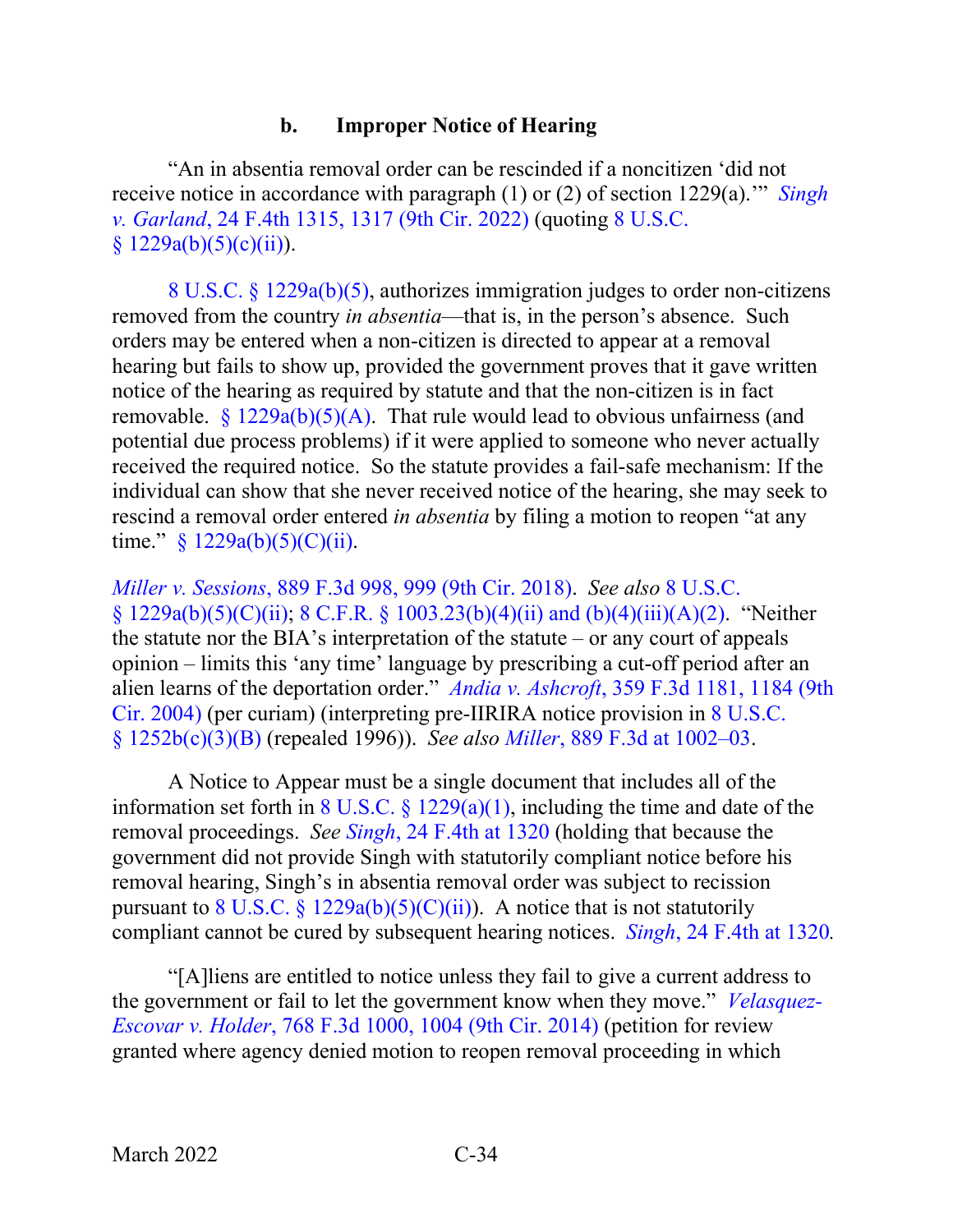#### b. Improper Notice of Hearing

"An in absentia removal order can be rescinded if a noncitizen 'did not receive notice in accordance with paragraph (1) or (2) of section 1229(a).'" *Singh v. Garland*, 24 F.4th 1315, 1317 (9th Cir. 2022) (quoting 8 U.S.C. § 1229a(b)(5)(c)(ii)).

> 8 U.S.C. § 1229a(b)(5), authorizes immigration judges to order non-citizens removed from the country *in absentia*—that is, in the person's absence. Such orders may be entered when a non-citizen is directed to appear at a removal hearing but fails to show up, provided the government proves that it gave written notice of the hearing as required by statute and that the non-citizen is in fact removable. § 1229a(b)(5)(A). That rule would lead to obvious unfairness (and potential due process problems) if it were applied to someone who never actually received the required notice. So the statute provides a fail-safe mechanism: If the individual can show that she never received notice of the hearing, she may seek to rescind a removal order entered *in absentia* by filing a motion to reopen "at any time." § 1229a(b)(5)(C)(ii).

*Miller v. Sessions*, 889 F.3d 998, 999 (9th Cir. 2018). *See also* 8 U.S.C. § 1229a(b)(5)(C)(ii); 8 C.F.R. § 1003.23(b)(4)(ii) and (b)(4)(iii)(A)(2). "Neither the statute nor the BIA's interpretation of the statute – or any court of appeals opinion – limits this 'any time' language by prescribing a cut-off period after an alien learns of the deportation order." *Andia v. Ashcroft*, 359 F.3d 1181, 1184 (9th Cir. 2004) (per curiam) (interpreting pre-IIRIRA notice provision in 8 U.S.C. § 1252b(c)(3)(B) (repealed 1996)). *See also Miller*, 889 F.3d at 1002–03.

A Notice to Appear must be a single document that includes all of the information set forth in 8 U.S.C. § 1229(a)(1), including the time and date of the removal proceedings. *See Singh*, 24 F.4th at 1320 (holding that because the government did not provide Singh with statutorily compliant notice before his removal hearing, Singh's in absentia removal order was subject to recission pursuant to 8 U.S.C. § 1229a(b)(5)(C)(ii)). A notice that is not statutorily compliant cannot be cured by subsequent hearing notices. *Singh*, 24 F.4th at 1320.

"[A]liens are entitled to notice unless they fail to give a current address to the government or fail to let the government know when they move." *Velasquez-Escovar v. Holder*, 768 F.3d 1000, 1004 (9th Cir. 2014) (petition for review granted where agency denied motion to reopen removal proceeding in which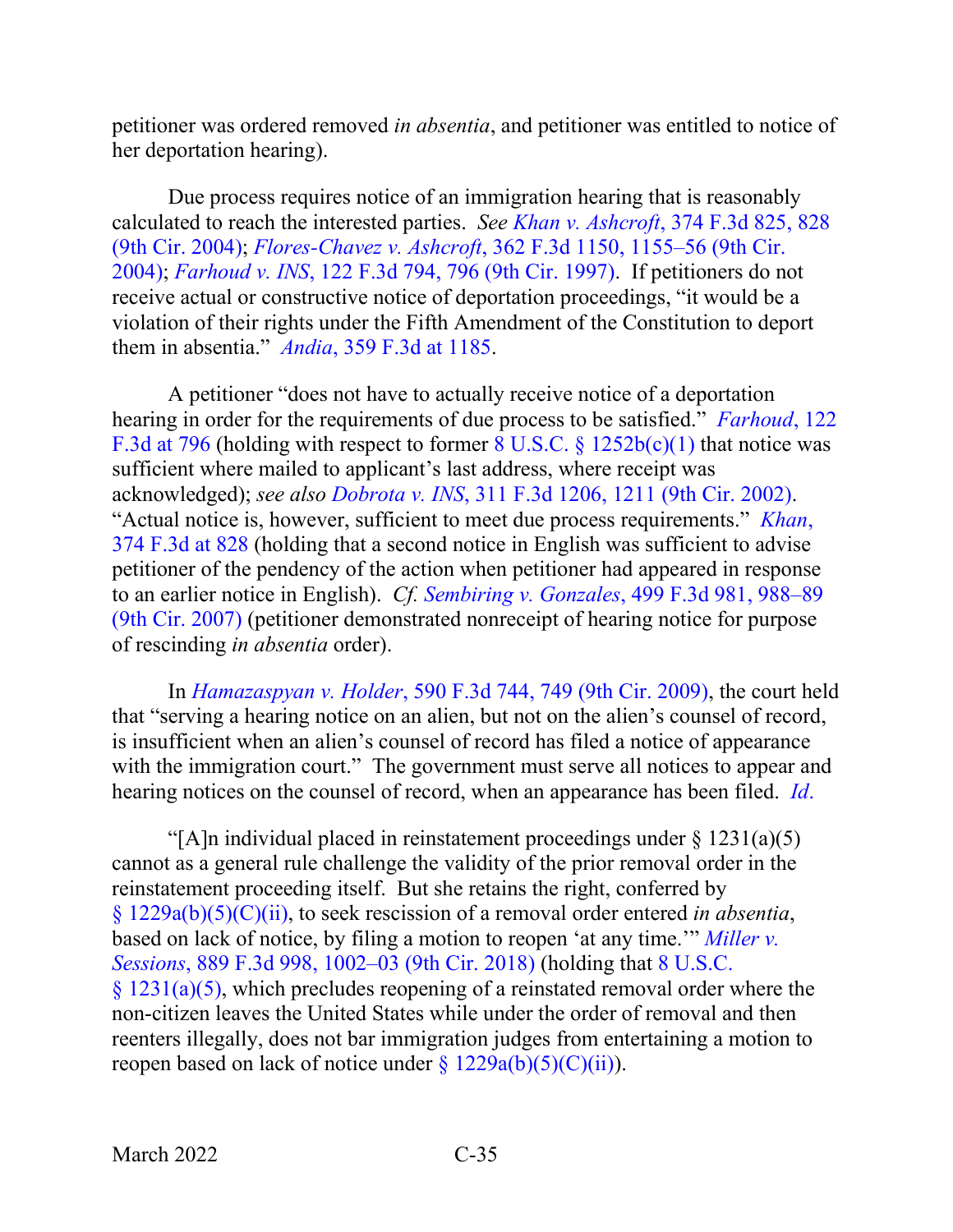petitioner was ordered removed *in absentia*, and petitioner was entitled to notice of her deportation hearing).

Due process requires notice of an immigration hearing that is reasonably calculated to reach the interested parties. *See Khan v. Ashcroft*, 374 F.3d 825, 828 (9th Cir. 2004); *Flores-Chavez v. Ashcroft*, 362 F.3d 1150, 1155–56 (9th Cir. 2004); *Farhoud v. INS*, 122 F.3d 794, 796 (9th Cir. 1997). If petitioners do not receive actual or constructive notice of deportation proceedings, "it would be a violation of their rights under the Fifth Amendment of the Constitution to deport them in absentia." *Andia*, 359 F.3d at 1185.

A petitioner "does not have to actually receive notice of a deportation hearing in order for the requirements of due process to be satisfied." *Farhoud*, 122 F.3d at 796 (holding with respect to former 8 U.S.C. § 1252b(c)(1) that notice was sufficient where mailed to applicant's last address, where receipt was acknowledged); *see also Dobrota v. INS*, 311 F.3d 1206, 1211 (9th Cir. 2002). "Actual notice is, however, sufficient to meet due process requirements." *Khan*, 374 F.3d at 828 (holding that a second notice in English was sufficient to advise petitioner of the pendency of the action when petitioner had appeared in response to an earlier notice in English). *Cf. Sembiring v. Gonzales*, 499 F.3d 981, 988–89 (9th Cir. 2007) (petitioner demonstrated nonreceipt of hearing notice for purpose of rescinding *in absentia* order).

In *Hamazaspyan v. Holder*, 590 F.3d 744, 749 (9th Cir. 2009), the court held that "serving a hearing notice on an alien, but not on the alien's counsel of record, is insufficient when an alien's counsel of record has filed a notice of appearance with the immigration court." The government must serve all notices to appear and hearing notices on the counsel of record, when an appearance has been filed. *Id.*

"[A]n individual placed in reinstatement proceedings under § 1231(a)(5) cannot as a general rule challenge the validity of the prior removal order in the reinstatement proceeding itself. But she retains the right, conferred by § 1229a(b)(5)(C)(ii), to seek rescission of a removal order entered *in absentia*, based on lack of notice, by filing a motion to reopen 'at any time.'" *Miller v. Sessions*, 889 F.3d 998, 1002–03 (9th Cir. 2018) (holding that 8 U.S.C. § 1231(a)(5), which precludes reopening of a reinstated removal order where the non-citizen leaves the United States while under the order of removal and then reenters illegally, does not bar immigration judges from entertaining a motion to reopen based on lack of notice under § 1229a(b)(5)(C)(ii)).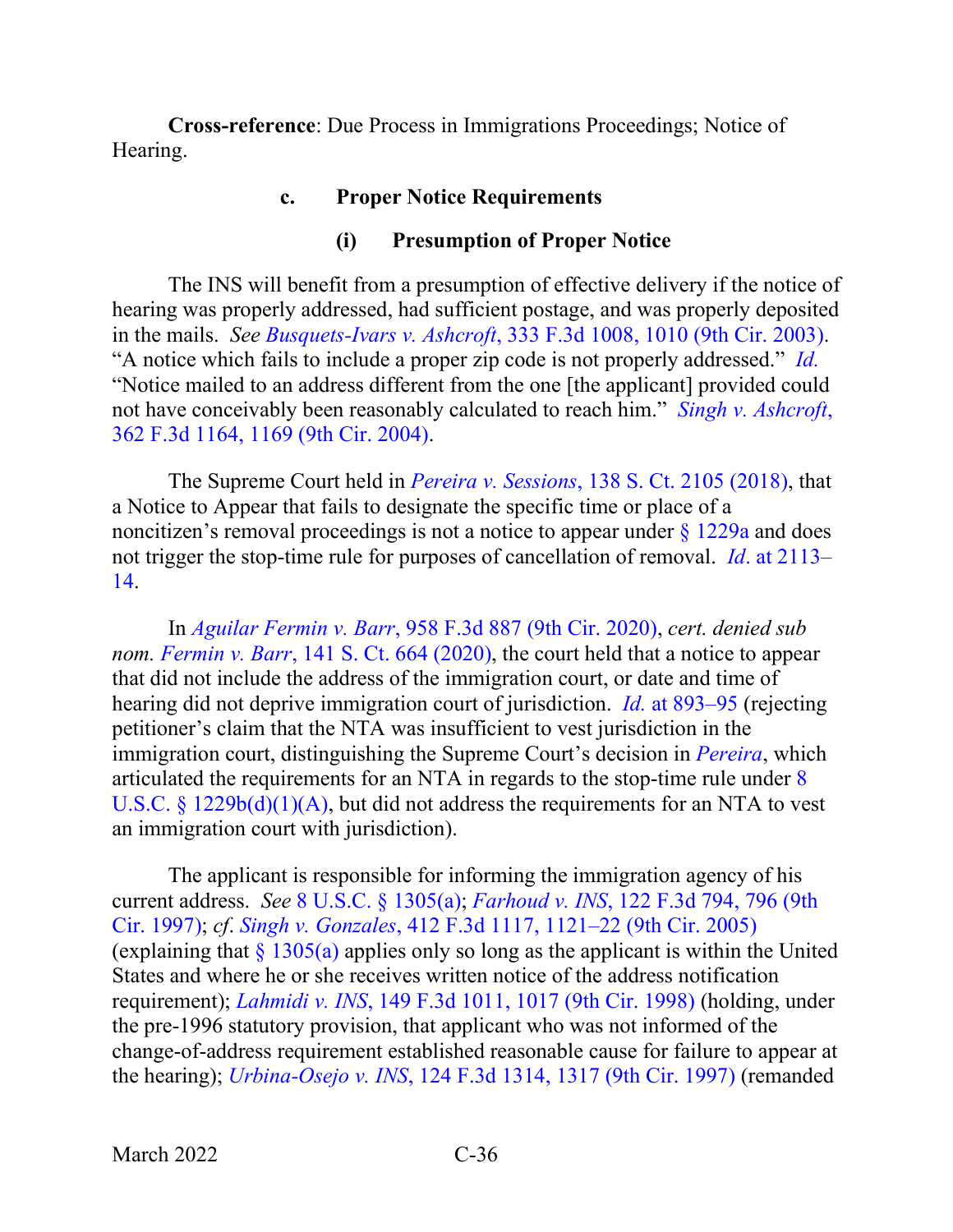**Cross-reference**: Due Process in Immigrations Proceedings; Notice of Hearing.

#### c. Proper Notice Requirements

##### (i) Presumption of Proper Notice

The INS will benefit from a presumption of effective delivery if the notice of hearing was properly addressed, had sufficient postage, and was properly deposited in the mails. *See Busquets-Ivars v. Ashcroft*, 333 F.3d 1008, 1010 (9th Cir. 2003). "A notice which fails to include a proper zip code is not properly addressed." *Id.* "Notice mailed to an address different from the one [the applicant] provided could not have conceivably been reasonably calculated to reach him." *Singh v. Ashcroft*, 362 F.3d 1164, 1169 (9th Cir. 2004).

The Supreme Court held in *Pereira v. Sessions*, 138 S. Ct. 2105 (2018), that a Notice to Appear that fails to designate the specific time or place of a noncitizen's removal proceedings is not a notice to appear under § 1229a and does not trigger the stop-time rule for purposes of cancellation of removal. *Id*. at 2113–14.

In *Aguilar Fermin v. Barr*, 958 F.3d 887 (9th Cir. 2020), *cert. denied sub nom. Fermin v. Barr*, 141 S. Ct. 664 (2020), the court held that a notice to appear that did not include the address of the immigration court, or date and time of hearing did not deprive immigration court of jurisdiction. *Id.* at 893–95 (rejecting petitioner's claim that the NTA was insufficient to vest jurisdiction in the immigration court, distinguishing the Supreme Court's decision in *Pereira*, which articulated the requirements for an NTA in regards to the stop-time rule under 8 U.S.C. § 1229b(d)(1)(A), but did not address the requirements for an NTA to vest an immigration court with jurisdiction).

The applicant is responsible for informing the immigration agency of his current address. *See* 8 U.S.C. § 1305(a); *Farhoud v. INS*, 122 F.3d 794, 796 (9th Cir. 1997); *cf*. *Singh v. Gonzales*, 412 F.3d 1117, 1121–22 (9th Cir. 2005) (explaining that § 1305(a) applies only so long as the applicant is within the United States and where he or she receives written notice of the address notification requirement); *Lahmidi v. INS*, 149 F.3d 1011, 1017 (9th Cir. 1998) (holding, under the pre-1996 statutory provision, that applicant who was not informed of the change-of-address requirement established reasonable cause for failure to appear at the hearing); *Urbina-Osejo v. INS*, 124 F.3d 1314, 1317 (9th Cir. 1997) (remanded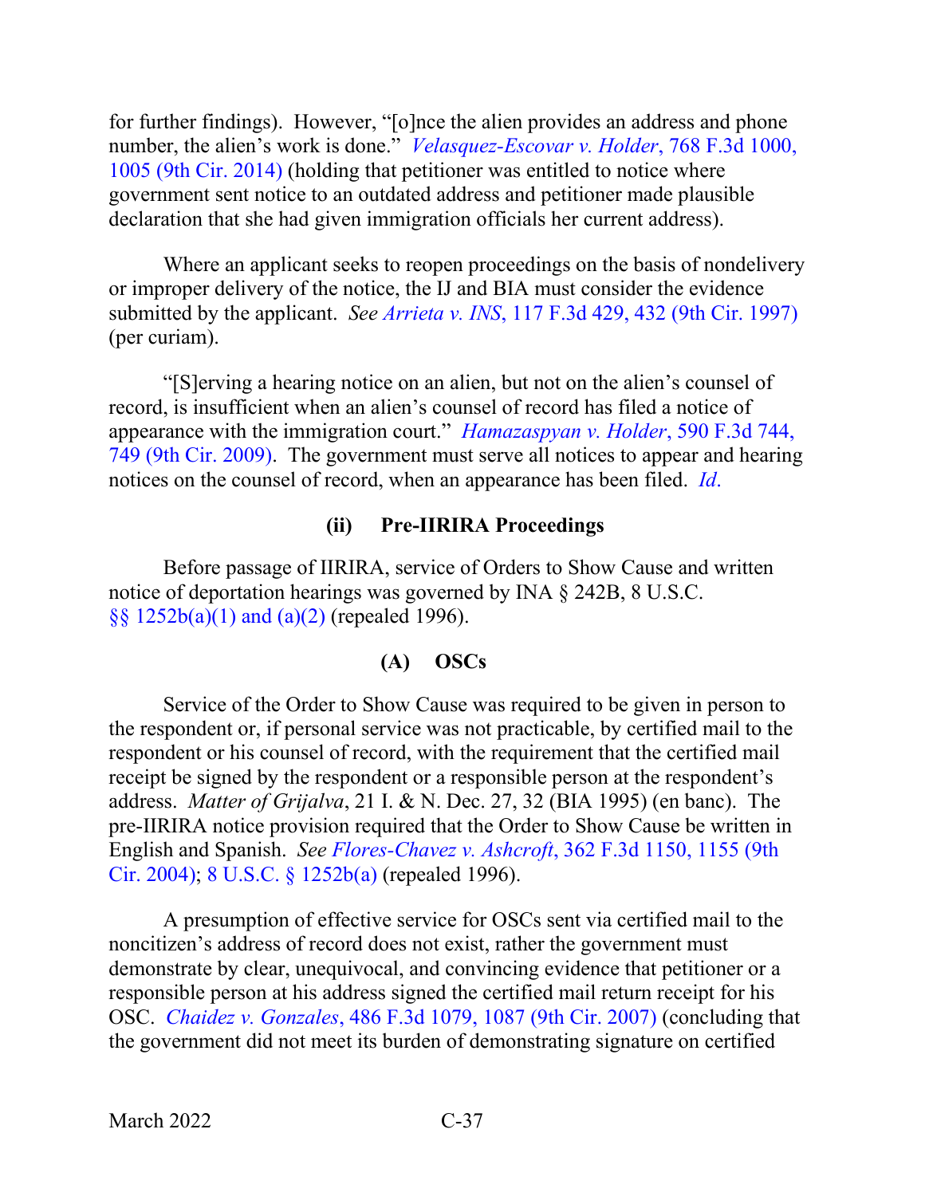for further findings). However, "[o]nce the alien provides an address and phone number, the alien's work is done." *Velasquez-Escovar v. Holder*, 768 F.3d 1000, 1005 (9th Cir. 2014) (holding that petitioner was entitled to notice where government sent notice to an outdated address and petitioner made plausible declaration that she had given immigration officials her current address).

Where an applicant seeks to reopen proceedings on the basis of nondelivery or improper delivery of the notice, the IJ and BIA must consider the evidence submitted by the applicant. *See Arrieta v. INS*, 117 F.3d 429, 432 (9th Cir. 1997) (per curiam).

"[S]erving a hearing notice on an alien, but not on the alien's counsel of record, is insufficient when an alien's counsel of record has filed a notice of appearance with the immigration court." *Hamazaspyan v. Holder*, 590 F.3d 744, 749 (9th Cir. 2009). The government must serve all notices to appear and hearing notices on the counsel of record, when an appearance has been filed. *Id*.

#### (ii) Pre-IIRIRA Proceedings

Before passage of IIRIRA, service of Orders to Show Cause and written notice of deportation hearings was governed by INA § 242B, 8 U.S.C. §§ 1252b(a)(1) and (a)(2) (repealed 1996).

##### (A) OSCs

Service of the Order to Show Cause was required to be given in person to the respondent or, if personal service was not practicable, by certified mail to the respondent or his counsel of record, with the requirement that the certified mail receipt be signed by the respondent or a responsible person at the respondent's address. *Matter of Grijalva*, 21 I. & N. Dec. 27, 32 (BIA 1995) (en banc). The pre-IIRIRA notice provision required that the Order to Show Cause be written in English and Spanish. *See Flores-Chavez v. Ashcroft*, 362 F.3d 1150, 1155 (9th Cir. 2004); 8 U.S.C. § 1252b(a) (repealed 1996).

A presumption of effective service for OSCs sent via certified mail to the noncitizen's address of record does not exist, rather the government must demonstrate by clear, unequivocal, and convincing evidence that petitioner or a responsible person at his address signed the certified mail return receipt for his OSC. *Chaidez v. Gonzales*, 486 F.3d 1079, 1087 (9th Cir. 2007) (concluding that the government did not meet its burden of demonstrating signature on certified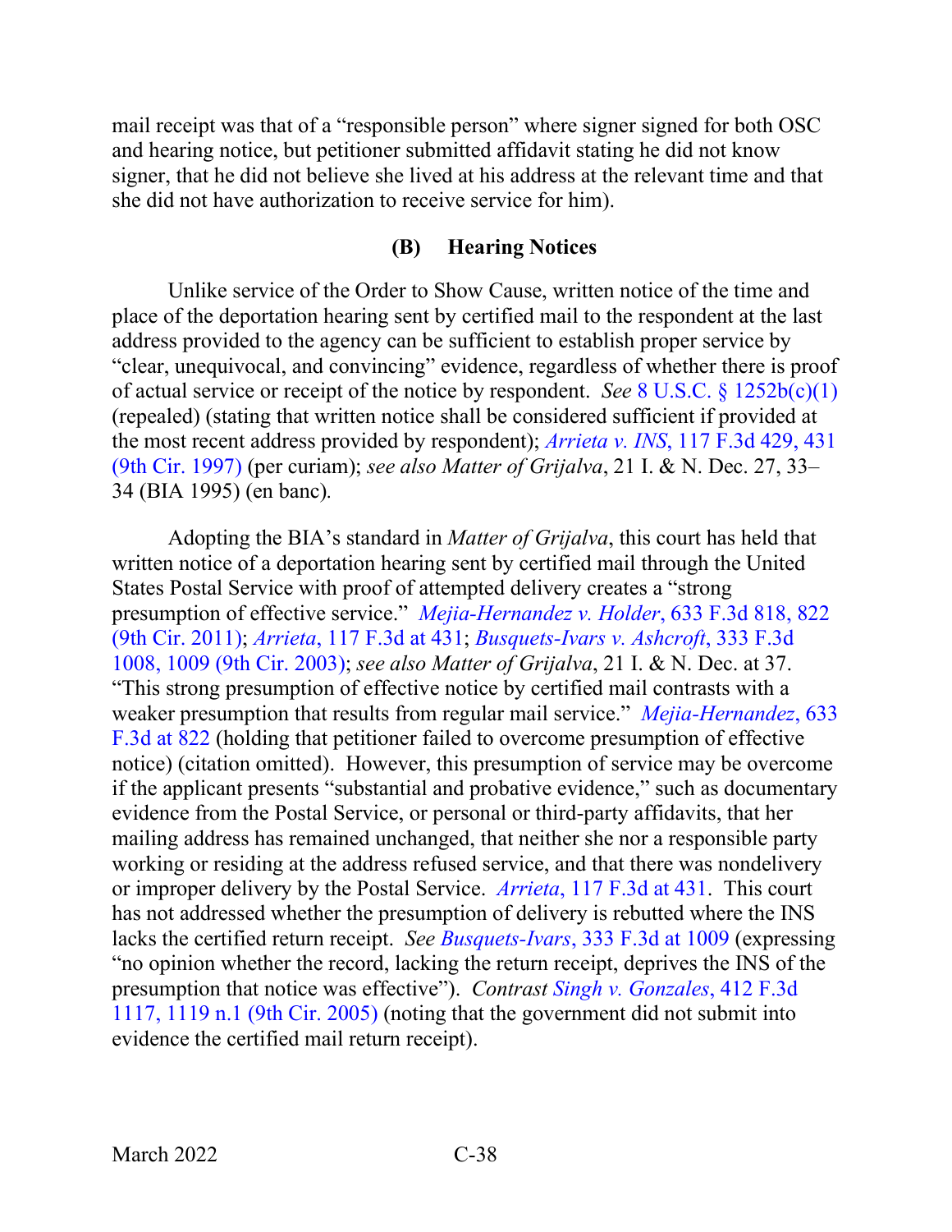mail receipt was that of a "responsible person" where signer signed for both OSC and hearing notice, but petitioner submitted affidavit stating he did not know signer, that he did not believe she lived at his address at the relevant time and that she did not have authorization to receive service for him).

### (B) Hearing Notices

Unlike service of the Order to Show Cause, written notice of the time and place of the deportation hearing sent by certified mail to the respondent at the last address provided to the agency can be sufficient to establish proper service by "clear, unequivocal, and convincing" evidence, regardless of whether there is proof of actual service or receipt of the notice by respondent. *See* 8 U.S.C. § 1252b(c)(1) (repealed) (stating that written notice shall be considered sufficient if provided at the most recent address provided by respondent); *Arrieta v. INS*, 117 F.3d 429, 431 (9th Cir. 1997) (per curiam); *see also Matter of Grijalva*, 21 I. & N. Dec. 27, 33–34 (BIA 1995) (en banc).

Adopting the BIA's standard in *Matter of Grijalva*, this court has held that written notice of a deportation hearing sent by certified mail through the United States Postal Service with proof of attempted delivery creates a "strong presumption of effective service." *Mejia-Hernandez v. Holder*, 633 F.3d 818, 822 (9th Cir. 2011); *Arrieta*, 117 F.3d at 431; *Busquets-Ivars v. Ashcroft*, 333 F.3d 1008, 1009 (9th Cir. 2003); *see also Matter of Grijalva*, 21 I. & N. Dec. at 37. "This strong presumption of effective notice by certified mail contrasts with a weaker presumption that results from regular mail service." *Mejia-Hernandez*, 633 F.3d at 822 (holding that petitioner failed to overcome presumption of effective notice) (citation omitted). However, this presumption of service may be overcome if the applicant presents "substantial and probative evidence," such as documentary evidence from the Postal Service, or personal or third-party affidavits, that her mailing address has remained unchanged, that neither she nor a responsible party working or residing at the address refused service, and that there was nondelivery or improper delivery by the Postal Service. *Arrieta*, 117 F.3d at 431. This court has not addressed whether the presumption of delivery is rebutted where the INS lacks the certified return receipt. *See Busquets-Ivars*, 333 F.3d at 1009 (expressing "no opinion whether the record, lacking the return receipt, deprives the INS of the presumption that notice was effective"). *Contrast Singh v. Gonzales*, 412 F.3d 1117, 1119 n.1 (9th Cir. 2005) (noting that the government did not submit into evidence the certified mail return receipt).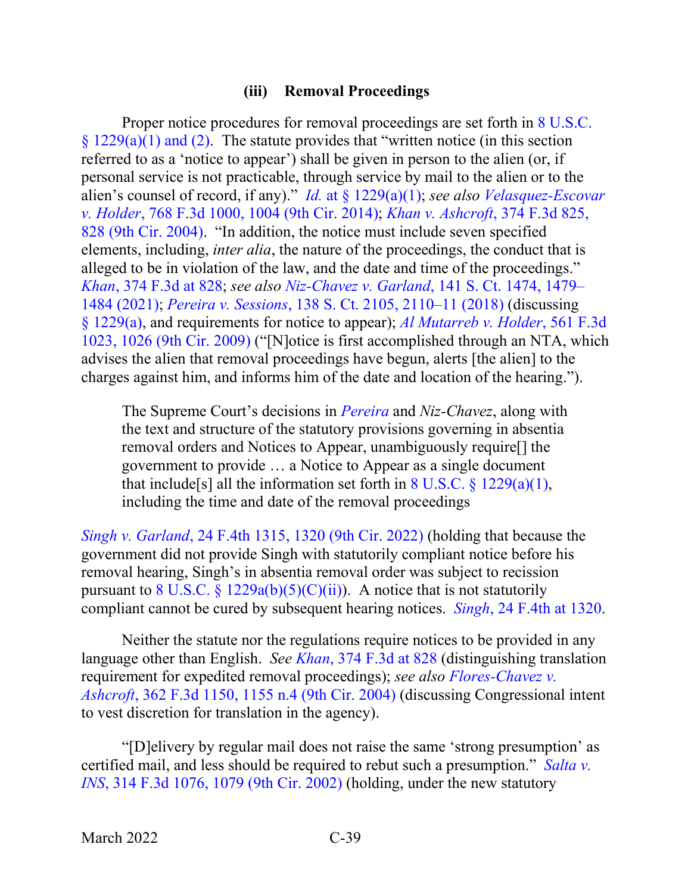#### (iii) Removal Proceedings

Proper notice procedures for removal proceedings are set forth in 8 U.S.C. § 1229(a)(1) and (2). The statute provides that "written notice (in this section referred to as a 'notice to appear') shall be given in person to the alien (or, if personal service is not practicable, through service by mail to the alien or to the alien's counsel of record, if any)." *Id.* at § 1229(a)(1); *see also Velasquez-Escovar v. Holder*, 768 F.3d 1000, 1004 (9th Cir. 2014); *Khan v. Ashcroft*, 374 F.3d 825, 828 (9th Cir. 2004). "In addition, the notice must include seven specified elements, including, *inter alia*, the nature of the proceedings, the conduct that is alleged to be in violation of the law, and the date and time of the proceedings." *Khan*, 374 F.3d at 828; *see also Niz-Chavez v. Garland*, 141 S. Ct. 1474, 1479–1484 (2021); *Pereira v. Sessions*, 138 S. Ct. 2105, 2110–11 (2018) (discussing § 1229(a), and requirements for notice to appear); *Al Mutarreb v. Holder*, 561 F.3d 1023, 1026 (9th Cir. 2009) ("[N]otice is first accomplished through an NTA, which advises the alien that removal proceedings have begun, alerts [the alien] to the charges against him, and informs him of the date and location of the hearing.").

> The Supreme Court's decisions in *Pereira* and *Niz-Chavez*, along with the text and structure of the statutory provisions governing in absentia removal orders and Notices to Appear, unambiguously require[] the government to provide … a Notice to Appear as a single document that include[s] all the information set forth in 8 U.S.C. § 1229(a)(1), including the time and date of the removal proceedings

*Singh v. Garland*, 24 F.4th 1315, 1320 (9th Cir. 2022) (holding that because the government did not provide Singh with statutorily compliant notice before his removal hearing, Singh's in absentia removal order was subject to recission pursuant to 8 U.S.C. § 1229a(b)(5)(C)(ii)). A notice that is not statutorily compliant cannot be cured by subsequent hearing notices. *Singh*, 24 F.4th at 1320.

Neither the statute nor the regulations require notices to be provided in any language other than English. *See Khan*, 374 F.3d at 828 (distinguishing translation requirement for expedited removal proceedings); *see also Flores-Chavez v. Ashcroft*, 362 F.3d 1150, 1155 n.4 (9th Cir. 2004) (discussing Congressional intent to vest discretion for translation in the agency).

"[D]elivery by regular mail does not raise the same 'strong presumption' as certified mail, and less should be required to rebut such a presumption." *Salta v. INS*, 314 F.3d 1076, 1079 (9th Cir. 2002) (holding, under the new statutory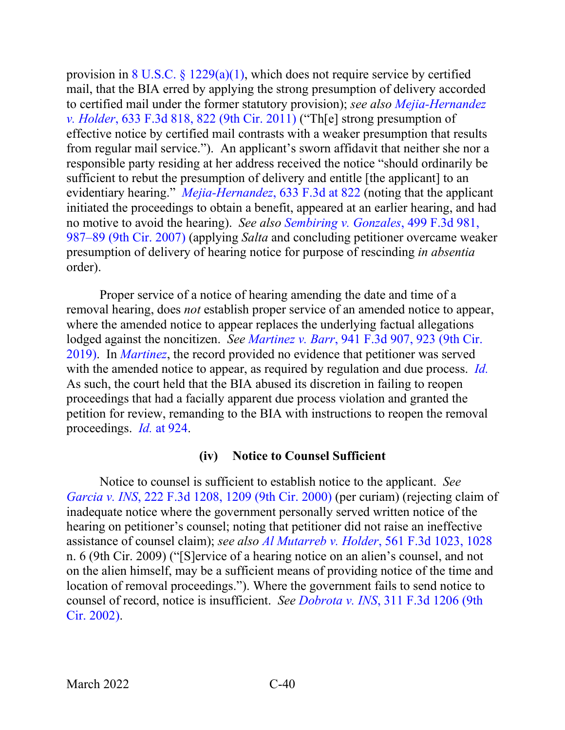provision in 8 U.S.C. § 1229(a)(1), which does not require service by certified mail, that the BIA erred by applying the strong presumption of delivery accorded to certified mail under the former statutory provision); *see also Mejia-Hernandez v. Holder*, 633 F.3d 818, 822 (9th Cir. 2011) ("Th[e] strong presumption of effective notice by certified mail contrasts with a weaker presumption that results from regular mail service."). An applicant's sworn affidavit that neither she nor a responsible party residing at her address received the notice "should ordinarily be sufficient to rebut the presumption of delivery and entitle [the applicant] to an evidentiary hearing." *Mejia-Hernandez*, 633 F.3d at 822 (noting that the applicant initiated the proceedings to obtain a benefit, appeared at an earlier hearing, and had no motive to avoid the hearing). *See also Sembiring v. Gonzales*, 499 F.3d 981, 987–89 (9th Cir. 2007) (applying *Salta* and concluding petitioner overcame weaker presumption of delivery of hearing notice for purpose of rescinding *in absentia* order).

Proper service of a notice of hearing amending the date and time of a removal hearing, does *not* establish proper service of an amended notice to appear, where the amended notice to appear replaces the underlying factual allegations lodged against the noncitizen. *See Martinez v. Barr*, 941 F.3d 907, 923 (9th Cir. 2019). In *Martinez*, the record provided no evidence that petitioner was served with the amended notice to appear, as required by regulation and due process. *Id.* As such, the court held that the BIA abused its discretion in failing to reopen proceedings that had a facially apparent due process violation and granted the petition for review, remanding to the BIA with instructions to reopen the removal proceedings. *Id.* at 924.

#### (iv) Notice to Counsel Sufficient

Notice to counsel is sufficient to establish notice to the applicant. *See Garcia v. INS*, 222 F.3d 1208, 1209 (9th Cir. 2000) (per curiam) (rejecting claim of inadequate notice where the government personally served written notice of the hearing on petitioner's counsel; noting that petitioner did not raise an ineffective assistance of counsel claim); *see also Al Mutarreb v. Holder*, 561 F.3d 1023, 1028 n. 6 (9th Cir. 2009) ("[S]ervice of a hearing notice on an alien's counsel, and not on the alien himself, may be a sufficient means of providing notice of the time and location of removal proceedings."). Where the government fails to send notice to counsel of record, notice is insufficient. *See Dobrota v. INS*, 311 F.3d 1206 (9th Cir. 2002).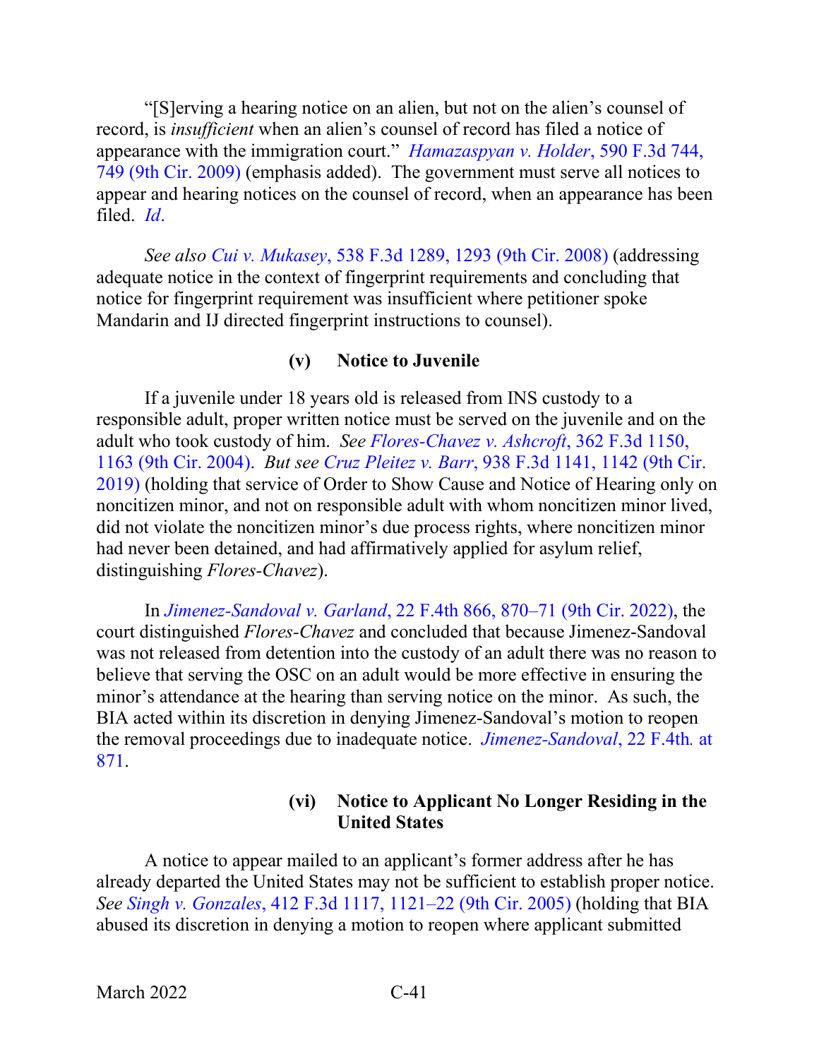"[S]erving a hearing notice on an alien, but not on the alien's counsel of record, is *insufficient* when an alien's counsel of record has filed a notice of appearance with the immigration court." *Hamazaspyan v. Holder*, 590 F.3d 744, 749 (9th Cir. 2009) (emphasis added). The government must serve all notices to appear and hearing notices on the counsel of record, when an appearance has been filed. *Id*.

*See also Cui v. Mukasey*, 538 F.3d 1289, 1293 (9th Cir. 2008) (addressing adequate notice in the context of fingerprint requirements and concluding that notice for fingerprint requirement was insufficient where petitioner spoke Mandarin and IJ directed fingerprint instructions to counsel).

#### (v) Notice to Juvenile

If a juvenile under 18 years old is released from INS custody to a responsible adult, proper written notice must be served on the juvenile and on the adult who took custody of him. *See Flores-Chavez v. Ashcroft*, 362 F.3d 1150, 1163 (9th Cir. 2004). *But see Cruz Pleitez v. Barr*, 938 F.3d 1141, 1142 (9th Cir. 2019) (holding that service of Order to Show Cause and Notice of Hearing only on noncitizen minor, and not on responsible adult with whom noncitizen minor lived, did not violate the noncitizen minor's due process rights, where noncitizen minor had never been detained, and had affirmatively applied for asylum relief, distinguishing *Flores-Chavez*).

In *Jimenez-Sandoval v. Garland*, 22 F.4th 866, 870–71 (9th Cir. 2022), the court distinguished *Flores-Chavez* and concluded that because Jimenez-Sandoval was not released from detention into the custody of an adult there was no reason to believe that serving the OSC on an adult would be more effective in ensuring the minor's attendance at the hearing than serving notice on the minor. As such, the BIA acted within its discretion in denying Jimenez-Sandoval's motion to reopen the removal proceedings due to inadequate notice. *Jimenez-Sandoval*, 22 F.4th. at 871.

#### (vi) Notice to Applicant No Longer Residing in the United States

A notice to appear mailed to an applicant's former address after he has already departed the United States may not be sufficient to establish proper notice. *See Singh v. Gonzales*, 412 F.3d 1117, 1121–22 (9th Cir. 2005) (holding that BIA abused its discretion in denying a motion to reopen where applicant submitted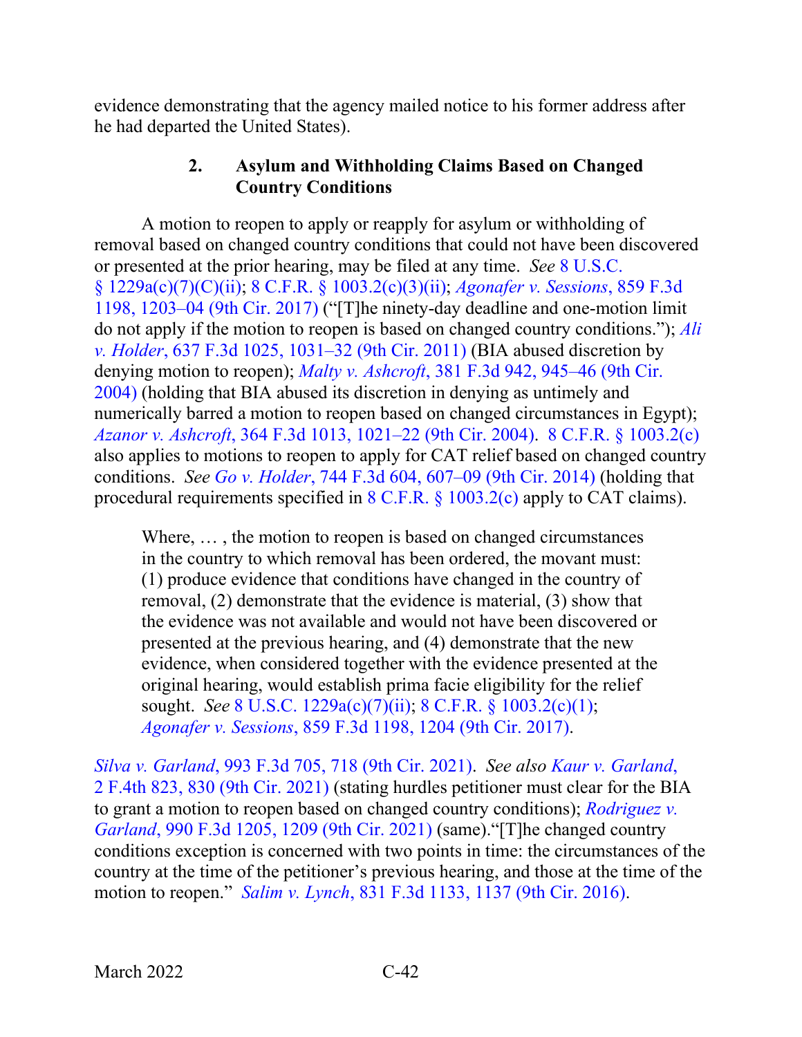evidence demonstrating that the agency mailed notice to his former address after he had departed the United States).

### 2. Asylum and Withholding Claims Based on Changed Country Conditions

A motion to reopen to apply or reapply for asylum or withholding of removal based on changed country conditions that could not have been discovered or presented at the prior hearing, may be filed at any time. *See* 8 U.S.C. § 1229a(c)(7)(C)(ii); 8 C.F.R. § 1003.2(c)(3)(ii); *Agonafer v. Sessions*, 859 F.3d 1198, 1203–04 (9th Cir. 2017) ("[T]he ninety-day deadline and one-motion limit do not apply if the motion to reopen is based on changed country conditions."); *Ali v. Holder*, 637 F.3d 1025, 1031–32 (9th Cir. 2011) (BIA abused discretion by denying motion to reopen); *Malty v. Ashcroft*, 381 F.3d 942, 945–46 (9th Cir. 2004) (holding that BIA abused its discretion in denying as untimely and numerically barred a motion to reopen based on changed circumstances in Egypt); *Azanor v. Ashcroft*, 364 F.3d 1013, 1021–22 (9th Cir. 2004). 8 C.F.R. § 1003.2(c) also applies to motions to reopen to apply for CAT relief based on changed country conditions. *See Go v. Holder*, 744 F.3d 604, 607–09 (9th Cir. 2014) (holding that procedural requirements specified in 8 C.F.R. § 1003.2(c) apply to CAT claims).

> Where, … , the motion to reopen is based on changed circumstances in the country to which removal has been ordered, the movant must: (1) produce evidence that conditions have changed in the country of removal, (2) demonstrate that the evidence is material, (3) show that the evidence was not available and would not have been discovered or presented at the previous hearing, and (4) demonstrate that the new evidence, when considered together with the evidence presented at the original hearing, would establish prima facie eligibility for the relief sought. *See* 8 U.S.C. 1229a(c)(7)(ii); 8 C.F.R. § 1003.2(c)(1); *Agonafer v. Sessions*, 859 F.3d 1198, 1204 (9th Cir. 2017).

*Silva v. Garland*, 993 F.3d 705, 718 (9th Cir. 2021). *See also Kaur v. Garland*, 2 F.4th 823, 830 (9th Cir. 2021) (stating hurdles petitioner must clear for the BIA to grant a motion to reopen based on changed country conditions); *Rodriguez v. Garland*, 990 F.3d 1205, 1209 (9th Cir. 2021) (same)."[T]he changed country conditions exception is concerned with two points in time: the circumstances of the country at the time of the petitioner's previous hearing, and those at the time of the motion to reopen." *Salim v. Lynch*, 831 F.3d 1133, 1137 (9th Cir. 2016).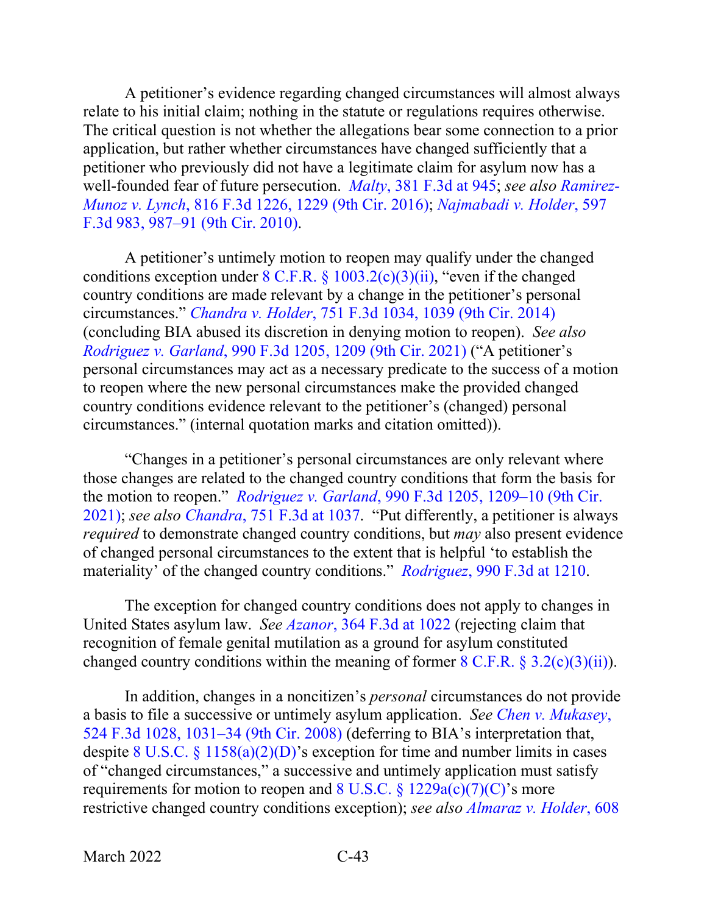A petitioner's evidence regarding changed circumstances will almost always relate to his initial claim; nothing in the statute or regulations requires otherwise. The critical question is not whether the allegations bear some connection to a prior application, but rather whether circumstances have changed sufficiently that a petitioner who previously did not have a legitimate claim for asylum now has a well-founded fear of future persecution. *Malty*, 381 F.3d at 945; *see also Ramirez-Munoz v. Lynch*, 816 F.3d 1226, 1229 (9th Cir. 2016); *Najmabadi v. Holder*, 597 F.3d 983, 987–91 (9th Cir. 2010).

A petitioner's untimely motion to reopen may qualify under the changed conditions exception under 8 C.F.R. § 1003.2(c)(3)(ii), "even if the changed country conditions are made relevant by a change in the petitioner's personal circumstances." *Chandra v. Holder*, 751 F.3d 1034, 1039 (9th Cir. 2014) (concluding BIA abused its discretion in denying motion to reopen). *See also Rodriguez v. Garland*, 990 F.3d 1205, 1209 (9th Cir. 2021) ("A petitioner's personal circumstances may act as a necessary predicate to the success of a motion to reopen where the new personal circumstances make the provided changed country conditions evidence relevant to the petitioner's (changed) personal circumstances." (internal quotation marks and citation omitted)).

"Changes in a petitioner's personal circumstances are only relevant where those changes are related to the changed country conditions that form the basis for the motion to reopen." *Rodriguez v. Garland*, 990 F.3d 1205, 1209–10 (9th Cir. 2021); *see also Chandra*, 751 F.3d at 1037. "Put differently, a petitioner is always *required* to demonstrate changed country conditions, but *may* also present evidence of changed personal circumstances to the extent that is helpful 'to establish the materiality' of the changed country conditions." *Rodriguez*, 990 F.3d at 1210.

The exception for changed country conditions does not apply to changes in United States asylum law. *See Azanor*, 364 F.3d at 1022 (rejecting claim that recognition of female genital mutilation as a ground for asylum constituted changed country conditions within the meaning of former 8 C.F.R. § 3.2(c)(3)(ii)).

In addition, changes in a noncitizen's *personal* circumstances do not provide a basis to file a successive or untimely asylum application. *See Chen v. Mukasey*, 524 F.3d 1028, 1031–34 (9th Cir. 2008) (deferring to BIA's interpretation that, despite 8 U.S.C. § 1158(a)(2)(D)'s exception for time and number limits in cases of "changed circumstances," a successive and untimely application must satisfy requirements for motion to reopen and 8 U.S.C. § 1229a(c)(7)(C)'s more restrictive changed country conditions exception); *see also Almaraz v. Holder*, 608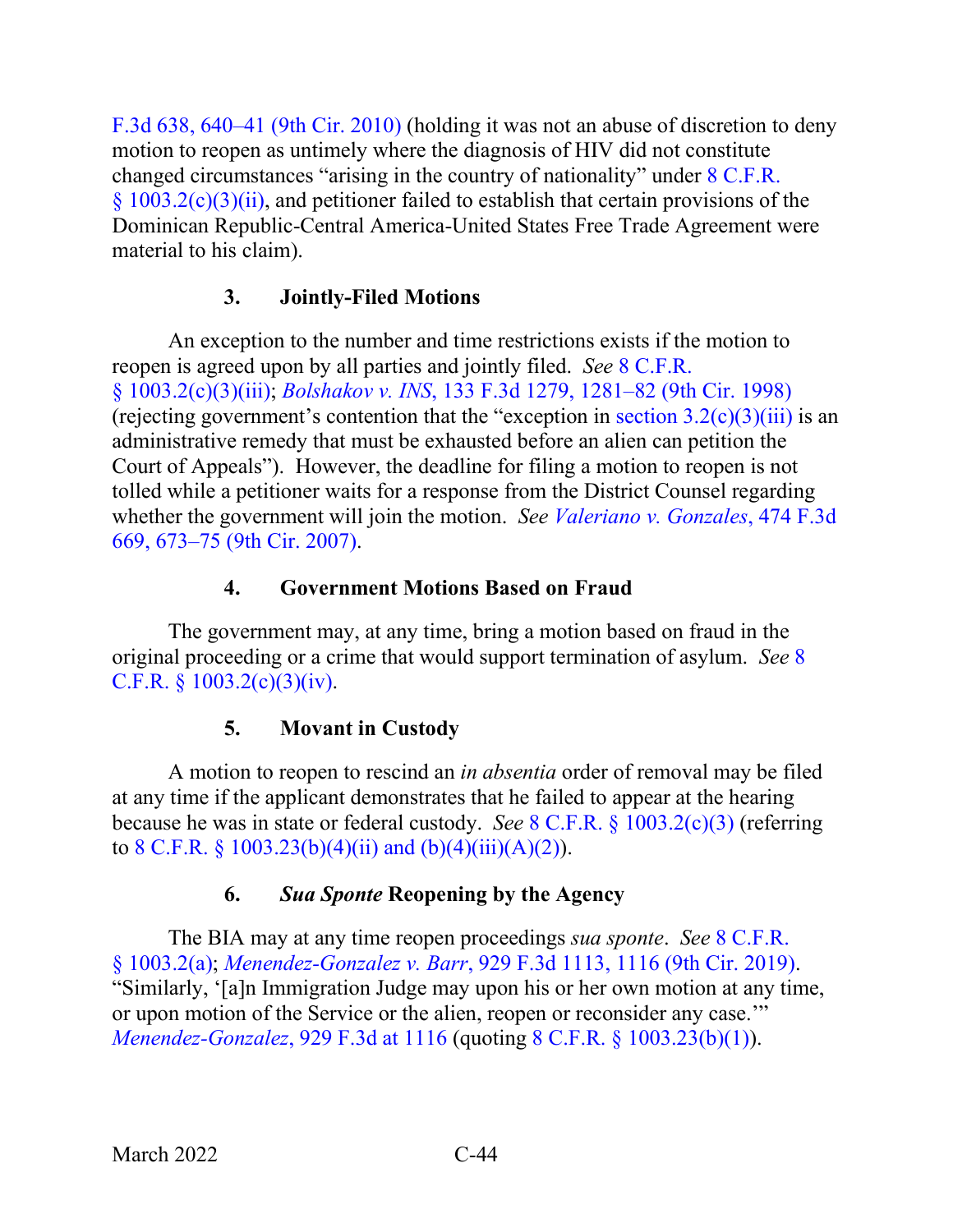F.3d 638, 640–41 (9th Cir. 2010) (holding it was not an abuse of discretion to deny motion to reopen as untimely where the diagnosis of HIV did not constitute changed circumstances "arising in the country of nationality" under 8 C.F.R. § 1003.2(c)(3)(ii), and petitioner failed to establish that certain provisions of the Dominican Republic-Central America-United States Free Trade Agreement were material to his claim).

### 3. Jointly-Filed Motions

An exception to the number and time restrictions exists if the motion to reopen is agreed upon by all parties and jointly filed. *See* 8 C.F.R. § 1003.2(c)(3)(iii); *Bolshakov v. INS*, 133 F.3d 1279, 1281–82 (9th Cir. 1998) (rejecting government's contention that the "exception in section 3.2(c)(3)(iii) is an administrative remedy that must be exhausted before an alien can petition the Court of Appeals"). However, the deadline for filing a motion to reopen is not tolled while a petitioner waits for a response from the District Counsel regarding whether the government will join the motion. *See Valeriano v. Gonzales*, 474 F.3d 669, 673–75 (9th Cir. 2007).

### 4. Government Motions Based on Fraud

The government may, at any time, bring a motion based on fraud in the original proceeding or a crime that would support termination of asylum. *See* 8 C.F.R. § 1003.2(c)(3)(iv).

### 5. Movant in Custody

A motion to reopen to rescind an *in absentia* order of removal may be filed at any time if the applicant demonstrates that he failed to appear at the hearing because he was in state or federal custody. *See* 8 C.F.R. § 1003.2(c)(3) (referring to 8 C.F.R. § 1003.23(b)(4)(ii) and (b)(4)(iii)(A)(2)).

### 6. *Sua Sponte* Reopening by the Agency

The BIA may at any time reopen proceedings *sua sponte*. *See* 8 C.F.R. § 1003.2(a); *Menendez-Gonzalez v. Barr*, 929 F.3d 1113, 1116 (9th Cir. 2019). "Similarly, '[a]n Immigration Judge may upon his or her own motion at any time, or upon motion of the Service or the alien, reopen or reconsider any case.'" *Menendez-Gonzalez*, 929 F.3d at 1116 (quoting 8 C.F.R. § 1003.23(b)(1)).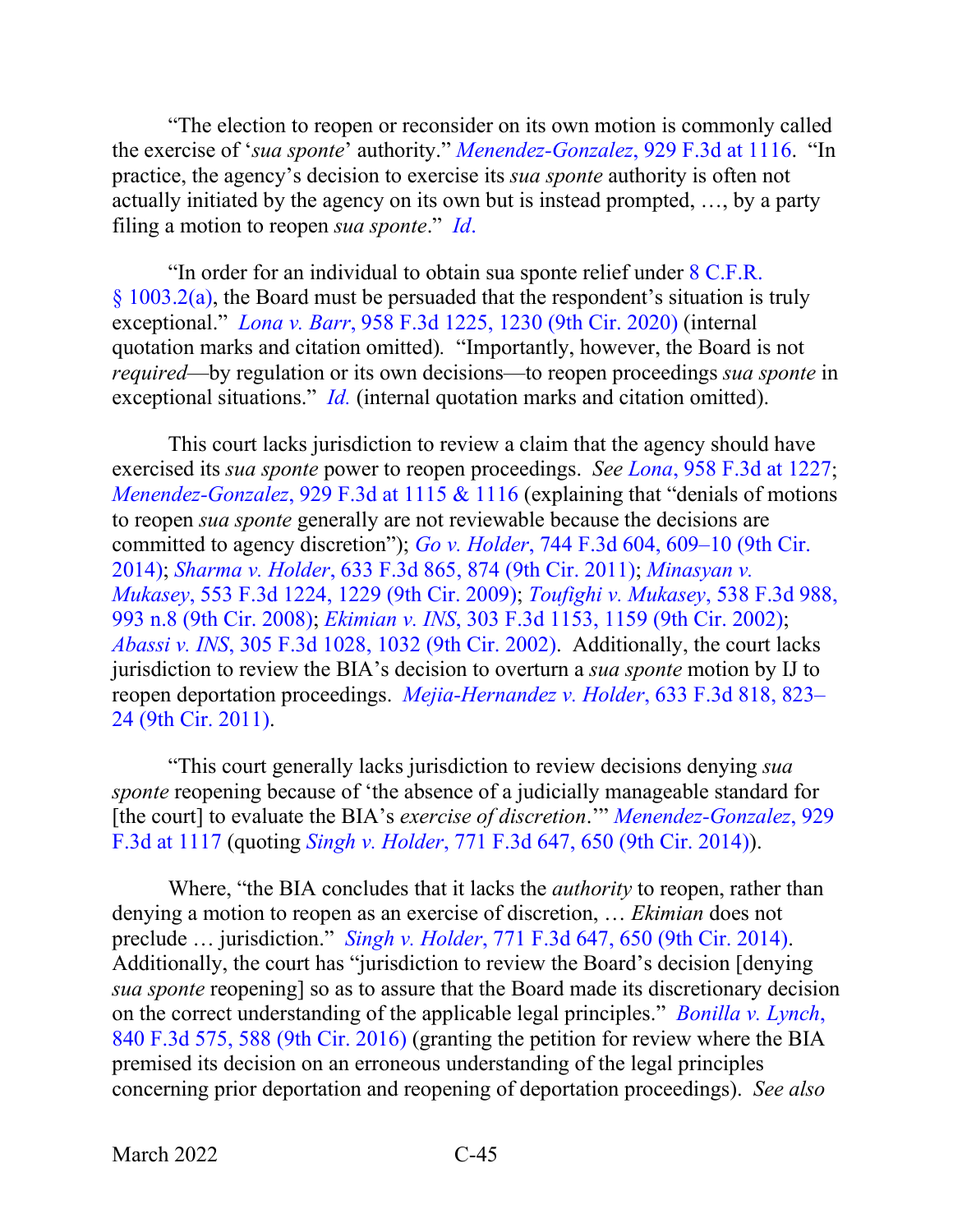"The election to reopen or reconsider on its own motion is commonly called the exercise of '*sua sponte*' authority." *Menendez-Gonzalez*, 929 F.3d at 1116. "In practice, the agency's decision to exercise its *sua sponte* authority is often not actually initiated by the agency on its own but is instead prompted, …, by a party filing a motion to reopen *sua sponte*." *Id.*

"In order for an individual to obtain sua sponte relief under 8 C.F.R. § 1003.2(a), the Board must be persuaded that the respondent's situation is truly exceptional." *Lona v. Barr*, 958 F.3d 1225, 1230 (9th Cir. 2020) (internal quotation marks and citation omitted). "Importantly, however, the Board is not *required*—by regulation or its own decisions—to reopen proceedings *sua sponte* in exceptional situations." *Id.* (internal quotation marks and citation omitted).

This court lacks jurisdiction to review a claim that the agency should have exercised its *sua sponte* power to reopen proceedings. *See Lona*, 958 F.3d at 1227; *Menendez-Gonzalez*, 929 F.3d at 1115 & 1116 (explaining that "denials of motions to reopen *sua sponte* generally are not reviewable because the decisions are committed to agency discretion"); *Go v. Holder*, 744 F.3d 604, 609–10 (9th Cir. 2014); *Sharma v. Holder*, 633 F.3d 865, 874 (9th Cir. 2011); *Minasyan v. Mukasey*, 553 F.3d 1224, 1229 (9th Cir. 2009); *Toufighi v. Mukasey*, 538 F.3d 988, 993 n.8 (9th Cir. 2008); *Ekimian v. INS*, 303 F.3d 1153, 1159 (9th Cir. 2002); *Abassi v. INS*, 305 F.3d 1028, 1032 (9th Cir. 2002). Additionally, the court lacks jurisdiction to review the BIA's decision to overturn a *sua sponte* motion by IJ to reopen deportation proceedings. *Mejia-Hernandez v. Holder*, 633 F.3d 818, 823–24 (9th Cir. 2011).

"This court generally lacks jurisdiction to review decisions denying *sua sponte* reopening because of 'the absence of a judicially manageable standard for [the court] to evaluate the BIA's *exercise of discretion*.'" *Menendez-Gonzalez*, 929 F.3d at 1117 (quoting *Singh v. Holder*, 771 F.3d 647, 650 (9th Cir. 2014)).

Where, "the BIA concludes that it lacks the *authority* to reopen, rather than denying a motion to reopen as an exercise of discretion, … *Ekimian* does not preclude … jurisdiction." *Singh v. Holder*, 771 F.3d 647, 650 (9th Cir. 2014). Additionally, the court has "jurisdiction to review the Board's decision [denying *sua sponte* reopening] so as to assure that the Board made its discretionary decision on the correct understanding of the applicable legal principles." *Bonilla v. Lynch*, 840 F.3d 575, 588 (9th Cir. 2016) (granting the petition for review where the BIA premised its decision on an erroneous understanding of the legal principles concerning prior deportation and reopening of deportation proceedings). *See also*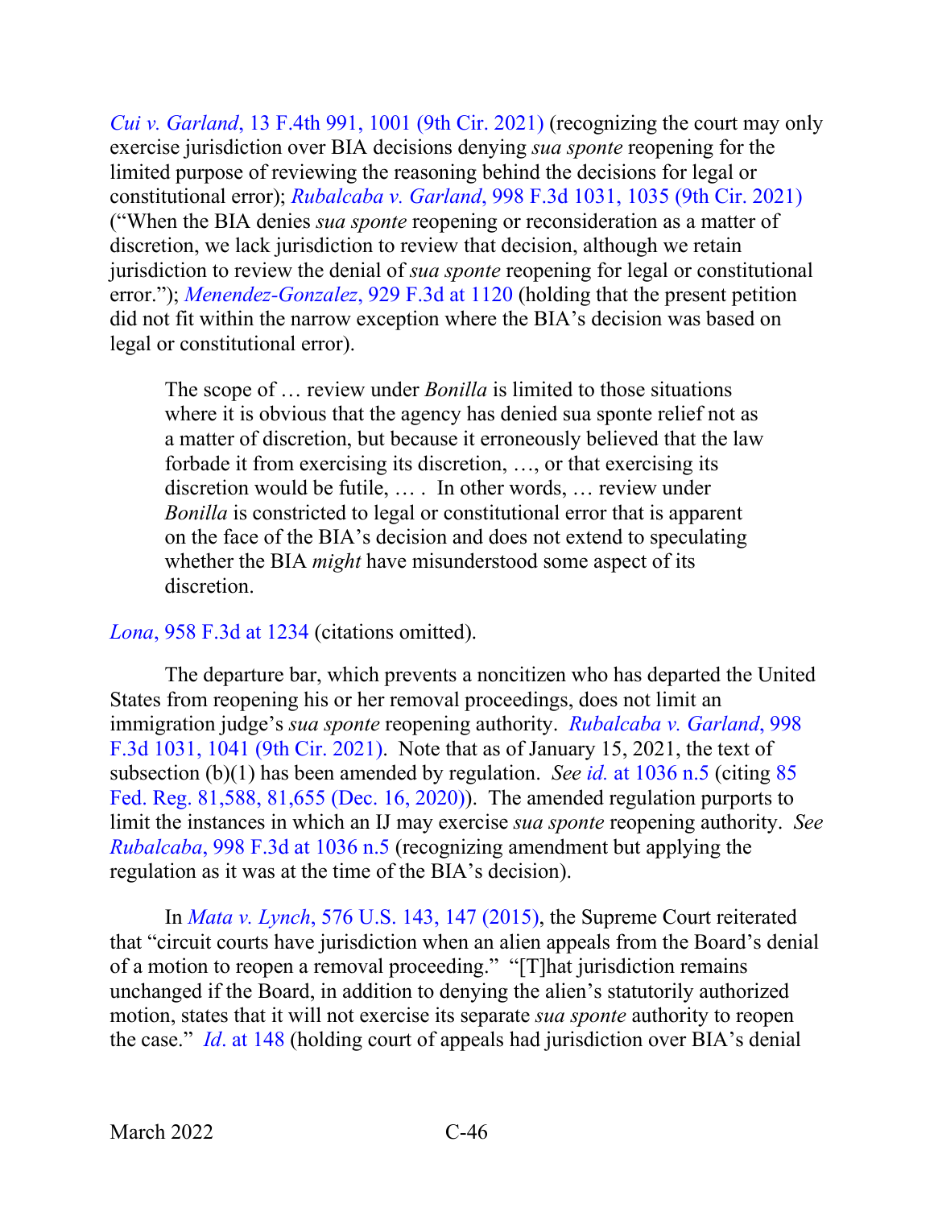*Cui v. Garland*, 13 F.4th 991, 1001 (9th Cir. 2021) (recognizing the court may only exercise jurisdiction over BIA decisions denying *sua sponte* reopening for the limited purpose of reviewing the reasoning behind the decisions for legal or constitutional error); *Rubalcaba v. Garland*, 998 F.3d 1031, 1035 (9th Cir. 2021) ("When the BIA denies *sua sponte* reopening or reconsideration as a matter of discretion, we lack jurisdiction to review that decision, although we retain jurisdiction to review the denial of *sua sponte* reopening for legal or constitutional error."); *Menendez-Gonzalez*, 929 F.3d at 1120 (holding that the present petition did not fit within the narrow exception where the BIA's decision was based on legal or constitutional error).

> The scope of … review under *Bonilla* is limited to those situations where it is obvious that the agency has denied sua sponte relief not as a matter of discretion, but because it erroneously believed that the law forbade it from exercising its discretion, …, or that exercising its discretion would be futile, … . In other words, … review under *Bonilla* is constricted to legal or constitutional error that is apparent on the face of the BIA's decision and does not extend to speculating whether the BIA *might* have misunderstood some aspect of its discretion.

*Lona*, 958 F.3d at 1234 (citations omitted).

The departure bar, which prevents a noncitizen who has departed the United States from reopening his or her removal proceedings, does not limit an immigration judge's *sua sponte* reopening authority. *Rubalcaba v. Garland*, 998 F.3d 1031, 1041 (9th Cir. 2021). Note that as of January 15, 2021, the text of subsection (b)(1) has been amended by regulation. *See id.* at 1036 n.5 (citing 85 Fed. Reg. 81,588, 81,655 (Dec. 16, 2020)). The amended regulation purports to limit the instances in which an IJ may exercise *sua sponte* reopening authority. *See Rubalcaba*, 998 F.3d at 1036 n.5 (recognizing amendment but applying the regulation as it was at the time of the BIA's decision).

In *Mata v. Lynch*, 576 U.S. 143, 147 (2015), the Supreme Court reiterated that "circuit courts have jurisdiction when an alien appeals from the Board's denial of a motion to reopen a removal proceeding." "[T]hat jurisdiction remains unchanged if the Board, in addition to denying the alien's statutorily authorized motion, states that it will not exercise its separate *sua sponte* authority to reopen the case." *Id*. at 148 (holding court of appeals had jurisdiction over BIA's denial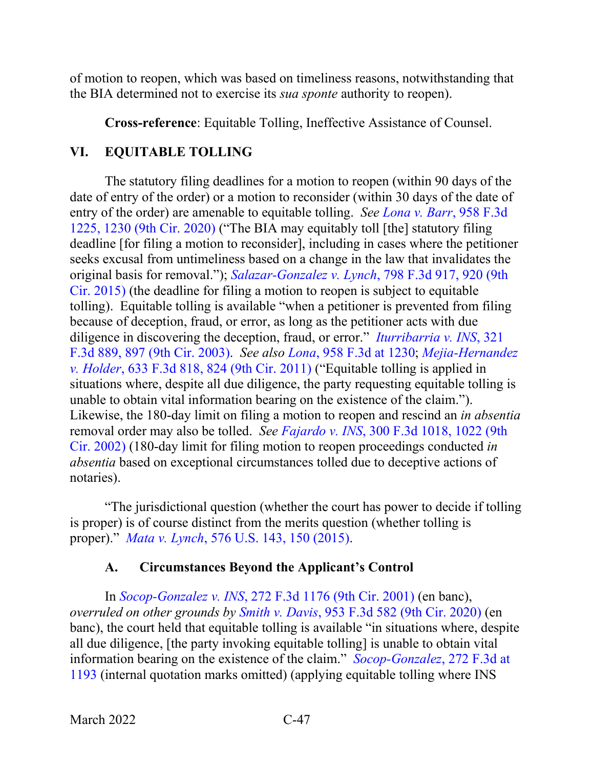of motion to reopen, which was based on timeliness reasons, notwithstanding that the BIA determined not to exercise its *sua sponte* authority to reopen).

**Cross-reference**: Equitable Tolling, Ineffective Assistance of Counsel.

## VI. EQUITABLE TOLLING

The statutory filing deadlines for a motion to reopen (within 90 days of the date of entry of the order) or a motion to reconsider (within 30 days of the date of entry of the order) are amenable to equitable tolling. *See Lona v. Barr*, 958 F.3d 1225, 1230 (9th Cir. 2020) ("The BIA may equitably toll [the] statutory filing deadline [for filing a motion to reconsider], including in cases where the petitioner seeks excusal from untimeliness based on a change in the law that invalidates the original basis for removal."); *Salazar-Gonzalez v. Lynch*, 798 F.3d 917, 920 (9th Cir. 2015) (the deadline for filing a motion to reopen is subject to equitable tolling). Equitable tolling is available "when a petitioner is prevented from filing because of deception, fraud, or error, as long as the petitioner acts with due diligence in discovering the deception, fraud, or error." *Iturribarria v. INS*, 321 F.3d 889, 897 (9th Cir. 2003). *See also Lona*, 958 F.3d at 1230; *Mejia-Hernandez v. Holder*, 633 F.3d 818, 824 (9th Cir. 2011) ("Equitable tolling is applied in situations where, despite all due diligence, the party requesting equitable tolling is unable to obtain vital information bearing on the existence of the claim."). Likewise, the 180-day limit on filing a motion to reopen and rescind an *in absentia* removal order may also be tolled. *See Fajardo v. INS*, 300 F.3d 1018, 1022 (9th Cir. 2002) (180-day limit for filing motion to reopen proceedings conducted *in absentia* based on exceptional circumstances tolled due to deceptive actions of notaries).

"The jurisdictional question (whether the court has power to decide if tolling is proper) is of course distinct from the merits question (whether tolling is proper)." *Mata v. Lynch*, 576 U.S. 143, 150 (2015).

### A. Circumstances Beyond the Applicant's Control

In *Socop-Gonzalez v. INS*, 272 F.3d 1176 (9th Cir. 2001) (en banc), *overruled on other grounds by Smith v. Davis*, 953 F.3d 582 (9th Cir. 2020) (en banc), the court held that equitable tolling is available "in situations where, despite all due diligence, [the party invoking equitable tolling] is unable to obtain vital information bearing on the existence of the claim." *Socop-Gonzalez*, 272 F.3d at 1193 (internal quotation marks omitted) (applying equitable tolling where INS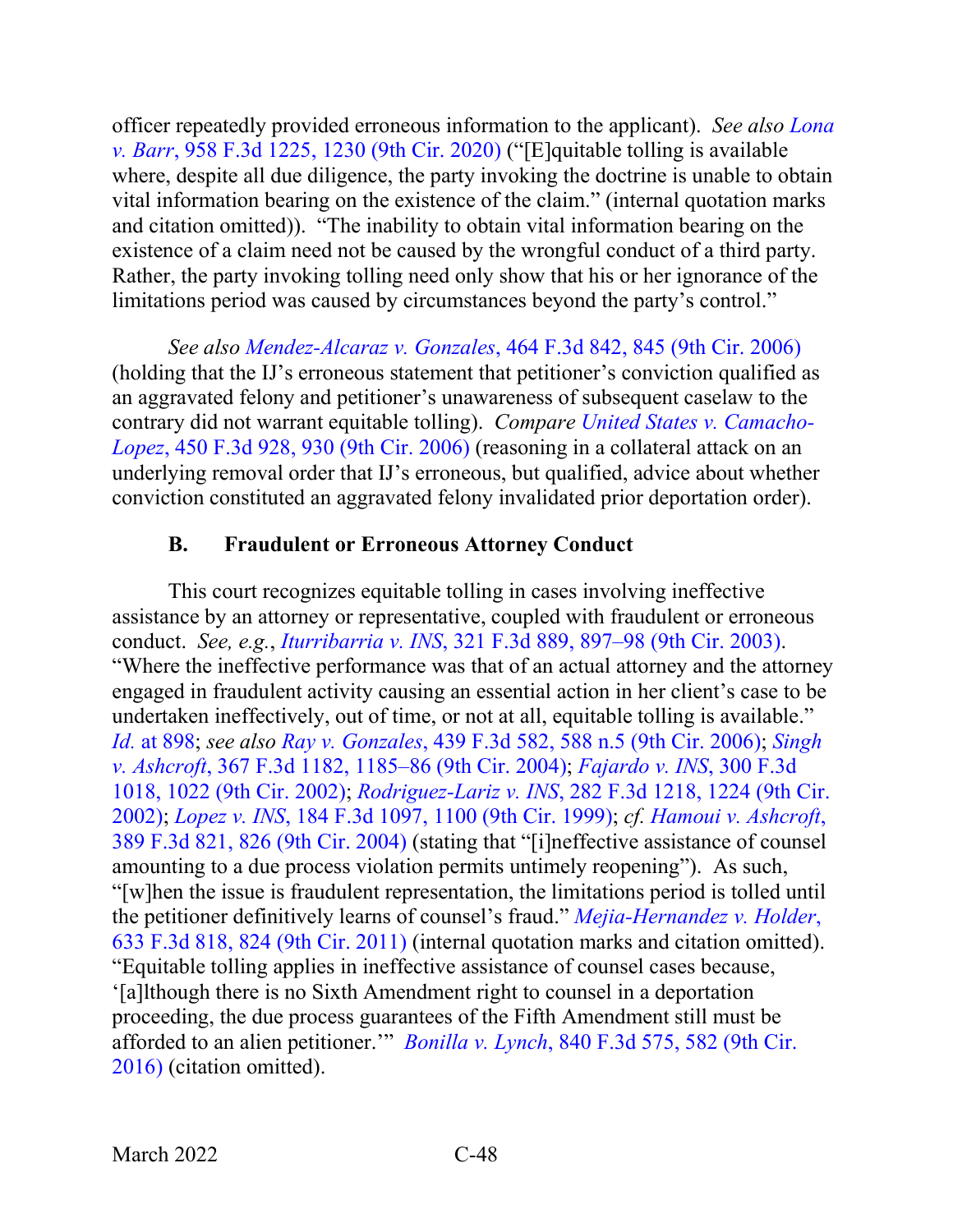officer repeatedly provided erroneous information to the applicant). *See also Lona v. Barr*, 958 F.3d 1225, 1230 (9th Cir. 2020) ("[E]quitable tolling is available where, despite all due diligence, the party invoking the doctrine is unable to obtain vital information bearing on the existence of the claim." (internal quotation marks and citation omitted)). "The inability to obtain vital information bearing on the existence of a claim need not be caused by the wrongful conduct of a third party. Rather, the party invoking tolling need only show that his or her ignorance of the limitations period was caused by circumstances beyond the party's control."

*See also Mendez-Alcaraz v. Gonzales*, 464 F.3d 842, 845 (9th Cir. 2006) (holding that the IJ's erroneous statement that petitioner's conviction qualified as an aggravated felony and petitioner's unawareness of subsequent caselaw to the contrary did not warrant equitable tolling). *Compare United States v. Camacho-Lopez*, 450 F.3d 928, 930 (9th Cir. 2006) (reasoning in a collateral attack on an underlying removal order that IJ's erroneous, but qualified, advice about whether conviction constituted an aggravated felony invalidated prior deportation order).

### B. Fraudulent or Erroneous Attorney Conduct

This court recognizes equitable tolling in cases involving ineffective assistance by an attorney or representative, coupled with fraudulent or erroneous conduct. *See, e.g.*, *Iturribarria v. INS*, 321 F.3d 889, 897–98 (9th Cir. 2003). "Where the ineffective performance was that of an actual attorney and the attorney engaged in fraudulent activity causing an essential action in her client's case to be undertaken ineffectively, out of time, or not at all, equitable tolling is available." *Id.* at 898; *see also Ray v. Gonzales*, 439 F.3d 582, 588 n.5 (9th Cir. 2006); *Singh v. Ashcroft*, 367 F.3d 1182, 1185–86 (9th Cir. 2004); *Fajardo v. INS*, 300 F.3d 1018, 1022 (9th Cir. 2002); *Rodriguez-Lariz v. INS*, 282 F.3d 1218, 1224 (9th Cir. 2002); *Lopez v. INS*, 184 F.3d 1097, 1100 (9th Cir. 1999); *cf. Hamoui v. Ashcroft*, 389 F.3d 821, 826 (9th Cir. 2004) (stating that "[i]neffective assistance of counsel amounting to a due process violation permits untimely reopening"). As such, "[w]hen the issue is fraudulent representation, the limitations period is tolled until the petitioner definitively learns of counsel's fraud." *Mejia-Hernandez v. Holder*, 633 F.3d 818, 824 (9th Cir. 2011) (internal quotation marks and citation omitted). "Equitable tolling applies in ineffective assistance of counsel cases because, '[a]lthough there is no Sixth Amendment right to counsel in a deportation proceeding, the due process guarantees of the Fifth Amendment still must be afforded to an alien petitioner.'" *Bonilla v. Lynch*, 840 F.3d 575, 582 (9th Cir. 2016) (citation omitted).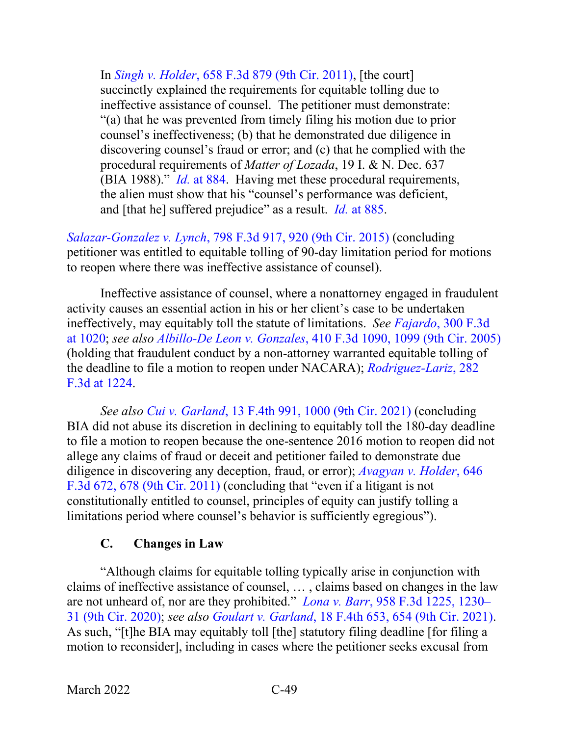> In *Singh v. Holder*, 658 F.3d 879 (9th Cir. 2011), [the court] succinctly explained the requirements for equitable tolling due to ineffective assistance of counsel. The petitioner must demonstrate: "(a) that he was prevented from timely filing his motion due to prior counsel's ineffectiveness; (b) that he demonstrated due diligence in discovering counsel's fraud or error; and (c) that he complied with the procedural requirements of *Matter of Lozada*, 19 I. & N. Dec. 637 (BIA 1988)." *Id.* at 884. Having met these procedural requirements, the alien must show that his "counsel's performance was deficient, and [that he] suffered prejudice" as a result. *Id.* at 885.

*Salazar-Gonzalez v. Lynch*, 798 F.3d 917, 920 (9th Cir. 2015) (concluding petitioner was entitled to equitable tolling of 90-day limitation period for motions to reopen where there was ineffective assistance of counsel).

Ineffective assistance of counsel, where a nonattorney engaged in fraudulent activity causes an essential action in his or her client's case to be undertaken ineffectively, may equitably toll the statute of limitations. *See Fajardo*, 300 F.3d at 1020; *see also Albillo-De Leon v. Gonzales*, 410 F.3d 1090, 1099 (9th Cir. 2005) (holding that fraudulent conduct by a non-attorney warranted equitable tolling of the deadline to file a motion to reopen under NACARA); *Rodriguez-Lariz*, 282 F.3d at 1224.

*See also Cui v. Garland*, 13 F.4th 991, 1000 (9th Cir. 2021) (concluding BIA did not abuse its discretion in declining to equitably toll the 180-day deadline to file a motion to reopen because the one-sentence 2016 motion to reopen did not allege any claims of fraud or deceit and petitioner failed to demonstrate due diligence in discovering any deception, fraud, or error); *Avagyan v. Holder*, 646 F.3d 672, 678 (9th Cir. 2011) (concluding that "even if a litigant is not constitutionally entitled to counsel, principles of equity can justify tolling a limitations period where counsel's behavior is sufficiently egregious").

### C. Changes in Law

"Although claims for equitable tolling typically arise in conjunction with claims of ineffective assistance of counsel, … , claims based on changes in the law are not unheard of, nor are they prohibited." *Lona v. Barr*, 958 F.3d 1225, 1230–31 (9th Cir. 2020); *see also Goulart v. Garland*, 18 F.4th 653, 654 (9th Cir. 2021). As such, "[t]he BIA may equitably toll [the] statutory filing deadline [for filing a motion to reconsider], including in cases where the petitioner seeks excusal from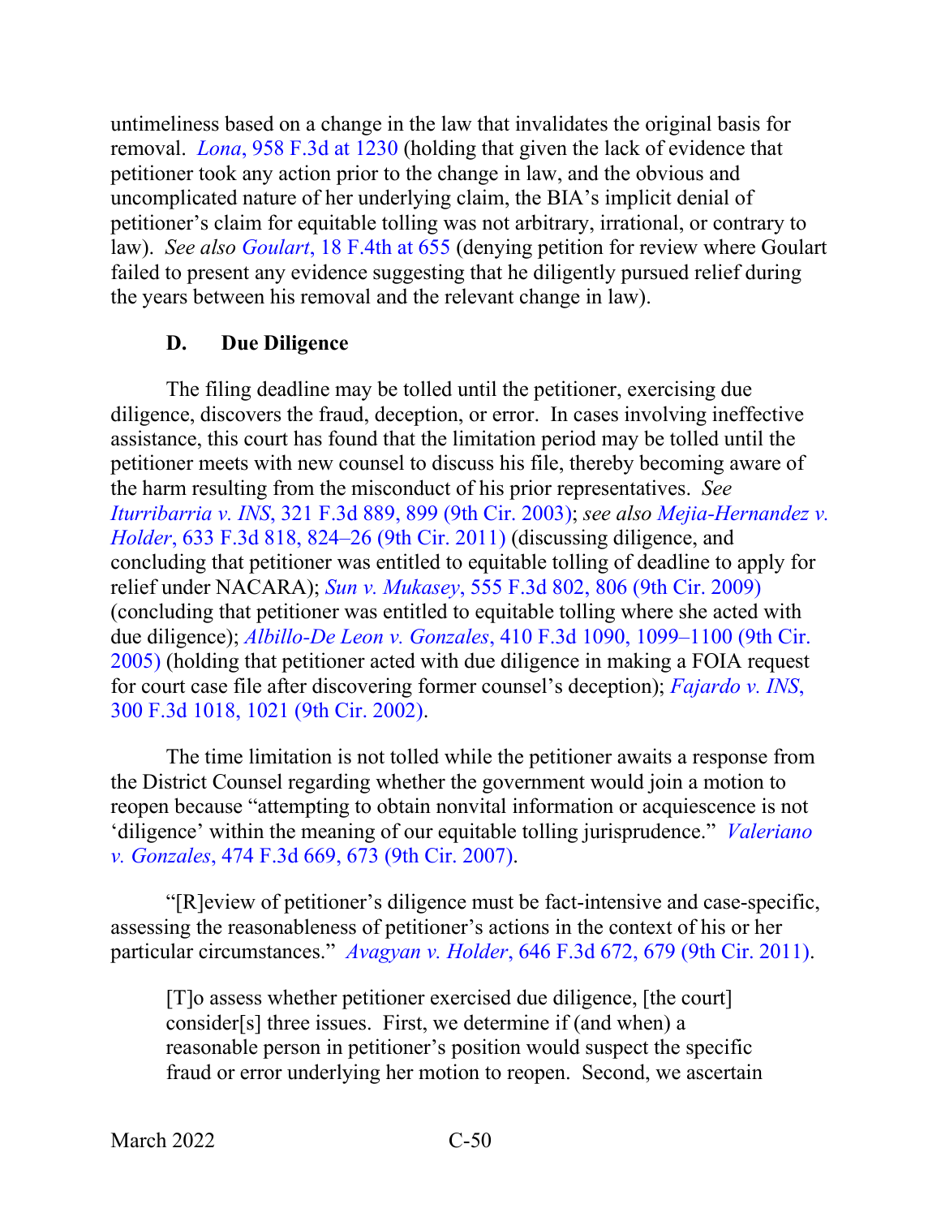untimeliness based on a change in the law that invalidates the original basis for removal. *Lona*, 958 F.3d at 1230 (holding that given the lack of evidence that petitioner took any action prior to the change in law, and the obvious and uncomplicated nature of her underlying claim, the BIA's implicit denial of petitioner's claim for equitable tolling was not arbitrary, irrational, or contrary to law). *See also Goulart*, 18 F.4th at 655 (denying petition for review where Goulart failed to present any evidence suggesting that he diligently pursued relief during the years between his removal and the relevant change in law).

### D. Due Diligence

The filing deadline may be tolled until the petitioner, exercising due diligence, discovers the fraud, deception, or error. In cases involving ineffective assistance, this court has found that the limitation period may be tolled until the petitioner meets with new counsel to discuss his file, thereby becoming aware of the harm resulting from the misconduct of his prior representatives. *See Iturribarria v. INS*, 321 F.3d 889, 899 (9th Cir. 2003); *see also Mejia-Hernandez v. Holder*, 633 F.3d 818, 824–26 (9th Cir. 2011) (discussing diligence, and concluding that petitioner was entitled to equitable tolling of deadline to apply for relief under NACARA); *Sun v. Mukasey*, 555 F.3d 802, 806 (9th Cir. 2009) (concluding that petitioner was entitled to equitable tolling where she acted with due diligence); *Albillo-De Leon v. Gonzales*, 410 F.3d 1090, 1099–1100 (9th Cir. 2005) (holding that petitioner acted with due diligence in making a FOIA request for court case file after discovering former counsel's deception); *Fajardo v. INS*, 300 F.3d 1018, 1021 (9th Cir. 2002).

The time limitation is not tolled while the petitioner awaits a response from the District Counsel regarding whether the government would join a motion to reopen because "attempting to obtain nonvital information or acquiescence is not 'diligence' within the meaning of our equitable tolling jurisprudence." *Valeriano v. Gonzales*, 474 F.3d 669, 673 (9th Cir. 2007).

"[R]eview of petitioner's diligence must be fact-intensive and case-specific, assessing the reasonableness of petitioner's actions in the context of his or her particular circumstances." *Avagyan v. Holder*, 646 F.3d 672, 679 (9th Cir. 2011).

> [T]o assess whether petitioner exercised due diligence, [the court] consider[s] three issues. First, we determine if (and when) a reasonable person in petitioner's position would suspect the specific fraud or error underlying her motion to reopen. Second, we ascertain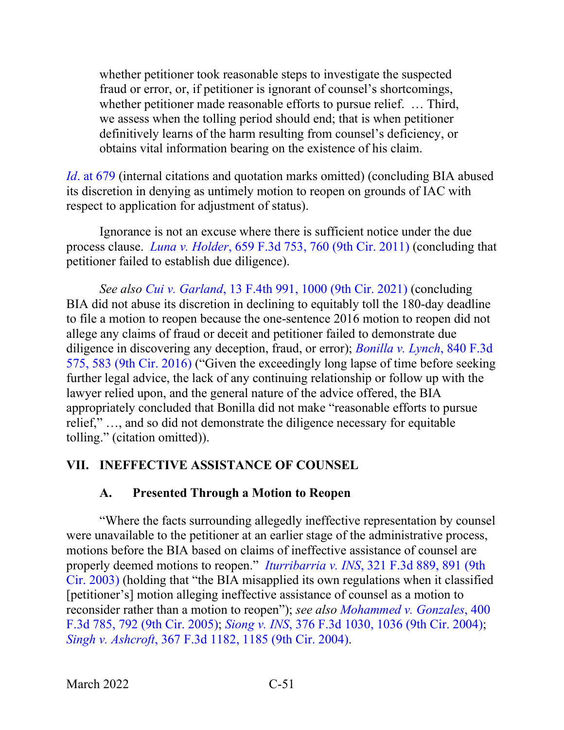> whether petitioner took reasonable steps to investigate the suspected fraud or error, or, if petitioner is ignorant of counsel's shortcomings, whether petitioner made reasonable efforts to pursue relief. … Third, we assess when the tolling period should end; that is when petitioner definitively learns of the harm resulting from counsel's deficiency, or obtains vital information bearing on the existence of his claim.

*Id*. at 679 (internal citations and quotation marks omitted) (concluding BIA abused its discretion in denying as untimely motion to reopen on grounds of IAC with respect to application for adjustment of status).

Ignorance is not an excuse where there is sufficient notice under the due process clause. *Luna v. Holder*, 659 F.3d 753, 760 (9th Cir. 2011) (concluding that petitioner failed to establish due diligence).

*See also* *Cui v. Garland*, 13 F.4th 991, 1000 (9th Cir. 2021) (concluding BIA did not abuse its discretion in declining to equitably toll the 180-day deadline to file a motion to reopen because the one-sentence 2016 motion to reopen did not allege any claims of fraud or deceit and petitioner failed to demonstrate due diligence in discovering any deception, fraud, or error); *Bonilla v. Lynch*, 840 F.3d 575, 583 (9th Cir. 2016) ("Given the exceedingly long lapse of time before seeking further legal advice, the lack of any continuing relationship or follow up with the lawyer relied upon, and the general nature of the advice offered, the BIA appropriately concluded that Bonilla did not make "reasonable efforts to pursue relief," …, and so did not demonstrate the diligence necessary for equitable tolling." (citation omitted)).

## VII. INEFFECTIVE ASSISTANCE OF COUNSEL

### A. Presented Through a Motion to Reopen

"Where the facts surrounding allegedly ineffective representation by counsel were unavailable to the petitioner at an earlier stage of the administrative process, motions before the BIA based on claims of ineffective assistance of counsel are properly deemed motions to reopen." *Iturribarria v. INS*, 321 F.3d 889, 891 (9th Cir. 2003) (holding that "the BIA misapplied its own regulations when it classified [petitioner's] motion alleging ineffective assistance of counsel as a motion to reconsider rather than a motion to reopen"); *see also* *Mohammed v. Gonzales*, 400 F.3d 785, 792 (9th Cir. 2005); *Siong v. INS*, 376 F.3d 1030, 1036 (9th Cir. 2004); *Singh v. Ashcroft*, 367 F.3d 1182, 1185 (9th Cir. 2004).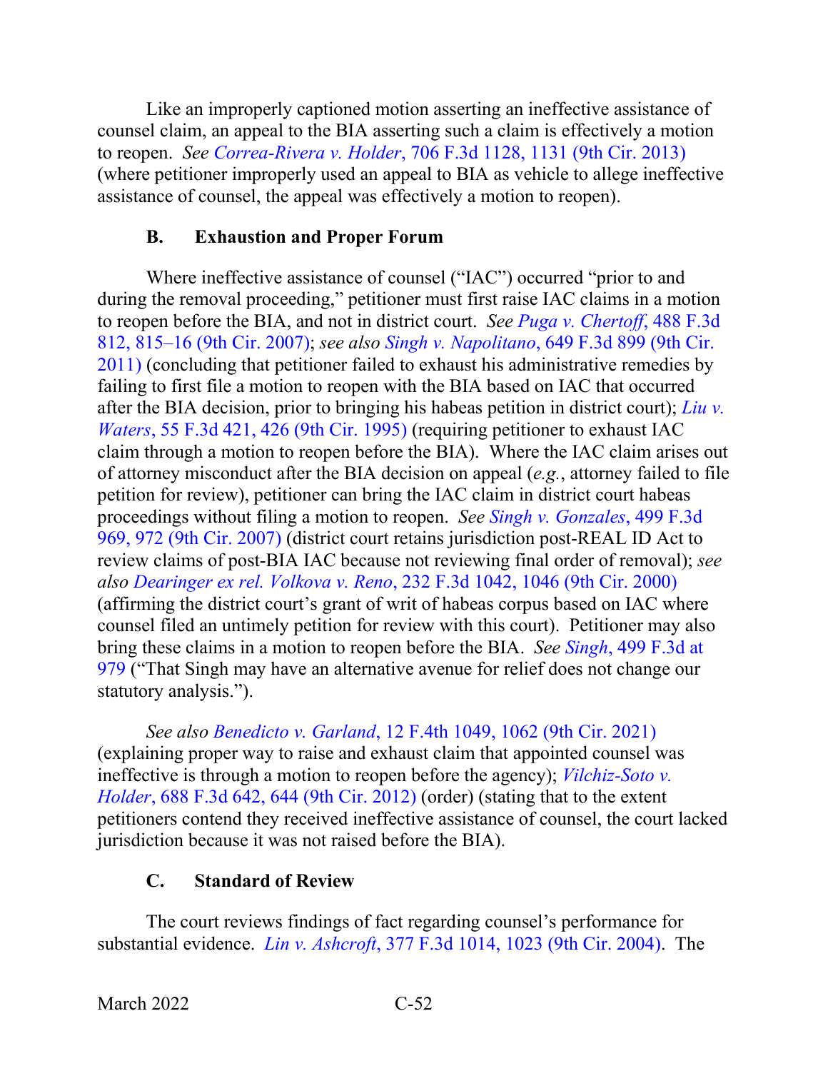Like an improperly captioned motion asserting an ineffective assistance of counsel claim, an appeal to the BIA asserting such a claim is effectively a motion to reopen. *See Correa-Rivera v. Holder*, 706 F.3d 1128, 1131 (9th Cir. 2013) (where petitioner improperly used an appeal to BIA as vehicle to allege ineffective assistance of counsel, the appeal was effectively a motion to reopen).

### B. Exhaustion and Proper Forum

Where ineffective assistance of counsel ("IAC") occurred "prior to and during the removal proceeding," petitioner must first raise IAC claims in a motion to reopen before the BIA, and not in district court. *See Puga v. Chertoff*, 488 F.3d 812, 815–16 (9th Cir. 2007); *see also Singh v. Napolitano*, 649 F.3d 899 (9th Cir. 2011) (concluding that petitioner failed to exhaust his administrative remedies by failing to first file a motion to reopen with the BIA based on IAC that occurred after the BIA decision, prior to bringing his habeas petition in district court); *Liu v. Waters*, 55 F.3d 421, 426 (9th Cir. 1995) (requiring petitioner to exhaust IAC claim through a motion to reopen before the BIA). Where the IAC claim arises out of attorney misconduct after the BIA decision on appeal (*e.g.*, attorney failed to file petition for review), petitioner can bring the IAC claim in district court habeas proceedings without filing a motion to reopen. *See Singh v. Gonzales*, 499 F.3d 969, 972 (9th Cir. 2007) (district court retains jurisdiction post-REAL ID Act to review claims of post-BIA IAC because not reviewing final order of removal); *see also Dearinger ex rel. Volkova v. Reno*, 232 F.3d 1042, 1046 (9th Cir. 2000) (affirming the district court's grant of writ of habeas corpus based on IAC where counsel filed an untimely petition for review with this court). Petitioner may also bring these claims in a motion to reopen before the BIA. *See Singh*, 499 F.3d at 979 ("That Singh may have an alternative avenue for relief does not change our statutory analysis.").

*See also Benedicto v. Garland*, 12 F.4th 1049, 1062 (9th Cir. 2021) (explaining proper way to raise and exhaust claim that appointed counsel was ineffective is through a motion to reopen before the agency); *Vilchiz-Soto v. Holder*, 688 F.3d 642, 644 (9th Cir. 2012) (order) (stating that to the extent petitioners contend they received ineffective assistance of counsel, the court lacked jurisdiction because it was not raised before the BIA).

### C. Standard of Review

The court reviews findings of fact regarding counsel's performance for substantial evidence. *Lin v. Ashcroft*, 377 F.3d 1014, 1023 (9th Cir. 2004). The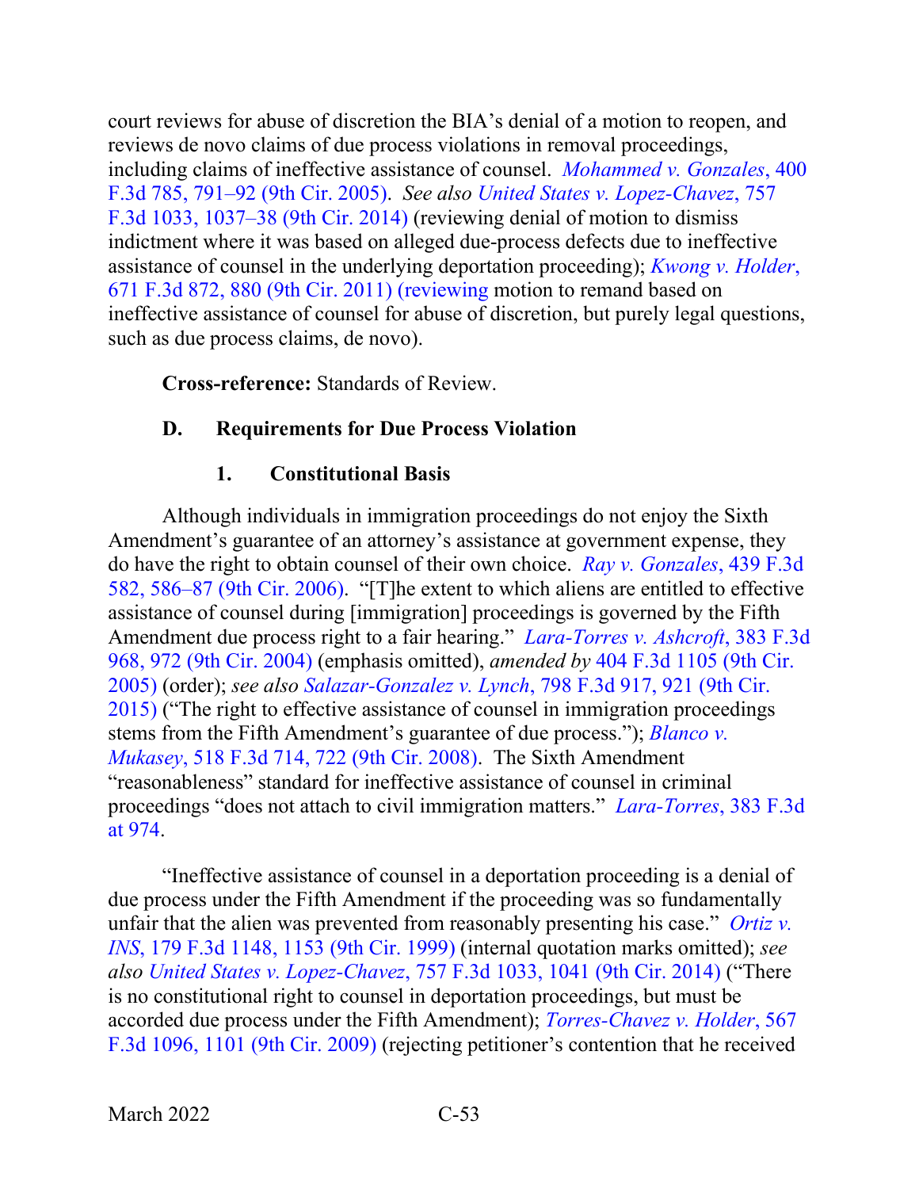court reviews for abuse of discretion the BIA's denial of a motion to reopen, and reviews de novo claims of due process violations in removal proceedings, including claims of ineffective assistance of counsel. *Mohammed v. Gonzales*, 400 F.3d 785, 791–92 (9th Cir. 2005). *See also United States v. Lopez-Chavez*, 757 F.3d 1033, 1037–38 (9th Cir. 2014) (reviewing denial of motion to dismiss indictment where it was based on alleged due-process defects due to ineffective assistance of counsel in the underlying deportation proceeding); *Kwong v. Holder*, 671 F.3d 872, 880 (9th Cir. 2011) (reviewing motion to remand based on ineffective assistance of counsel for abuse of discretion, but purely legal questions, such as due process claims, de novo).

**Cross-reference:** Standards of Review.

### D. Requirements for Due Process Violation

#### 1. Constitutional Basis

Although individuals in immigration proceedings do not enjoy the Sixth Amendment's guarantee of an attorney's assistance at government expense, they do have the right to obtain counsel of their own choice. *Ray v. Gonzales*, 439 F.3d 582, 586–87 (9th Cir. 2006). "[T]he extent to which aliens are entitled to effective assistance of counsel during [immigration] proceedings is governed by the Fifth Amendment due process right to a fair hearing." *Lara-Torres v. Ashcroft*, 383 F.3d 968, 972 (9th Cir. 2004) (emphasis omitted), *amended by* 404 F.3d 1105 (9th Cir. 2005) (order); *see also Salazar-Gonzalez v. Lynch*, 798 F.3d 917, 921 (9th Cir. 2015) ("The right to effective assistance of counsel in immigration proceedings stems from the Fifth Amendment's guarantee of due process."); *Blanco v. Mukasey*, 518 F.3d 714, 722 (9th Cir. 2008). The Sixth Amendment "reasonableness" standard for ineffective assistance of counsel in criminal proceedings "does not attach to civil immigration matters." *Lara-Torres*, 383 F.3d at 974.

"Ineffective assistance of counsel in a deportation proceeding is a denial of due process under the Fifth Amendment if the proceeding was so fundamentally unfair that the alien was prevented from reasonably presenting his case." *Ortiz v. INS*, 179 F.3d 1148, 1153 (9th Cir. 1999) (internal quotation marks omitted); *see also United States v. Lopez-Chavez*, 757 F.3d 1033, 1041 (9th Cir. 2014) ("There is no constitutional right to counsel in deportation proceedings, but must be accorded due process under the Fifth Amendment); *Torres-Chavez v. Holder*, 567 F.3d 1096, 1101 (9th Cir. 2009) (rejecting petitioner's contention that he received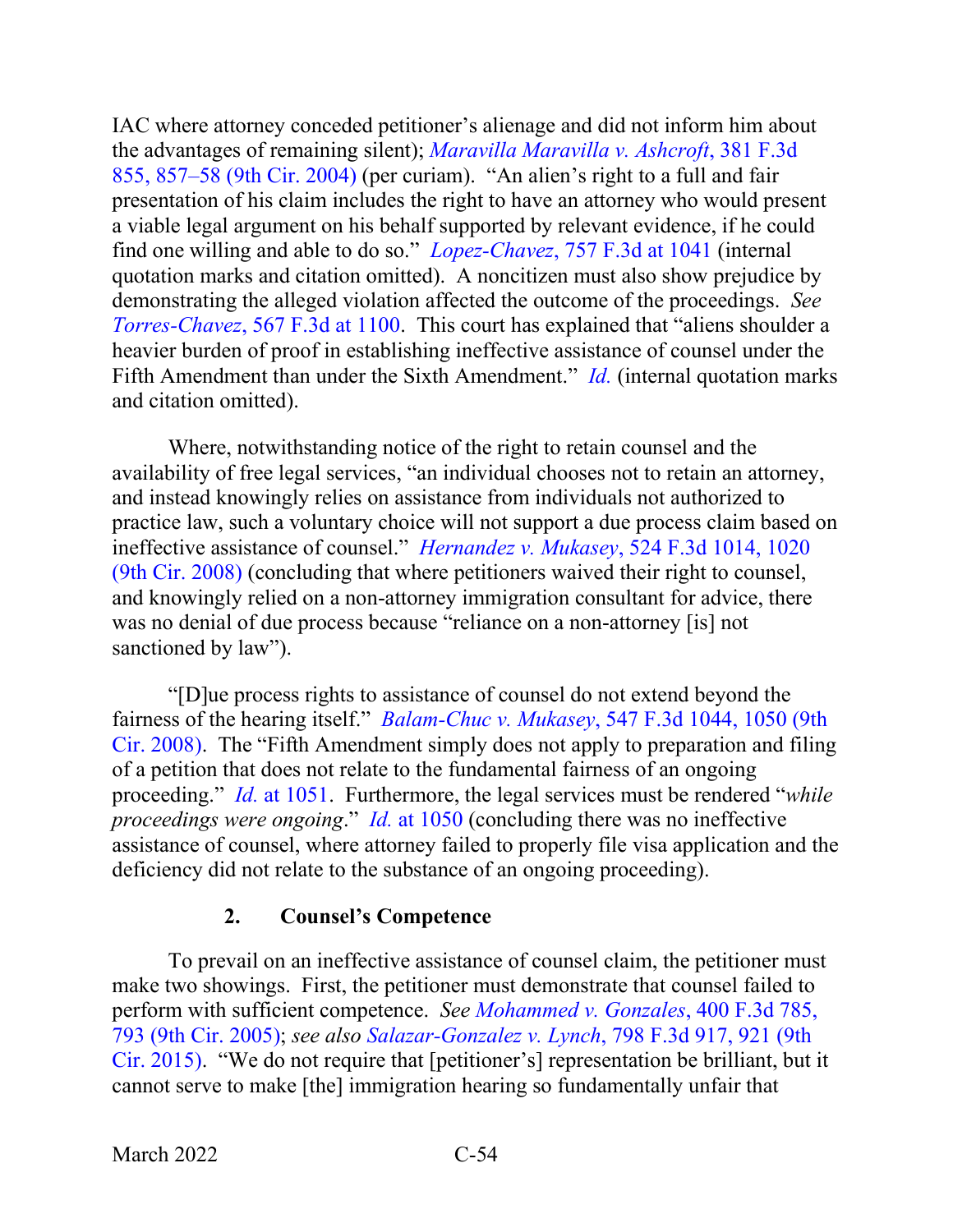IAC where attorney conceded petitioner's alienage and did not inform him about the advantages of remaining silent); *Maravilla Maravilla v. Ashcroft*, 381 F.3d 855, 857–58 (9th Cir. 2004) (per curiam). "An alien's right to a full and fair presentation of his claim includes the right to have an attorney who would present a viable legal argument on his behalf supported by relevant evidence, if he could find one willing and able to do so." *Lopez-Chavez*, 757 F.3d at 1041 (internal quotation marks and citation omitted). A noncitizen must also show prejudice by demonstrating the alleged violation affected the outcome of the proceedings. *See Torres-Chavez*, 567 F.3d at 1100. This court has explained that "aliens shoulder a heavier burden of proof in establishing ineffective assistance of counsel under the Fifth Amendment than under the Sixth Amendment." *Id.* (internal quotation marks and citation omitted).

Where, notwithstanding notice of the right to retain counsel and the availability of free legal services, "an individual chooses not to retain an attorney, and instead knowingly relies on assistance from individuals not authorized to practice law, such a voluntary choice will not support a due process claim based on ineffective assistance of counsel." *Hernandez v. Mukasey*, 524 F.3d 1014, 1020 (9th Cir. 2008) (concluding that where petitioners waived their right to counsel, and knowingly relied on a non-attorney immigration consultant for advice, there was no denial of due process because "reliance on a non-attorney [is] not sanctioned by law").

"[D]ue process rights to assistance of counsel do not extend beyond the fairness of the hearing itself." *Balam-Chuc v. Mukasey*, 547 F.3d 1044, 1050 (9th Cir. 2008). The "Fifth Amendment simply does not apply to preparation and filing of a petition that does not relate to the fundamental fairness of an ongoing proceeding." *Id.* at 1051. Furthermore, the legal services must be rendered "*while proceedings were ongoing*." *Id.* at 1050 (concluding there was no ineffective assistance of counsel, where attorney failed to properly file visa application and the deficiency did not relate to the substance of an ongoing proceeding).

### 2. Counsel's Competence

To prevail on an ineffective assistance of counsel claim, the petitioner must make two showings. First, the petitioner must demonstrate that counsel failed to perform with sufficient competence. *See Mohammed v. Gonzales*, 400 F.3d 785, 793 (9th Cir. 2005); *see also Salazar-Gonzalez v. Lynch*, 798 F.3d 917, 921 (9th Cir. 2015). "We do not require that [petitioner's] representation be brilliant, but it cannot serve to make [the] immigration hearing so fundamentally unfair that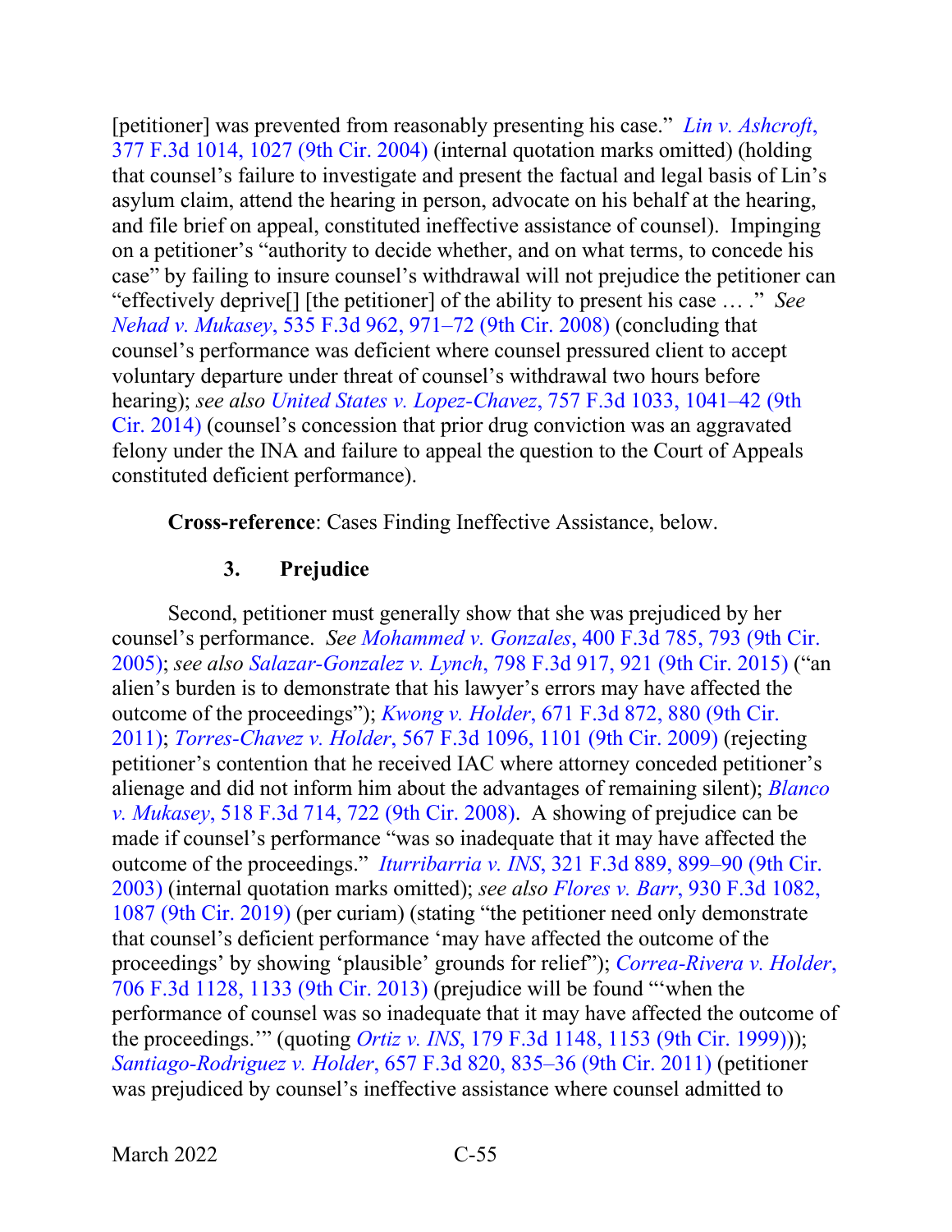[petitioner] was prevented from reasonably presenting his case." *Lin v. Ashcroft*, 377 F.3d 1014, 1027 (9th Cir. 2004) (internal quotation marks omitted) (holding that counsel's failure to investigate and present the factual and legal basis of Lin's asylum claim, attend the hearing in person, advocate on his behalf at the hearing, and file brief on appeal, constituted ineffective assistance of counsel). Impinging on a petitioner's "authority to decide whether, and on what terms, to concede his case" by failing to insure counsel's withdrawal will not prejudice the petitioner can "effectively deprive[] [the petitioner] of the ability to present his case … ." *See Nehad v. Mukasey*, 535 F.3d 962, 971–72 (9th Cir. 2008) (concluding that counsel's performance was deficient where counsel pressured client to accept voluntary departure under threat of counsel's withdrawal two hours before hearing); *see also United States v. Lopez-Chavez*, 757 F.3d 1033, 1041–42 (9th Cir. 2014) (counsel's concession that prior drug conviction was an aggravated felony under the INA and failure to appeal the question to the Court of Appeals constituted deficient performance).

**Cross-reference**: Cases Finding Ineffective Assistance, below.

### 3. Prejudice

Second, petitioner must generally show that she was prejudiced by her counsel's performance. *See Mohammed v. Gonzales*, 400 F.3d 785, 793 (9th Cir. 2005); *see also Salazar-Gonzalez v. Lynch*, 798 F.3d 917, 921 (9th Cir. 2015) ("an alien's burden is to demonstrate that his lawyer's errors may have affected the outcome of the proceedings"); *Kwong v. Holder*, 671 F.3d 872, 880 (9th Cir. 2011); *Torres-Chavez v. Holder*, 567 F.3d 1096, 1101 (9th Cir. 2009) (rejecting petitioner's contention that he received IAC where attorney conceded petitioner's alienage and did not inform him about the advantages of remaining silent); *Blanco v. Mukasey*, 518 F.3d 714, 722 (9th Cir. 2008). A showing of prejudice can be made if counsel's performance "was so inadequate that it may have affected the outcome of the proceedings." *Iturribarria v. INS*, 321 F.3d 889, 899–90 (9th Cir. 2003) (internal quotation marks omitted); *see also Flores v. Barr*, 930 F.3d 1082, 1087 (9th Cir. 2019) (per curiam) (stating "the petitioner need only demonstrate that counsel's deficient performance 'may have affected the outcome of the proceedings' by showing 'plausible' grounds for relief"); *Correa-Rivera v. Holder*, 706 F.3d 1128, 1133 (9th Cir. 2013) (prejudice will be found "'when the performance of counsel was so inadequate that it may have affected the outcome of the proceedings.'" (quoting *Ortiz v. INS*, 179 F.3d 1148, 1153 (9th Cir. 1999))); *Santiago-Rodriguez v. Holder*, 657 F.3d 820, 835–36 (9th Cir. 2011) (petitioner was prejudiced by counsel's ineffective assistance where counsel admitted to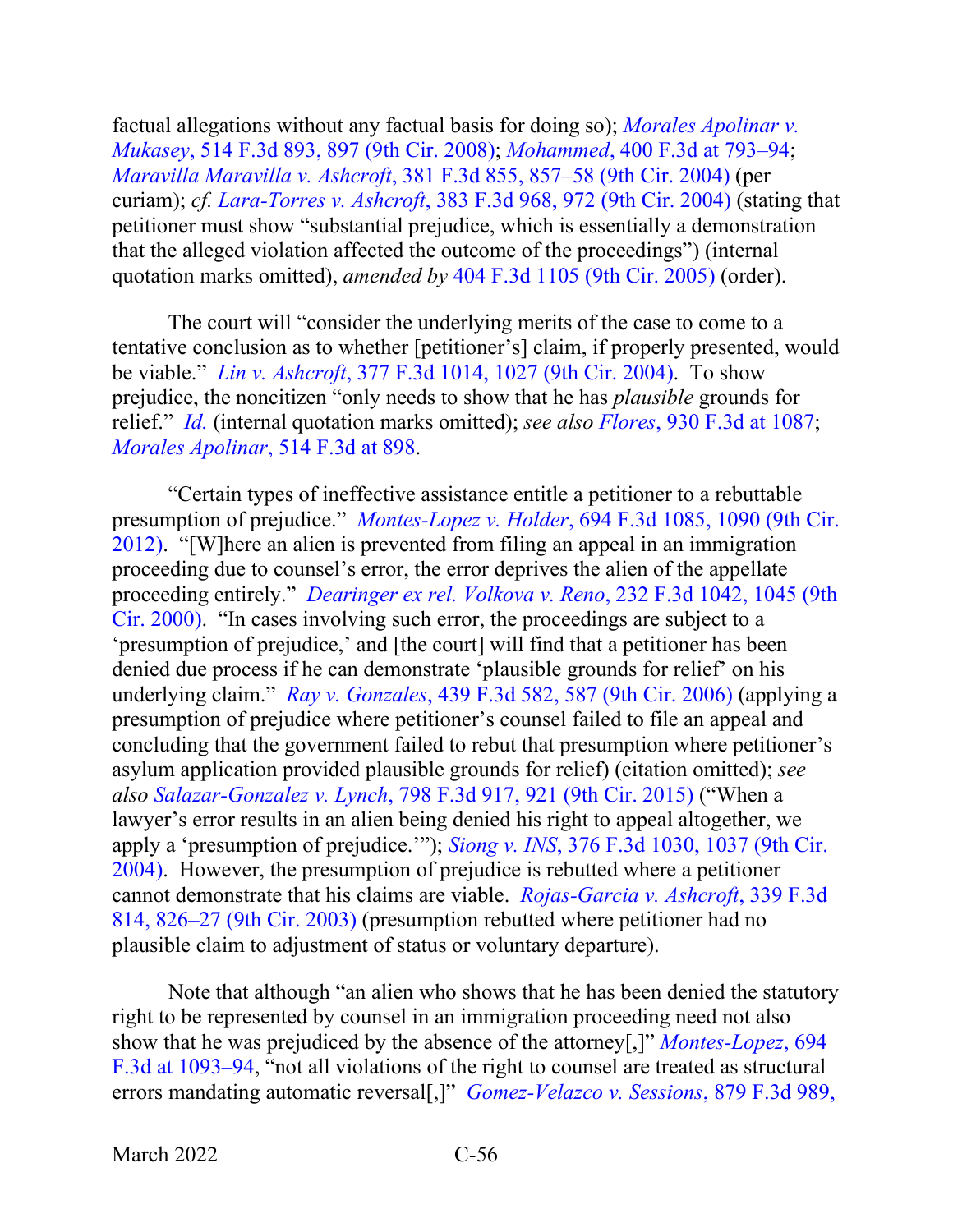factual allegations without any factual basis for doing so); *Morales Apolinar v. Mukasey*, 514 F.3d 893, 897 (9th Cir. 2008); *Mohammed*, 400 F.3d at 793–94; *Maravilla Maravilla v. Ashcroft*, 381 F.3d 855, 857–58 (9th Cir. 2004) (per curiam); *cf. Lara-Torres v. Ashcroft*, 383 F.3d 968, 972 (9th Cir. 2004) (stating that petitioner must show "substantial prejudice, which is essentially a demonstration that the alleged violation affected the outcome of the proceedings") (internal quotation marks omitted), *amended by* 404 F.3d 1105 (9th Cir. 2005) (order).

The court will "consider the underlying merits of the case to come to a tentative conclusion as to whether [petitioner's] claim, if properly presented, would be viable." *Lin v. Ashcroft*, 377 F.3d 1014, 1027 (9th Cir. 2004). To show prejudice, the noncitizen "only needs to show that he has *plausible* grounds for relief." *Id.* (internal quotation marks omitted); *see also Flores*, 930 F.3d at 1087; *Morales Apolinar*, 514 F.3d at 898.

"Certain types of ineffective assistance entitle a petitioner to a rebuttable presumption of prejudice." *Montes-Lopez v. Holder*, 694 F.3d 1085, 1090 (9th Cir. 2012). "[W]here an alien is prevented from filing an appeal in an immigration proceeding due to counsel's error, the error deprives the alien of the appellate proceeding entirely." *Dearinger ex rel. Volkova v. Reno*, 232 F.3d 1042, 1045 (9th Cir. 2000). "In cases involving such error, the proceedings are subject to a 'presumption of prejudice,' and [the court] will find that a petitioner has been denied due process if he can demonstrate 'plausible grounds for relief' on his underlying claim." *Ray v. Gonzales*, 439 F.3d 582, 587 (9th Cir. 2006) (applying a presumption of prejudice where petitioner's counsel failed to file an appeal and concluding that the government failed to rebut that presumption where petitioner's asylum application provided plausible grounds for relief) (citation omitted); *see also Salazar-Gonzalez v. Lynch*, 798 F.3d 917, 921 (9th Cir. 2015) ("When a lawyer's error results in an alien being denied his right to appeal altogether, we apply a 'presumption of prejudice.'"); *Siong v. INS*, 376 F.3d 1030, 1037 (9th Cir. 2004). However, the presumption of prejudice is rebutted where a petitioner cannot demonstrate that his claims are viable. *Rojas-Garcia v. Ashcroft*, 339 F.3d 814, 826–27 (9th Cir. 2003) (presumption rebutted where petitioner had no plausible claim to adjustment of status or voluntary departure).

Note that although "an alien who shows that he has been denied the statutory right to be represented by counsel in an immigration proceeding need not also show that he was prejudiced by the absence of the attorney[,]" *Montes-Lopez*, 694 F.3d at 1093–94, "not all violations of the right to counsel are treated as structural errors mandating automatic reversal[,]" *Gomez-Velazco v. Sessions*, 879 F.3d 989,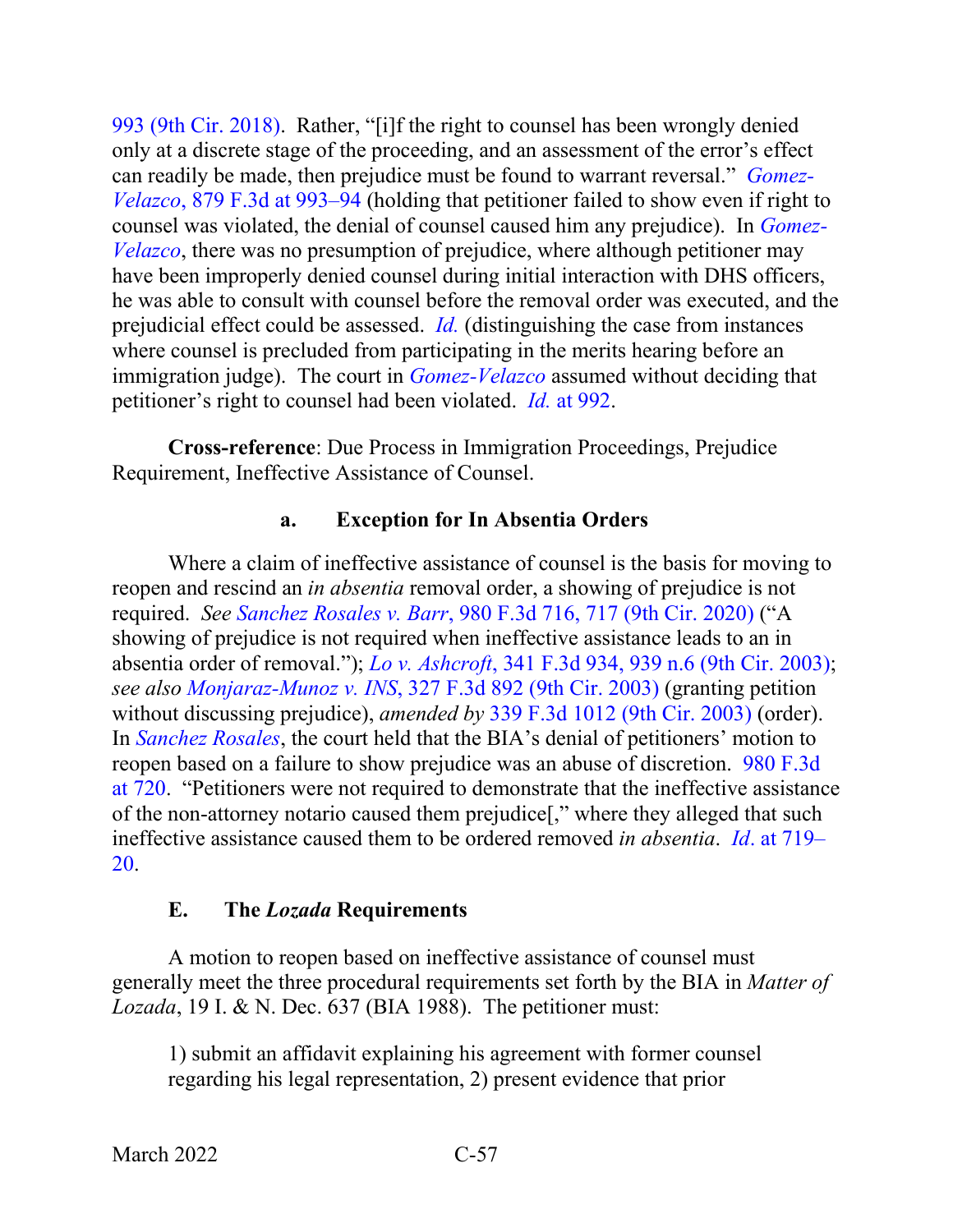993 (9th Cir. 2018). Rather, "[i]f the right to counsel has been wrongly denied only at a discrete stage of the proceeding, and an assessment of the error's effect can readily be made, then prejudice must be found to warrant reversal." *Gomez-Velazco*, 879 F.3d at 993–94 (holding that petitioner failed to show even if right to counsel was violated, the denial of counsel caused him any prejudice). In *Gomez-Velazco*, there was no presumption of prejudice, where although petitioner may have been improperly denied counsel during initial interaction with DHS officers, he was able to consult with counsel before the removal order was executed, and the prejudicial effect could be assessed. *Id.* (distinguishing the case from instances where counsel is precluded from participating in the merits hearing before an immigration judge). The court in *Gomez-Velazco* assumed without deciding that petitioner's right to counsel had been violated. *Id.* at 992.

**Cross-reference**: Due Process in Immigration Proceedings, Prejudice Requirement, Ineffective Assistance of Counsel.

#### a. Exception for In Absentia Orders

Where a claim of ineffective assistance of counsel is the basis for moving to reopen and rescind an *in absentia* removal order, a showing of prejudice is not required. *See Sanchez Rosales v. Barr*, 980 F.3d 716, 717 (9th Cir. 2020) ("A showing of prejudice is not required when ineffective assistance leads to an in absentia order of removal."); *Lo v. Ashcroft*, 341 F.3d 934, 939 n.6 (9th Cir. 2003); *see also Monjaraz-Munoz v. INS*, 327 F.3d 892 (9th Cir. 2003) (granting petition without discussing prejudice), *amended by* 339 F.3d 1012 (9th Cir. 2003) (order). In *Sanchez Rosales*, the court held that the BIA's denial of petitioners' motion to reopen based on a failure to show prejudice was an abuse of discretion. 980 F.3d at 720. "Petitioners were not required to demonstrate that the ineffective assistance of the non-attorney notario caused them prejudice[," where they alleged that such ineffective assistance caused them to be ordered removed *in absentia*. *Id*. at 719–20.

### E. The *Lozada* Requirements

A motion to reopen based on ineffective assistance of counsel must generally meet the three procedural requirements set forth by the BIA in *Matter of Lozada*, 19 I. & N. Dec. 637 (BIA 1988). The petitioner must:

> 1) submit an affidavit explaining his agreement with former counsel regarding his legal representation, 2) present evidence that prior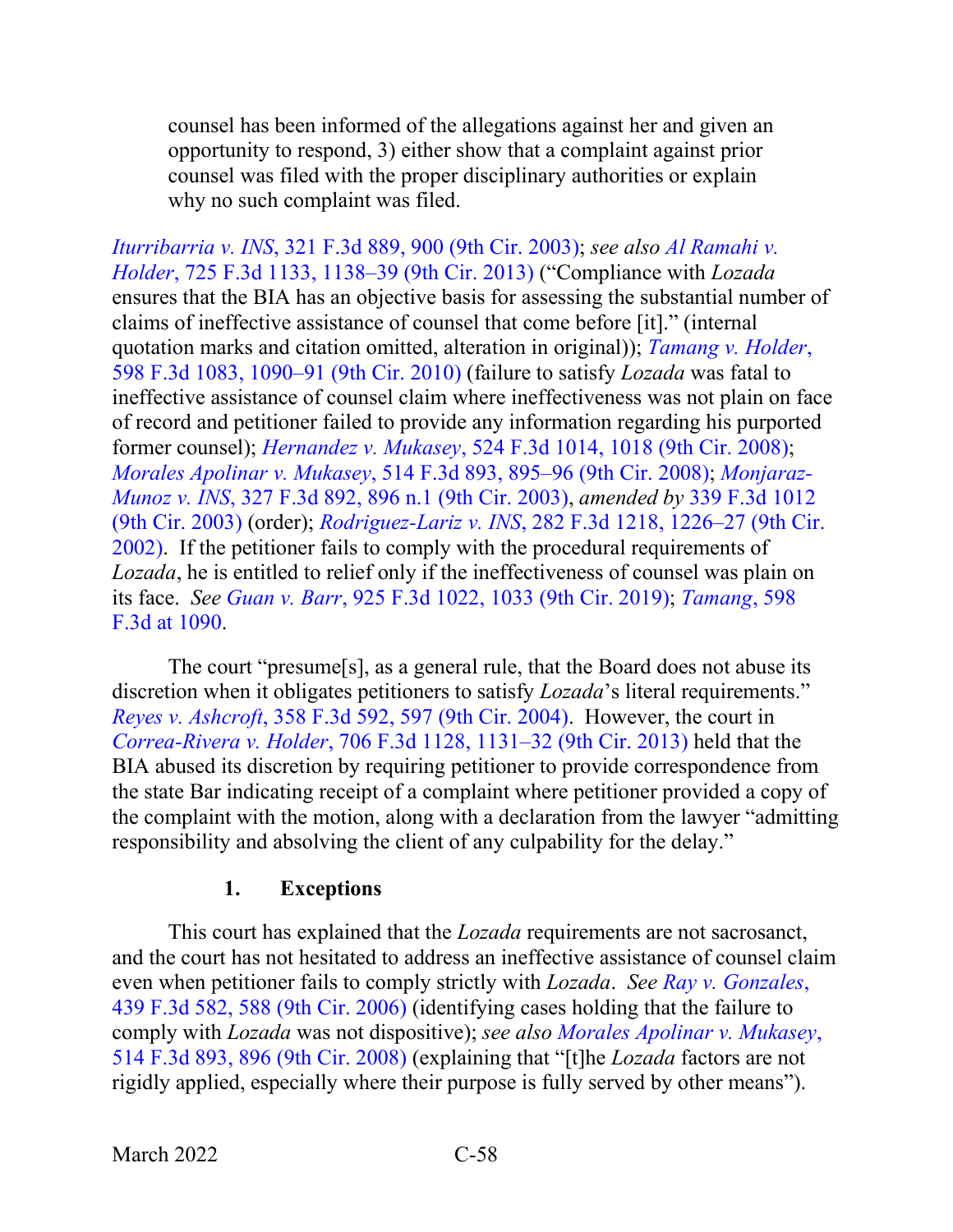> counsel has been informed of the allegations against her and given an opportunity to respond, 3) either show that a complaint against prior counsel was filed with the proper disciplinary authorities or explain why no such complaint was filed.

*Iturribarria v. INS*, 321 F.3d 889, 900 (9th Cir. 2003); *see also Al Ramahi v. Holder*, 725 F.3d 1133, 1138–39 (9th Cir. 2013) ("Compliance with *Lozada* ensures that the BIA has an objective basis for assessing the substantial number of claims of ineffective assistance of counsel that come before [it]." (internal quotation marks and citation omitted, alteration in original)); *Tamang v. Holder*, 598 F.3d 1083, 1090–91 (9th Cir. 2010) (failure to satisfy *Lozada* was fatal to ineffective assistance of counsel claim where ineffectiveness was not plain on face of record and petitioner failed to provide any information regarding his purported former counsel); *Hernandez v. Mukasey*, 524 F.3d 1014, 1018 (9th Cir. 2008); *Morales Apolinar v. Mukasey*, 514 F.3d 893, 895–96 (9th Cir. 2008); *Monjaraz-Munoz v. INS*, 327 F.3d 892, 896 n.1 (9th Cir. 2003), *amended by* 339 F.3d 1012 (9th Cir. 2003) (order); *Rodriguez-Lariz v. INS*, 282 F.3d 1218, 1226–27 (9th Cir. 2002). If the petitioner fails to comply with the procedural requirements of *Lozada*, he is entitled to relief only if the ineffectiveness of counsel was plain on its face. *See Guan v. Barr*, 925 F.3d 1022, 1033 (9th Cir. 2019); *Tamang*, 598 F.3d at 1090.

The court "presume[s], as a general rule, that the Board does not abuse its discretion when it obligates petitioners to satisfy *Lozada*'s literal requirements." *Reyes v. Ashcroft*, 358 F.3d 592, 597 (9th Cir. 2004). However, the court in *Correa-Rivera v. Holder*, 706 F.3d 1128, 1131–32 (9th Cir. 2013) held that the BIA abused its discretion by requiring petitioner to provide correspondence from the state Bar indicating receipt of a complaint where petitioner provided a copy of the complaint with the motion, along with a declaration from the lawyer "admitting responsibility and absolving the client of any culpability for the delay."

### 1. Exceptions

This court has explained that the *Lozada* requirements are not sacrosanct, and the court has not hesitated to address an ineffective assistance of counsel claim even when petitioner fails to comply strictly with *Lozada*. *See Ray v. Gonzales*, 439 F.3d 582, 588 (9th Cir. 2006) (identifying cases holding that the failure to comply with *Lozada* was not dispositive); *see also Morales Apolinar v. Mukasey*, 514 F.3d 893, 896 (9th Cir. 2008) (explaining that "[t]he *Lozada* factors are not rigidly applied, especially where their purpose is fully served by other means").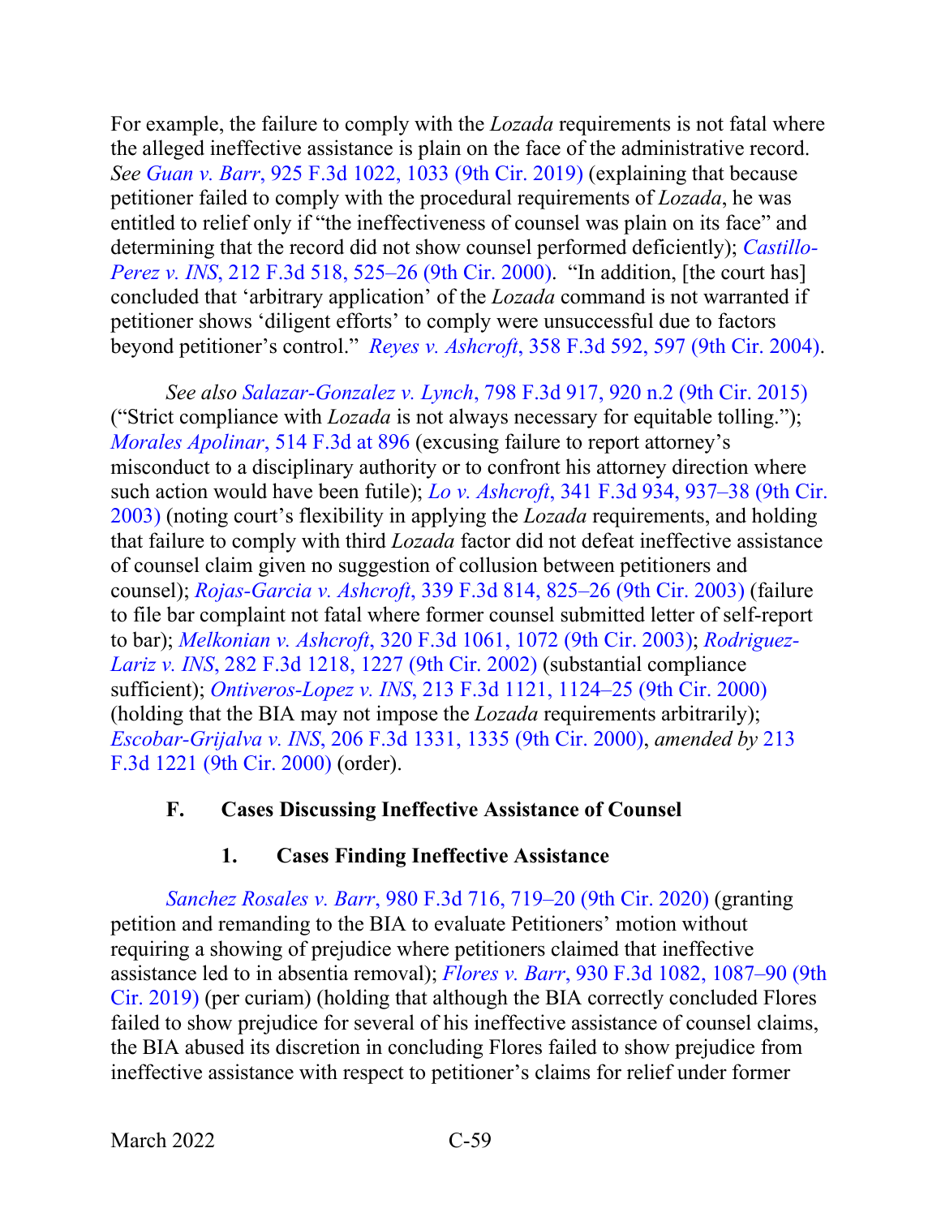For example, the failure to comply with the *Lozada* requirements is not fatal where the alleged ineffective assistance is plain on the face of the administrative record. *See Guan v. Barr*, 925 F.3d 1022, 1033 (9th Cir. 2019) (explaining that because petitioner failed to comply with the procedural requirements of *Lozada*, he was entitled to relief only if "the ineffectiveness of counsel was plain on its face" and determining that the record did not show counsel performed deficiently); *Castillo-Perez v. INS*, 212 F.3d 518, 525–26 (9th Cir. 2000). "In addition, [the court has] concluded that 'arbitrary application' of the *Lozada* command is not warranted if petitioner shows 'diligent efforts' to comply were unsuccessful due to factors beyond petitioner's control." *Reyes v. Ashcroft*, 358 F.3d 592, 597 (9th Cir. 2004).

*See also Salazar-Gonzalez v. Lynch*, 798 F.3d 917, 920 n.2 (9th Cir. 2015) ("Strict compliance with *Lozada* is not always necessary for equitable tolling."); *Morales Apolinar*, 514 F.3d at 896 (excusing failure to report attorney's misconduct to a disciplinary authority or to confront his attorney direction where such action would have been futile); *Lo v. Ashcroft*, 341 F.3d 934, 937–38 (9th Cir. 2003) (noting court's flexibility in applying the *Lozada* requirements, and holding that failure to comply with third *Lozada* factor did not defeat ineffective assistance of counsel claim given no suggestion of collusion between petitioners and counsel); *Rojas-Garcia v. Ashcroft*, 339 F.3d 814, 825–26 (9th Cir. 2003) (failure to file bar complaint not fatal where former counsel submitted letter of self-report to bar); *Melkonian v. Ashcroft*, 320 F.3d 1061, 1072 (9th Cir. 2003); *Rodriguez-Lariz v. INS*, 282 F.3d 1218, 1227 (9th Cir. 2002) (substantial compliance sufficient); *Ontiveros-Lopez v. INS*, 213 F.3d 1121, 1124–25 (9th Cir. 2000) (holding that the BIA may not impose the *Lozada* requirements arbitrarily); *Escobar-Grijalva v. INS*, 206 F.3d 1331, 1335 (9th Cir. 2000), *amended by* 213 F.3d 1221 (9th Cir. 2000) (order).

### F. Cases Discussing Ineffective Assistance of Counsel

#### 1. Cases Finding Ineffective Assistance

*Sanchez Rosales v. Barr*, 980 F.3d 716, 719–20 (9th Cir. 2020) (granting petition and remanding to the BIA to evaluate Petitioners' motion without requiring a showing of prejudice where petitioners claimed that ineffective assistance led to in absentia removal); *Flores v. Barr*, 930 F.3d 1082, 1087–90 (9th Cir. 2019) (per curiam) (holding that although the BIA correctly concluded Flores failed to show prejudice for several of his ineffective assistance of counsel claims, the BIA abused its discretion in concluding Flores failed to show prejudice from ineffective assistance with respect to petitioner's claims for relief under former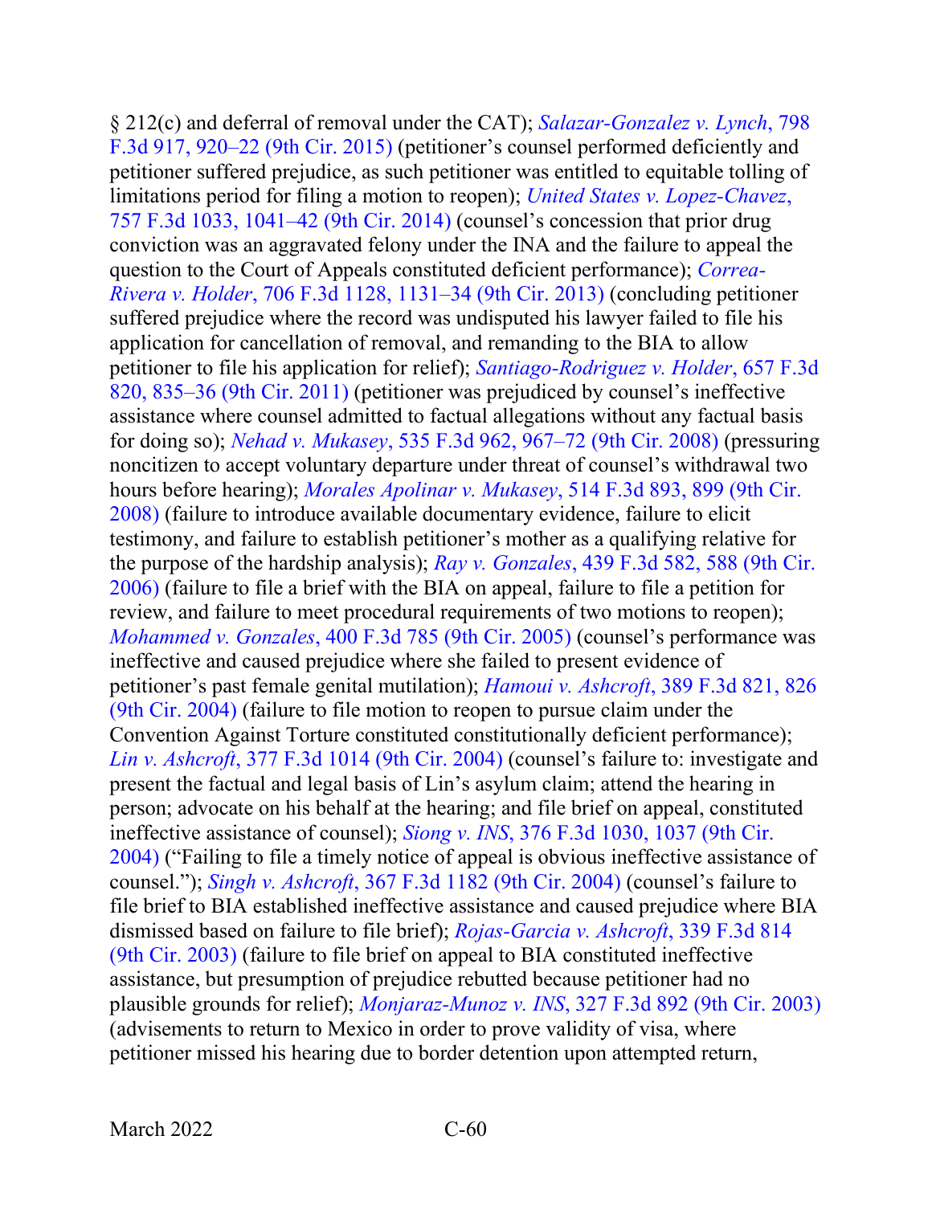§ 212(c) and deferral of removal under the CAT); *Salazar-Gonzalez v. Lynch*, 798 F.3d 917, 920–22 (9th Cir. 2015) (petitioner's counsel performed deficiently and petitioner suffered prejudice, as such petitioner was entitled to equitable tolling of limitations period for filing a motion to reopen); *United States v. Lopez-Chavez*, 757 F.3d 1033, 1041–42 (9th Cir. 2014) (counsel's concession that prior drug conviction was an aggravated felony under the INA and the failure to appeal the question to the Court of Appeals constituted deficient performance); *Correa-Rivera v. Holder*, 706 F.3d 1128, 1131–34 (9th Cir. 2013) (concluding petitioner suffered prejudice where the record was undisputed his lawyer failed to file his application for cancellation of removal, and remanding to the BIA to allow petitioner to file his application for relief); *Santiago-Rodriguez v. Holder*, 657 F.3d 820, 835–36 (9th Cir. 2011) (petitioner was prejudiced by counsel's ineffective assistance where counsel admitted to factual allegations without any factual basis for doing so); *Nehad v. Mukasey*, 535 F.3d 962, 967–72 (9th Cir. 2008) (pressuring noncitizen to accept voluntary departure under threat of counsel's withdrawal two hours before hearing); *Morales Apolinar v. Mukasey*, 514 F.3d 893, 899 (9th Cir. 2008) (failure to introduce available documentary evidence, failure to elicit testimony, and failure to establish petitioner's mother as a qualifying relative for the purpose of the hardship analysis); *Ray v. Gonzales*, 439 F.3d 582, 588 (9th Cir. 2006) (failure to file a brief with the BIA on appeal, failure to file a petition for review, and failure to meet procedural requirements of two motions to reopen); *Mohammed v. Gonzales*, 400 F.3d 785 (9th Cir. 2005) (counsel's performance was ineffective and caused prejudice where she failed to present evidence of petitioner's past female genital mutilation); *Hamoui v. Ashcroft*, 389 F.3d 821, 826 (9th Cir. 2004) (failure to file motion to reopen to pursue claim under the Convention Against Torture constituted constitutionally deficient performance); *Lin v. Ashcroft*, 377 F.3d 1014 (9th Cir. 2004) (counsel's failure to: investigate and present the factual and legal basis of Lin's asylum claim; attend the hearing in person; advocate on his behalf at the hearing; and file brief on appeal, constituted ineffective assistance of counsel); *Siong v. INS*, 376 F.3d 1030, 1037 (9th Cir. 2004) ("Failing to file a timely notice of appeal is obvious ineffective assistance of counsel."); *Singh v. Ashcroft*, 367 F.3d 1182 (9th Cir. 2004) (counsel's failure to file brief to BIA established ineffective assistance and caused prejudice where BIA dismissed based on failure to file brief); *Rojas-Garcia v. Ashcroft*, 339 F.3d 814 (9th Cir. 2003) (failure to file brief on appeal to BIA constituted ineffective assistance, but presumption of prejudice rebutted because petitioner had no plausible grounds for relief); *Monjaraz-Munoz v. INS*, 327 F.3d 892 (9th Cir. 2003) (advisements to return to Mexico in order to prove validity of visa, where petitioner missed his hearing due to border detention upon attempted return,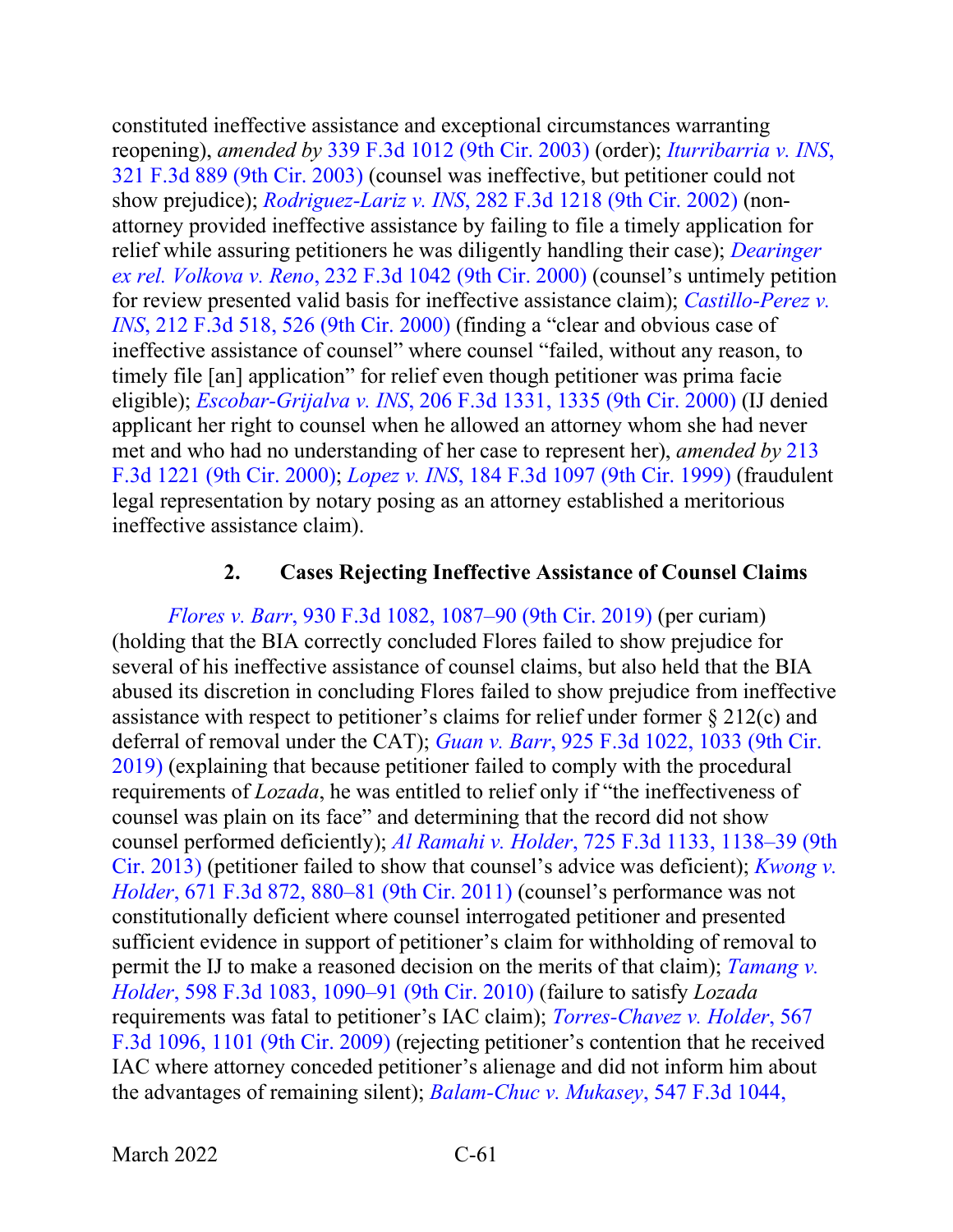constituted ineffective assistance and exceptional circumstances warranting reopening), *amended by* 339 F.3d 1012 (9th Cir. 2003) (order); *Iturribarria v. INS*, 321 F.3d 889 (9th Cir. 2003) (counsel was ineffective, but petitioner could not show prejudice); *Rodriguez-Lariz v. INS*, 282 F.3d 1218 (9th Cir. 2002) (non-attorney provided ineffective assistance by failing to file a timely application for relief while assuring petitioners he was diligently handling their case); *Dearinger ex rel. Volkova v. Reno*, 232 F.3d 1042 (9th Cir. 2000) (counsel's untimely petition for review presented valid basis for ineffective assistance claim); *Castillo-Perez v. INS*, 212 F.3d 518, 526 (9th Cir. 2000) (finding a "clear and obvious case of ineffective assistance of counsel" where counsel "failed, without any reason, to timely file [an] application" for relief even though petitioner was prima facie eligible); *Escobar-Grijalva v. INS*, 206 F.3d 1331, 1335 (9th Cir. 2000) (IJ denied applicant her right to counsel when he allowed an attorney whom she had never met and who had no understanding of her case to represent her), *amended by* 213 F.3d 1221 (9th Cir. 2000); *Lopez v. INS*, 184 F.3d 1097 (9th Cir. 1999) (fraudulent legal representation by notary posing as an attorney established a meritorious ineffective assistance claim).

### 2. Cases Rejecting Ineffective Assistance of Counsel Claims

*Flores v. Barr*, 930 F.3d 1082, 1087–90 (9th Cir. 2019) (per curiam) (holding that the BIA correctly concluded Flores failed to show prejudice for several of his ineffective assistance of counsel claims, but also held that the BIA abused its discretion in concluding Flores failed to show prejudice from ineffective assistance with respect to petitioner's claims for relief under former § 212(c) and deferral of removal under the CAT); *Guan v. Barr*, 925 F.3d 1022, 1033 (9th Cir. 2019) (explaining that because petitioner failed to comply with the procedural requirements of *Lozada*, he was entitled to relief only if "the ineffectiveness of counsel was plain on its face" and determining that the record did not show counsel performed deficiently); *Al Ramahi v. Holder*, 725 F.3d 1133, 1138–39 (9th Cir. 2013) (petitioner failed to show that counsel's advice was deficient); *Kwong v. Holder*, 671 F.3d 872, 880–81 (9th Cir. 2011) (counsel's performance was not constitutionally deficient where counsel interrogated petitioner and presented sufficient evidence in support of petitioner's claim for withholding of removal to permit the IJ to make a reasoned decision on the merits of that claim); *Tamang v. Holder*, 598 F.3d 1083, 1090–91 (9th Cir. 2010) (failure to satisfy *Lozada* requirements was fatal to petitioner's IAC claim); *Torres-Chavez v. Holder*, 567 F.3d 1096, 1101 (9th Cir. 2009) (rejecting petitioner's contention that he received IAC where attorney conceded petitioner's alienage and did not inform him about the advantages of remaining silent); *Balam-Chuc v. Mukasey*, 547 F.3d 1044,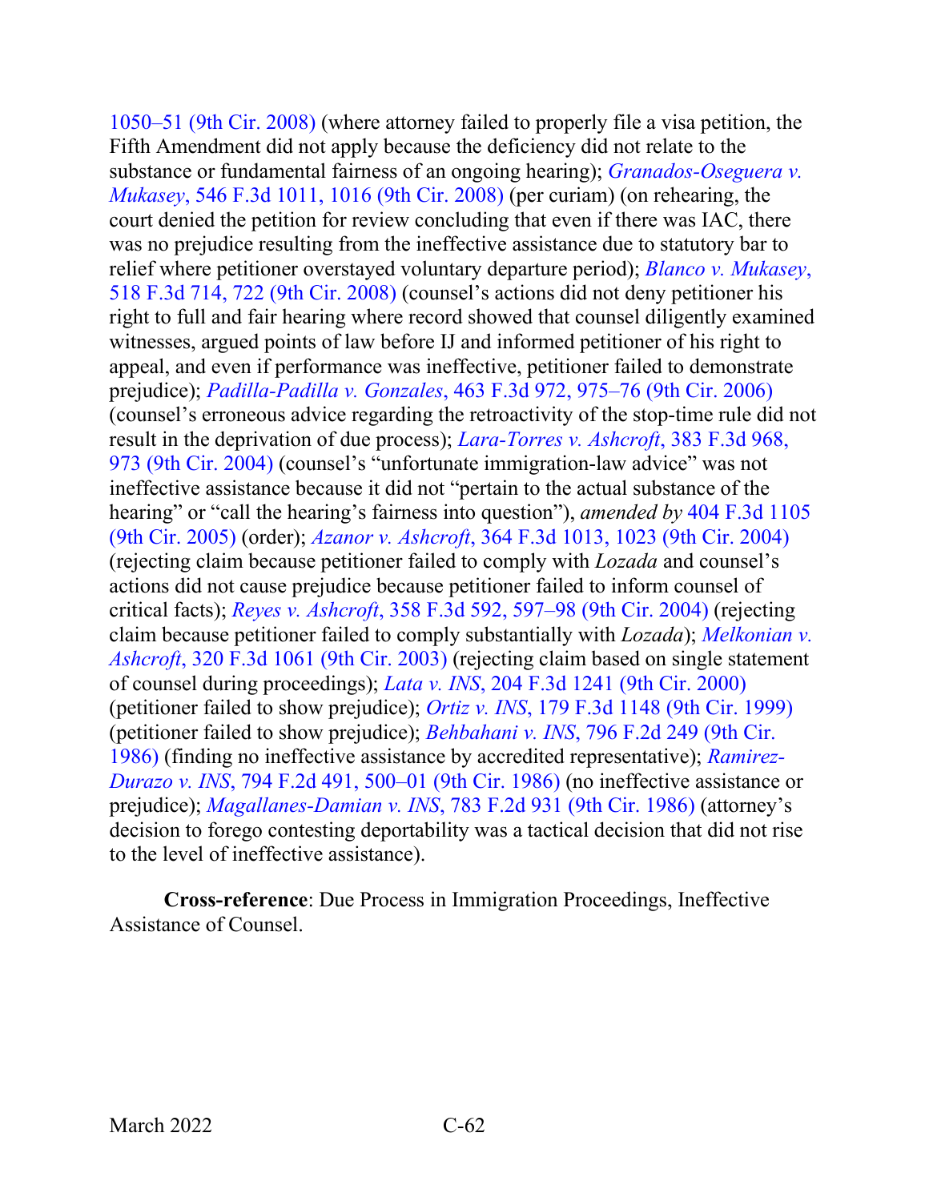1050–51 (9th Cir. 2008) (where attorney failed to properly file a visa petition, the Fifth Amendment did not apply because the deficiency did not relate to the substance or fundamental fairness of an ongoing hearing); *Granados-Oseguera v. Mukasey*, 546 F.3d 1011, 1016 (9th Cir. 2008) (per curiam) (on rehearing, the court denied the petition for review concluding that even if there was IAC, there was no prejudice resulting from the ineffective assistance due to statutory bar to relief where petitioner overstayed voluntary departure period); *Blanco v. Mukasey*, 518 F.3d 714, 722 (9th Cir. 2008) (counsel's actions did not deny petitioner his right to full and fair hearing where record showed that counsel diligently examined witnesses, argued points of law before IJ and informed petitioner of his right to appeal, and even if performance was ineffective, petitioner failed to demonstrate prejudice); *Padilla-Padilla v. Gonzales*, 463 F.3d 972, 975–76 (9th Cir. 2006) (counsel's erroneous advice regarding the retroactivity of the stop-time rule did not result in the deprivation of due process); *Lara-Torres v. Ashcroft*, 383 F.3d 968, 973 (9th Cir. 2004) (counsel's "unfortunate immigration-law advice" was not ineffective assistance because it did not "pertain to the actual substance of the hearing" or "call the hearing's fairness into question"), *amended by* 404 F.3d 1105 (9th Cir. 2005) (order); *Azanor v. Ashcroft*, 364 F.3d 1013, 1023 (9th Cir. 2004) (rejecting claim because petitioner failed to comply with *Lozada* and counsel's actions did not cause prejudice because petitioner failed to inform counsel of critical facts); *Reyes v. Ashcroft*, 358 F.3d 592, 597–98 (9th Cir. 2004) (rejecting claim because petitioner failed to comply substantially with *Lozada*); *Melkonian v. Ashcroft*, 320 F.3d 1061 (9th Cir. 2003) (rejecting claim based on single statement of counsel during proceedings); *Lata v. INS*, 204 F.3d 1241 (9th Cir. 2000) (petitioner failed to show prejudice); *Ortiz v. INS*, 179 F.3d 1148 (9th Cir. 1999) (petitioner failed to show prejudice); *Behbahani v. INS*, 796 F.2d 249 (9th Cir. 1986) (finding no ineffective assistance by accredited representative); *Ramirez-Durazo v. INS*, 794 F.2d 491, 500–01 (9th Cir. 1986) (no ineffective assistance or prejudice); *Magallanes-Damian v. INS*, 783 F.2d 931 (9th Cir. 1986) (attorney's decision to forego contesting deportability was a tactical decision that did not rise to the level of ineffective assistance).

**Cross-reference**: Due Process in Immigration Proceedings, Ineffective Assistance of Counsel.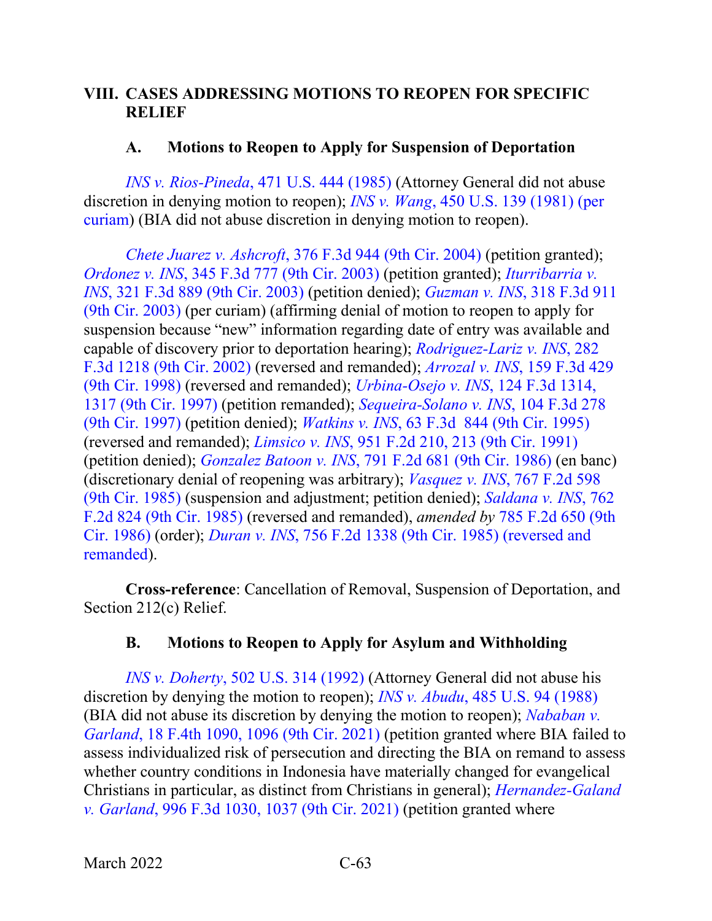# VIII. CASES ADDRESSING MOTIONS TO REOPEN FOR SPECIFIC RELIEF

## A. Motions to Reopen to Apply for Suspension of Deportation

*INS v. Rios-Pineda*, 471 U.S. 444 (1985) (Attorney General did not abuse discretion in denying motion to reopen); *INS v. Wang*, 450 U.S. 139 (1981) (per curiam) (BIA did not abuse discretion in denying motion to reopen).

*Chete Juarez v. Ashcroft*, 376 F.3d 944 (9th Cir. 2004) (petition granted); *Ordonez v. INS*, 345 F.3d 777 (9th Cir. 2003) (petition granted); *Iturribarria v. INS*, 321 F.3d 889 (9th Cir. 2003) (petition denied); *Guzman v. INS*, 318 F.3d 911 (9th Cir. 2003) (per curiam) (affirming denial of motion to reopen to apply for suspension because "new" information regarding date of entry was available and capable of discovery prior to deportation hearing); *Rodriguez-Lariz v. INS*, 282 F.3d 1218 (9th Cir. 2002) (reversed and remanded); *Arrozal v. INS*, 159 F.3d 429 (9th Cir. 1998) (reversed and remanded); *Urbina-Osejo v. INS*, 124 F.3d 1314, 1317 (9th Cir. 1997) (petition remanded); *Sequeira-Solano v. INS*, 104 F.3d 278 (9th Cir. 1997) (petition denied); *Watkins v. INS*, 63 F.3d 844 (9th Cir. 1995) (reversed and remanded); *Limsico v. INS*, 951 F.2d 210, 213 (9th Cir. 1991) (petition denied); *Gonzalez Batoon v. INS*, 791 F.2d 681 (9th Cir. 1986) (en banc) (discretionary denial of reopening was arbitrary); *Vasquez v. INS*, 767 F.2d 598 (9th Cir. 1985) (suspension and adjustment; petition denied); *Saldana v. INS*, 762 F.2d 824 (9th Cir. 1985) (reversed and remanded), *amended by* 785 F.2d 650 (9th Cir. 1986) (order); *Duran v. INS*, 756 F.2d 1338 (9th Cir. 1985) (reversed and remanded).

**Cross-reference**: Cancellation of Removal, Suspension of Deportation, and Section 212(c) Relief.

## B. Motions to Reopen to Apply for Asylum and Withholding

*INS v. Doherty*, 502 U.S. 314 (1992) (Attorney General did not abuse his discretion by denying the motion to reopen); *INS v. Abudu*, 485 U.S. 94 (1988) (BIA did not abuse its discretion by denying the motion to reopen); *Nababan v. Garland*, 18 F.4th 1090, 1096 (9th Cir. 2021) (petition granted where BIA failed to assess individualized risk of persecution and directing the BIA on remand to assess whether country conditions in Indonesia have materially changed for evangelical Christians in particular, as distinct from Christians in general); *Hernandez-Galand v. Garland*, 996 F.3d 1030, 1037 (9th Cir. 2021) (petition granted where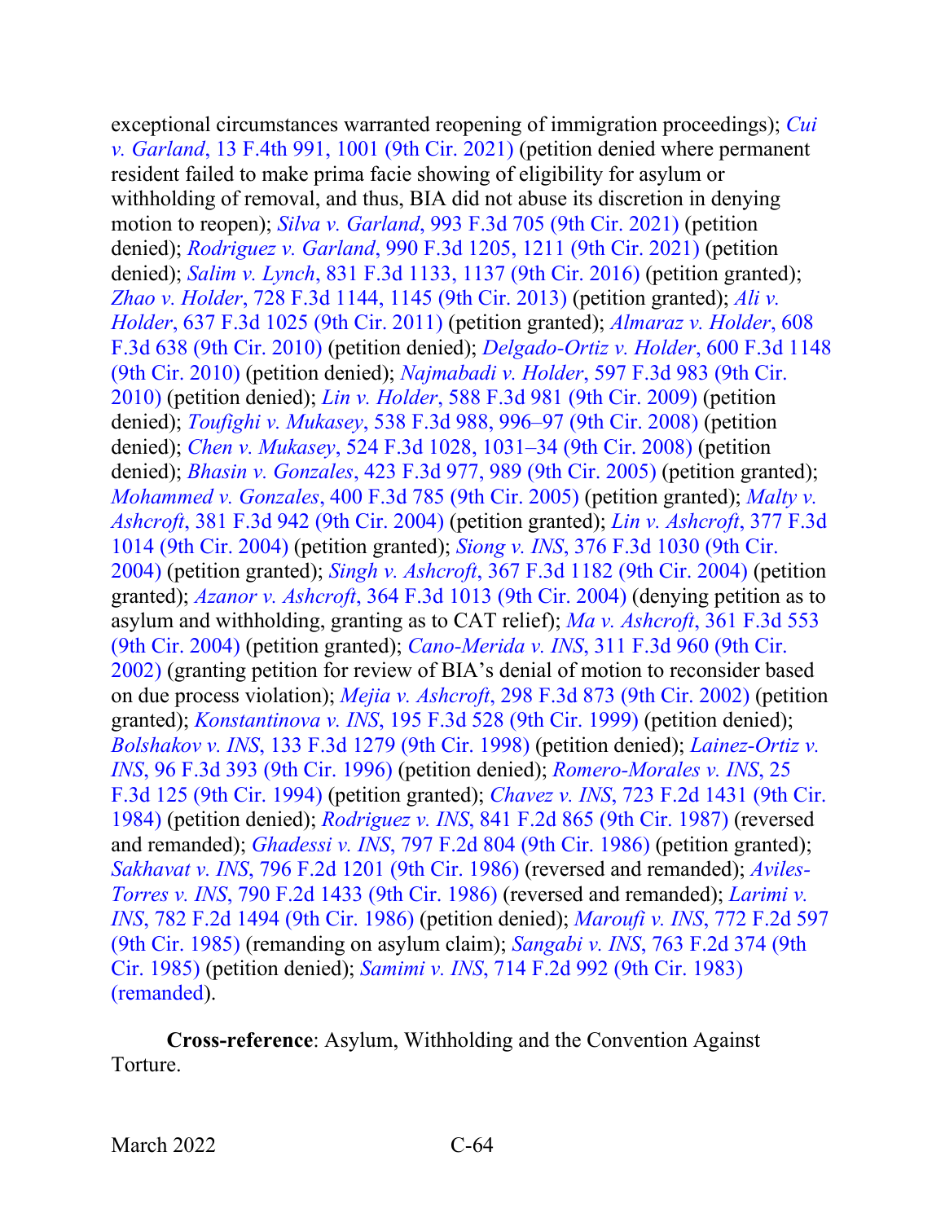exceptional circumstances warranted reopening of immigration proceedings); *Cui v. Garland*, 13 F.4th 991, 1001 (9th Cir. 2021) (petition denied where permanent resident failed to make prima facie showing of eligibility for asylum or withholding of removal, and thus, BIA did not abuse its discretion in denying motion to reopen); *Silva v. Garland*, 993 F.3d 705 (9th Cir. 2021) (petition denied); *Rodriguez v. Garland*, 990 F.3d 1205, 1211 (9th Cir. 2021) (petition denied); *Salim v. Lynch*, 831 F.3d 1133, 1137 (9th Cir. 2016) (petition granted); *Zhao v. Holder*, 728 F.3d 1144, 1145 (9th Cir. 2013) (petition granted); *Ali v. Holder*, 637 F.3d 1025 (9th Cir. 2011) (petition granted); *Almaraz v. Holder*, 608 F.3d 638 (9th Cir. 2010) (petition denied); *Delgado-Ortiz v. Holder*, 600 F.3d 1148 (9th Cir. 2010) (petition denied); *Najmabadi v. Holder*, 597 F.3d 983 (9th Cir. 2010) (petition denied); *Lin v. Holder*, 588 F.3d 981 (9th Cir. 2009) (petition denied); *Toufighi v. Mukasey*, 538 F.3d 988, 996–97 (9th Cir. 2008) (petition denied); *Chen v. Mukasey*, 524 F.3d 1028, 1031–34 (9th Cir. 2008) (petition denied); *Bhasin v. Gonzales*, 423 F.3d 977, 989 (9th Cir. 2005) (petition granted); *Mohammed v. Gonzales*, 400 F.3d 785 (9th Cir. 2005) (petition granted); *Malty v. Ashcroft*, 381 F.3d 942 (9th Cir. 2004) (petition granted); *Lin v. Ashcroft*, 377 F.3d 1014 (9th Cir. 2004) (petition granted); *Siong v. INS*, 376 F.3d 1030 (9th Cir. 2004) (petition granted); *Singh v. Ashcroft*, 367 F.3d 1182 (9th Cir. 2004) (petition granted); *Azanor v. Ashcroft*, 364 F.3d 1013 (9th Cir. 2004) (denying petition as to asylum and withholding, granting as to CAT relief); *Ma v. Ashcroft*, 361 F.3d 553 (9th Cir. 2004) (petition granted); *Cano-Merida v. INS*, 311 F.3d 960 (9th Cir. 2002) (granting petition for review of BIA's denial of motion to reconsider based on due process violation); *Mejia v. Ashcroft*, 298 F.3d 873 (9th Cir. 2002) (petition granted); *Konstantinova v. INS*, 195 F.3d 528 (9th Cir. 1999) (petition denied); *Bolshakov v. INS*, 133 F.3d 1279 (9th Cir. 1998) (petition denied); *Lainez-Ortiz v. INS*, 96 F.3d 393 (9th Cir. 1996) (petition denied); *Romero-Morales v. INS*, 25 F.3d 125 (9th Cir. 1994) (petition granted); *Chavez v. INS*, 723 F.2d 1431 (9th Cir. 1984) (petition denied); *Rodriguez v. INS*, 841 F.2d 865 (9th Cir. 1987) (reversed and remanded); *Ghadessi v. INS*, 797 F.2d 804 (9th Cir. 1986) (petition granted); *Sakhavat v. INS*, 796 F.2d 1201 (9th Cir. 1986) (reversed and remanded); *Aviles-Torres v. INS*, 790 F.2d 1433 (9th Cir. 1986) (reversed and remanded); *Larimi v. INS*, 782 F.2d 1494 (9th Cir. 1986) (petition denied); *Maroufi v. INS*, 772 F.2d 597 (9th Cir. 1985) (remanding on asylum claim); *Sangabi v. INS*, 763 F.2d 374 (9th Cir. 1985) (petition denied); *Samimi v. INS*, 714 F.2d 992 (9th Cir. 1983) (remanded).

**Cross-reference**: Asylum, Withholding and the Convention Against Torture.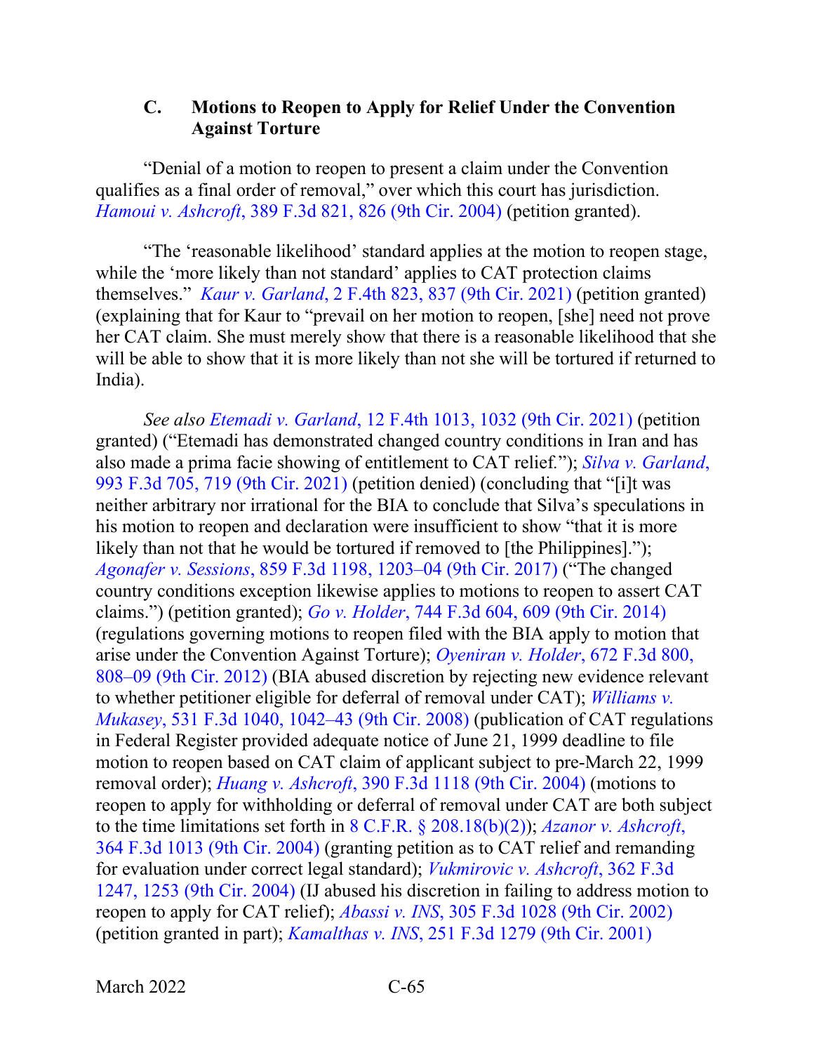### C. Motions to Reopen to Apply for Relief Under the Convention Against Torture

"Denial of a motion to reopen to present a claim under the Convention qualifies as a final order of removal," over which this court has jurisdiction. *Hamoui v. Ashcroft*, 389 F.3d 821, 826 (9th Cir. 2004) (petition granted).

"The 'reasonable likelihood' standard applies at the motion to reopen stage, while the 'more likely than not standard' applies to CAT protection claims themselves." *Kaur v. Garland*, 2 F.4th 823, 837 (9th Cir. 2021) (petition granted) (explaining that for Kaur to "prevail on her motion to reopen, [she] need not prove her CAT claim. She must merely show that there is a reasonable likelihood that she will be able to show that it is more likely than not she will be tortured if returned to India).

*See also Etemadi v. Garland*, 12 F.4th 1013, 1032 (9th Cir. 2021) (petition granted) ("Etemadi has demonstrated changed country conditions in Iran and has also made a prima facie showing of entitlement to CAT relief."); *Silva v. Garland*, 993 F.3d 705, 719 (9th Cir. 2021) (petition denied) (concluding that "[i]t was neither arbitrary nor irrational for the BIA to conclude that Silva's speculations in his motion to reopen and declaration were insufficient to show "that it is more likely than not that he would be tortured if removed to [the Philippines]."); *Agonafer v. Sessions*, 859 F.3d 1198, 1203–04 (9th Cir. 2017) ("The changed country conditions exception likewise applies to motions to reopen to assert CAT claims.") (petition granted); *Go v. Holder*, 744 F.3d 604, 609 (9th Cir. 2014) (regulations governing motions to reopen filed with the BIA apply to motion that arise under the Convention Against Torture); *Oyeniran v. Holder*, 672 F.3d 800, 808–09 (9th Cir. 2012) (BIA abused discretion by rejecting new evidence relevant to whether petitioner eligible for deferral of removal under CAT); *Williams v. Mukasey*, 531 F.3d 1040, 1042–43 (9th Cir. 2008) (publication of CAT regulations in Federal Register provided adequate notice of June 21, 1999 deadline to file motion to reopen based on CAT claim of applicant subject to pre-March 22, 1999 removal order); *Huang v. Ashcroft*, 390 F.3d 1118 (9th Cir. 2004) (motions to reopen to apply for withholding or deferral of removal under CAT are both subject to the time limitations set forth in 8 C.F.R. § 208.18(b)(2)); *Azanor v. Ashcroft*, 364 F.3d 1013 (9th Cir. 2004) (granting petition as to CAT relief and remanding for evaluation under correct legal standard); *Vukmirovic v. Ashcroft*, 362 F.3d 1247, 1253 (9th Cir. 2004) (IJ abused his discretion in failing to address motion to reopen to apply for CAT relief); *Abassi v. INS*, 305 F.3d 1028 (9th Cir. 2002) (petition granted in part); *Kamalthas v. INS*, 251 F.3d 1279 (9th Cir. 2001)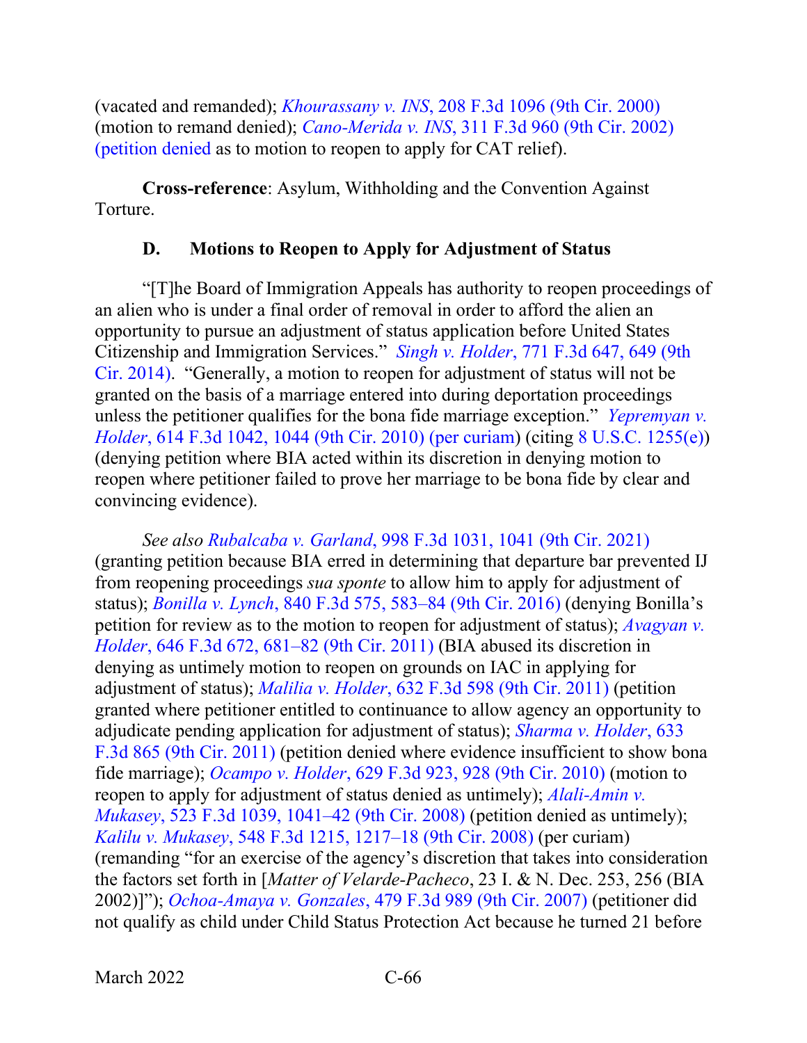(vacated and remanded); *Khourassany v. INS*, 208 F.3d 1096 (9th Cir. 2000) (motion to remand denied); *Cano-Merida v. INS*, 311 F.3d 960 (9th Cir. 2002) (petition denied as to motion to reopen to apply for CAT relief).

**Cross-reference**: Asylum, Withholding and the Convention Against Torture.

### D. Motions to Reopen to Apply for Adjustment of Status

"[T]he Board of Immigration Appeals has authority to reopen proceedings of an alien who is under a final order of removal in order to afford the alien an opportunity to pursue an adjustment of status application before United States Citizenship and Immigration Services." *Singh v. Holder*, 771 F.3d 647, 649 (9th Cir. 2014). "Generally, a motion to reopen for adjustment of status will not be granted on the basis of a marriage entered into during deportation proceedings unless the petitioner qualifies for the bona fide marriage exception." *Yepremyan v. Holder*, 614 F.3d 1042, 1044 (9th Cir. 2010) (per curiam) (citing 8 U.S.C. 1255(e)) (denying petition where BIA acted within its discretion in denying motion to reopen where petitioner failed to prove her marriage to be bona fide by clear and convincing evidence).

*See also Rubalcaba v. Garland*, 998 F.3d 1031, 1041 (9th Cir. 2021) (granting petition because BIA erred in determining that departure bar prevented IJ from reopening proceedings *sua sponte* to allow him to apply for adjustment of status); *Bonilla v. Lynch*, 840 F.3d 575, 583–84 (9th Cir. 2016) (denying Bonilla's petition for review as to the motion to reopen for adjustment of status); *Avagyan v. Holder*, 646 F.3d 672, 681–82 (9th Cir. 2011) (BIA abused its discretion in denying as untimely motion to reopen on grounds on IAC in applying for adjustment of status); *Malilia v. Holder*, 632 F.3d 598 (9th Cir. 2011) (petition granted where petitioner entitled to continuance to allow agency an opportunity to adjudicate pending application for adjustment of status); *Sharma v. Holder*, 633 F.3d 865 (9th Cir. 2011) (petition denied where evidence insufficient to show bona fide marriage); *Ocampo v. Holder*, 629 F.3d 923, 928 (9th Cir. 2010) (motion to reopen to apply for adjustment of status denied as untimely); *Alali-Amin v. Mukasey*, 523 F.3d 1039, 1041–42 (9th Cir. 2008) (petition denied as untimely); *Kalilu v. Mukasey*, 548 F.3d 1215, 1217–18 (9th Cir. 2008) (per curiam) (remanding "for an exercise of the agency's discretion that takes into consideration the factors set forth in [*Matter of Velarde-Pacheco*, 23 I. & N. Dec. 253, 256 (BIA 2002)]"); *Ochoa-Amaya v. Gonzales*, 479 F.3d 989 (9th Cir. 2007) (petitioner did not qualify as child under Child Status Protection Act because he turned 21 before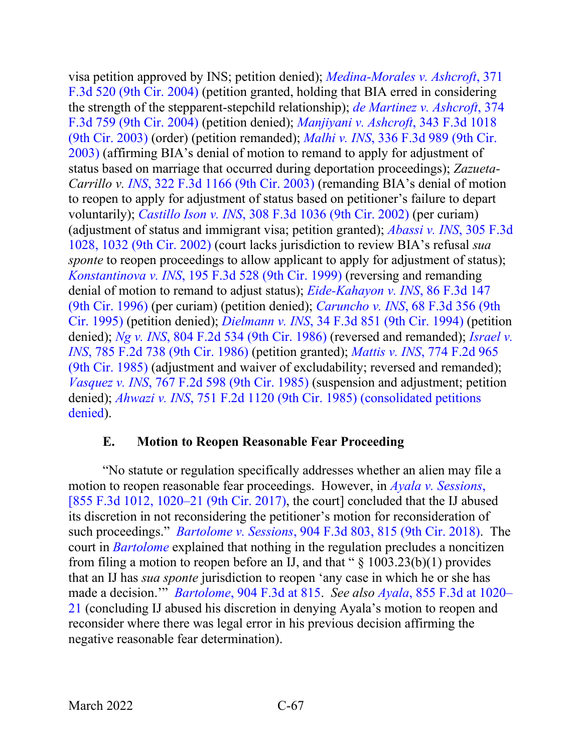visa petition approved by INS; petition denied); *Medina-Morales v. Ashcroft*, 371 F.3d 520 (9th Cir. 2004) (petition granted, holding that BIA erred in considering the strength of the stepparent-stepchild relationship); *de Martinez v. Ashcroft*, 374 F.3d 759 (9th Cir. 2004) (petition denied); *Manjiyani v. Ashcroft*, 343 F.3d 1018 (9th Cir. 2003) (order) (petition remanded); *Malhi v. INS*, 336 F.3d 989 (9th Cir. 2003) (affirming BIA's denial of motion to remand to apply for adjustment of status based on marriage that occurred during deportation proceedings); *Zazueta-Carrillo v. INS*, 322 F.3d 1166 (9th Cir. 2003) (remanding BIA's denial of motion to reopen to apply for adjustment of status based on petitioner's failure to depart voluntarily); *Castillo Ison v. INS*, 308 F.3d 1036 (9th Cir. 2002) (per curiam) (adjustment of status and immigrant visa; petition granted); *Abassi v. INS*, 305 F.3d 1028, 1032 (9th Cir. 2002) (court lacks jurisdiction to review BIA's refusal *sua sponte* to reopen proceedings to allow applicant to apply for adjustment of status); *Konstantinova v. INS*, 195 F.3d 528 (9th Cir. 1999) (reversing and remanding denial of motion to remand to adjust status); *Eide-Kahayon v. INS*, 86 F.3d 147 (9th Cir. 1996) (per curiam) (petition denied); *Caruncho v. INS*, 68 F.3d 356 (9th Cir. 1995) (petition denied); *Dielmann v. INS*, 34 F.3d 851 (9th Cir. 1994) (petition denied); *Ng v. INS*, 804 F.2d 534 (9th Cir. 1986) (reversed and remanded); *Israel v. INS*, 785 F.2d 738 (9th Cir. 1986) (petition granted); *Mattis v. INS*, 774 F.2d 965 (9th Cir. 1985) (adjustment and waiver of excludability; reversed and remanded); *Vasquez v. INS*, 767 F.2d 598 (9th Cir. 1985) (suspension and adjustment; petition denied); *Ahwazi v. INS*, 751 F.2d 1120 (9th Cir. 1985) (consolidated petitions denied).

### E. Motion to Reopen Reasonable Fear Proceeding

"No statute or regulation specifically addresses whether an alien may file a motion to reopen reasonable fear proceedings. However, in *Ayala v. Sessions*, [855 F.3d 1012, 1020–21 (9th Cir. 2017), the court] concluded that the IJ abused its discretion in not reconsidering the petitioner's motion for reconsideration of such proceedings." *Bartolome v. Sessions*, 904 F.3d 803, 815 (9th Cir. 2018). The court in *Bartolome* explained that nothing in the regulation precludes a noncitizen from filing a motion to reopen before an IJ, and that " § 1003.23(b)(1) provides that an IJ has *sua sponte* jurisdiction to reopen 'any case in which he or she has made a decision.'" *Bartolome*, 904 F.3d at 815. *See also Ayala*, 855 F.3d at 1020–21 (concluding IJ abused his discretion in denying Ayala's motion to reopen and reconsider where there was legal error in his previous decision affirming the negative reasonable fear determination).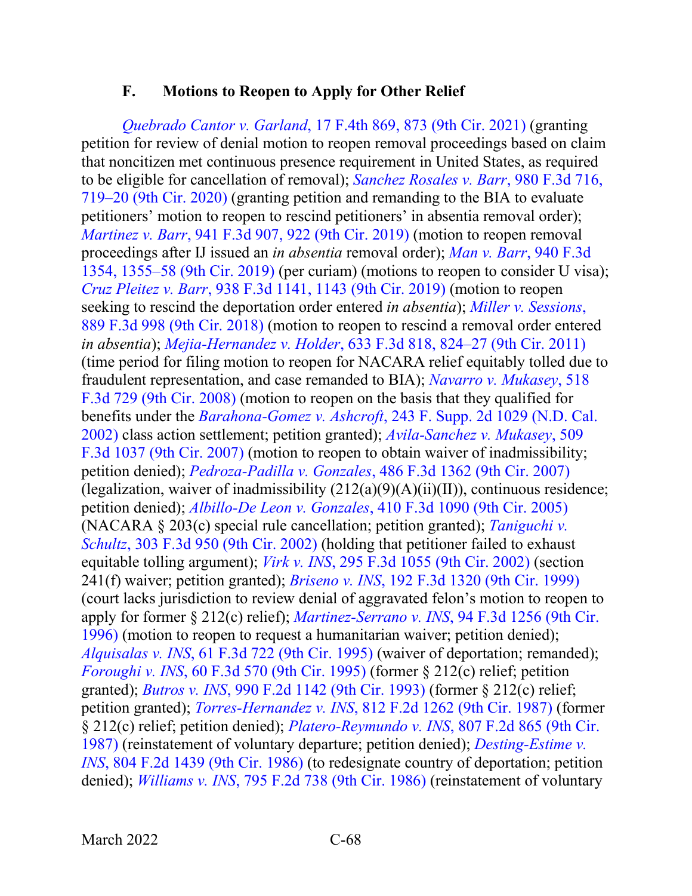### F. Motions to Reopen to Apply for Other Relief

*Quebrado Cantor v. Garland*, 17 F.4th 869, 873 (9th Cir. 2021) (granting petition for review of denial motion to reopen removal proceedings based on claim that noncitizen met continuous presence requirement in United States, as required to be eligible for cancellation of removal); *Sanchez Rosales v. Barr*, 980 F.3d 716, 719–20 (9th Cir. 2020) (granting petition and remanding to the BIA to evaluate petitioners' motion to reopen to rescind petitioners' in absentia removal order); *Martinez v. Barr*, 941 F.3d 907, 922 (9th Cir. 2019) (motion to reopen removal proceedings after IJ issued an *in absentia* removal order); *Man v. Barr*, 940 F.3d 1354, 1355–58 (9th Cir. 2019) (per curiam) (motions to reopen to consider U visa); *Cruz Pleitez v. Barr*, 938 F.3d 1141, 1143 (9th Cir. 2019) (motion to reopen seeking to rescind the deportation order entered *in absentia*); *Miller v. Sessions*, 889 F.3d 998 (9th Cir. 2018) (motion to reopen to rescind a removal order entered *in absentia*); *Mejia-Hernandez v. Holder*, 633 F.3d 818, 824–27 (9th Cir. 2011) (time period for filing motion to reopen for NACARA relief equitably tolled due to fraudulent representation, and case remanded to BIA); *Navarro v. Mukasey*, 518 F.3d 729 (9th Cir. 2008) (motion to reopen on the basis that they qualified for benefits under the *Barahona-Gomez v. Ashcroft*, 243 F. Supp. 2d 1029 (N.D. Cal. 2002) class action settlement; petition granted); *Avila-Sanchez v. Mukasey*, 509 F.3d 1037 (9th Cir. 2007) (motion to reopen to obtain waiver of inadmissibility; petition denied); *Pedroza-Padilla v. Gonzales*, 486 F.3d 1362 (9th Cir. 2007) (legalization, waiver of inadmissibility (212(a)(9)(A)(ii)(II)), continuous residence; petition denied); *Albillo-De Leon v. Gonzales*, 410 F.3d 1090 (9th Cir. 2005) (NACARA § 203(c) special rule cancellation; petition granted); *Taniguchi v. Schultz*, 303 F.3d 950 (9th Cir. 2002) (holding that petitioner failed to exhaust equitable tolling argument); *Virk v. INS*, 295 F.3d 1055 (9th Cir. 2002) (section 241(f) waiver; petition granted); *Briseno v. INS*, 192 F.3d 1320 (9th Cir. 1999) (court lacks jurisdiction to review denial of aggravated felon's motion to reopen to apply for former § 212(c) relief); *Martinez-Serrano v. INS*, 94 F.3d 1256 (9th Cir. 1996) (motion to reopen to request a humanitarian waiver; petition denied); *Alquisalas v. INS*, 61 F.3d 722 (9th Cir. 1995) (waiver of deportation; remanded); *Foroughi v. INS*, 60 F.3d 570 (9th Cir. 1995) (former § 212(c) relief; petition granted); *Butros v. INS*, 990 F.2d 1142 (9th Cir. 1993) (former § 212(c) relief; petition granted); *Torres-Hernandez v. INS*, 812 F.2d 1262 (9th Cir. 1987) (former § 212(c) relief; petition denied); *Platero-Reymundo v. INS*, 807 F.2d 865 (9th Cir. 1987) (reinstatement of voluntary departure; petition denied); *Desting-Estime v. INS*, 804 F.2d 1439 (9th Cir. 1986) (to redesignate country of deportation; petition denied); *Williams v. INS*, 795 F.2d 738 (9th Cir. 1986) (reinstatement of voluntary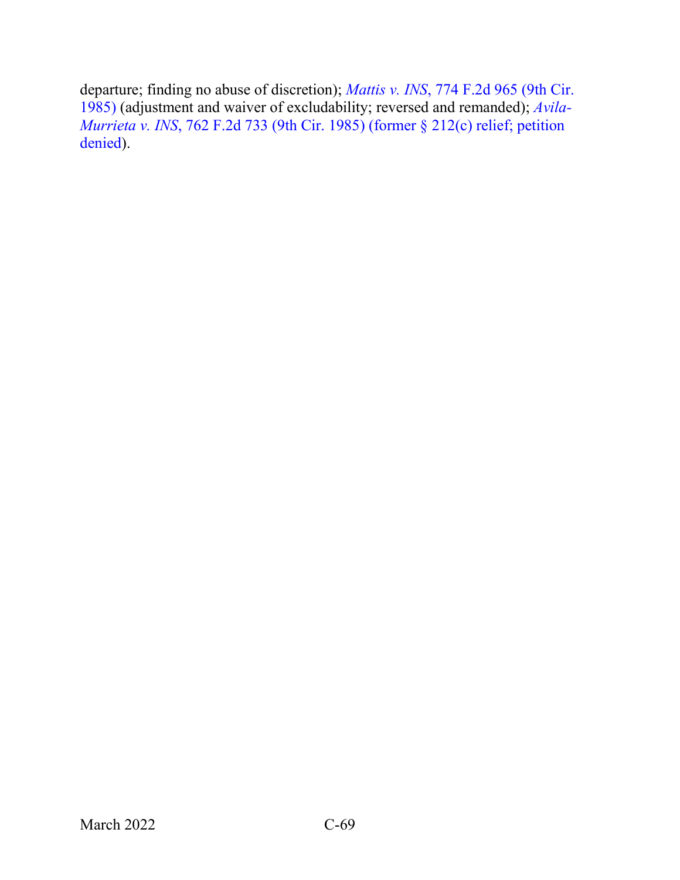departure; finding no abuse of discretion); *Mattis v. INS*, 774 F.2d 965 (9th Cir. 1985) (adjustment and waiver of excludability; reversed and remanded); *Avila-Murrieta v. INS*, 762 F.2d 733 (9th Cir. 1985) (former § 212(c) relief; petition denied).